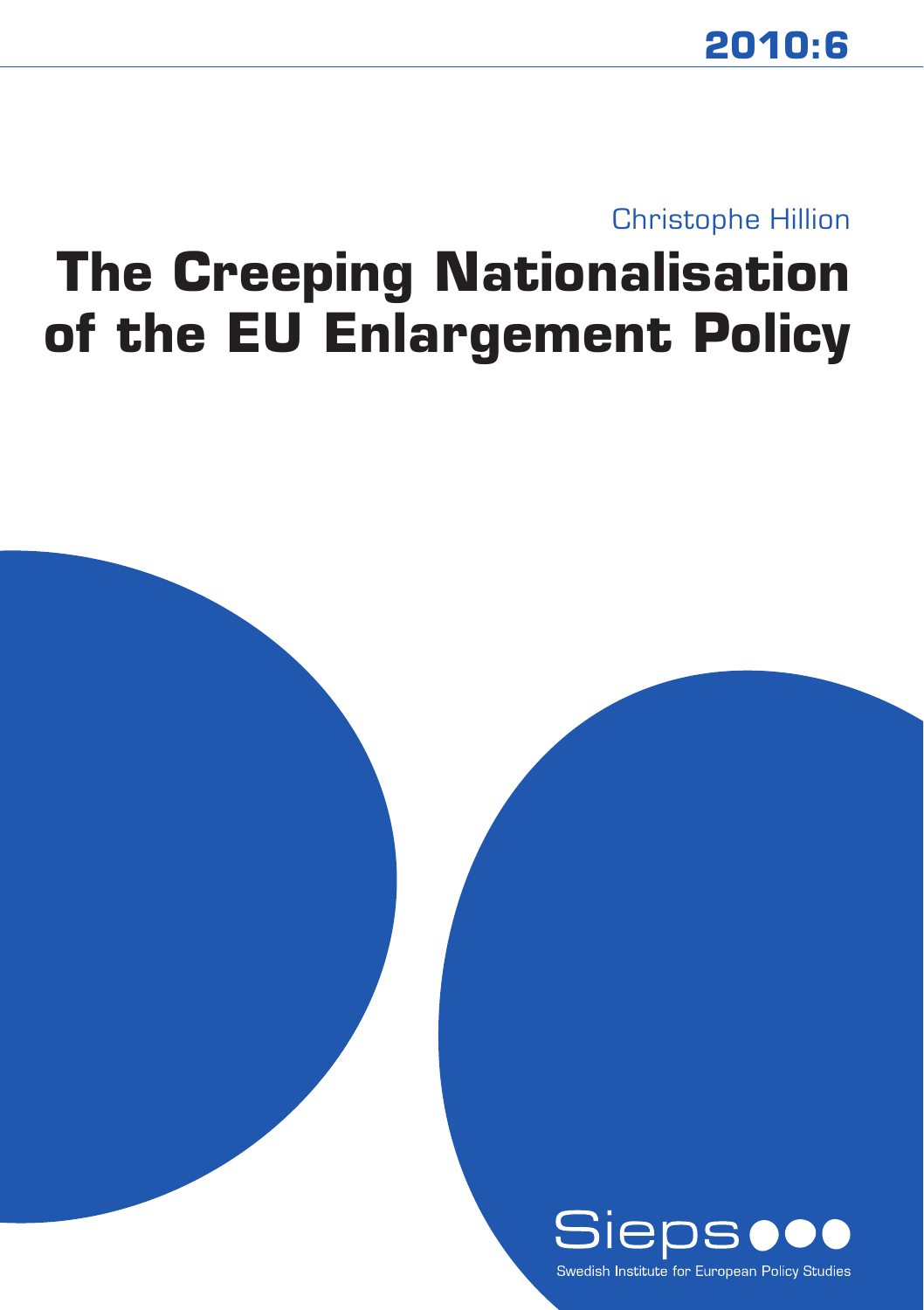2010:6

Christophe Hillion

# The Creeping Nationalisation of the EU Enlargement Policy

Sieps

Swedish Institute for European Policy Studies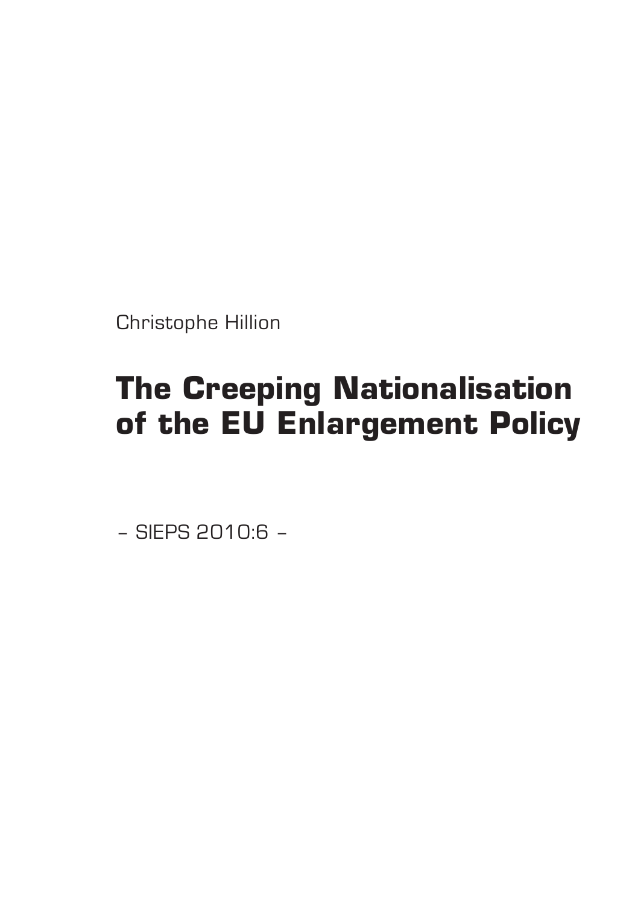Christophe Hillion

# The Creeping Nationalisation of the EU Enlargement Policy

– SIEPS 2010:6 –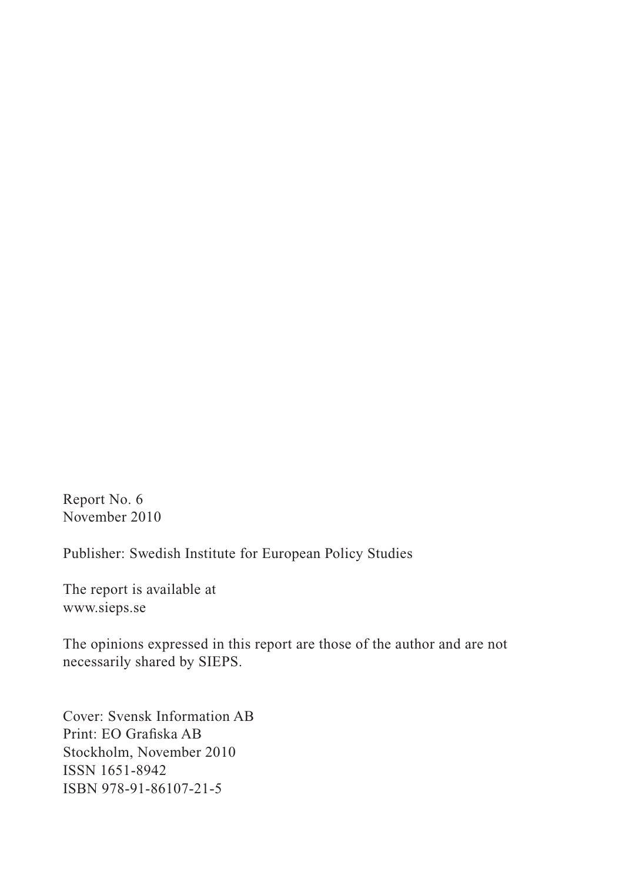Report No. 6
November 2010

Publisher: Swedish Institute for European Policy Studies

The report is available at
www.sieps.se

The opinions expressed in this report are those of the author and are not necessarily shared by SIEPS.

Cover: Svensk Information AB
Print: EO Grafiska AB
Stockholm, November 2010
ISSN 1651-8942
ISBN 978-91-86107-21-5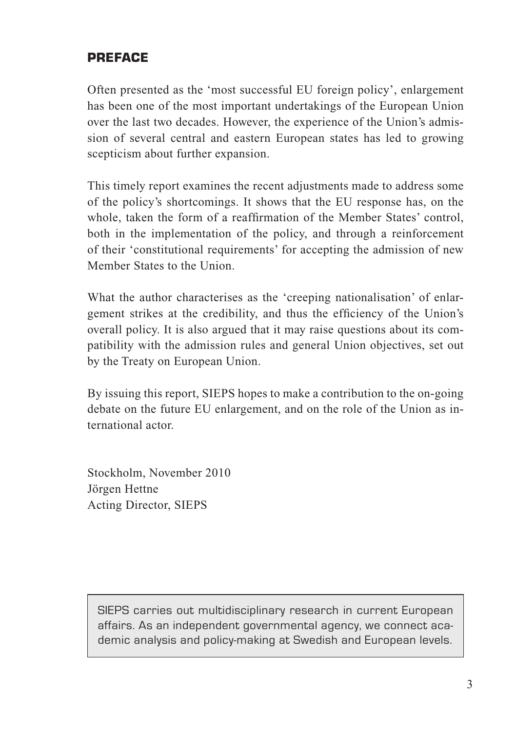## PREFACE

Often presented as the 'most successful EU foreign policy', enlargement has been one of the most important undertakings of the European Union over the last two decades. However, the experience of the Union's admission of several central and eastern European states has led to growing scepticism about further expansion.

This timely report examines the recent adjustments made to address some of the policy's shortcomings. It shows that the EU response has, on the whole, taken the form of a reaffirmation of the Member States' control, both in the implementation of the policy, and through a reinforcement of their 'constitutional requirements' for accepting the admission of new Member States to the Union.

What the author characterises as the 'creeping nationalisation' of enlargement strikes at the credibility, and thus the efficiency of the Union's overall policy. It is also argued that it may raise questions about its compatibility with the admission rules and general Union objectives, set out by the Treaty on European Union.

By issuing this report, SIEPS hopes to make a contribution to the on-going debate on the future EU enlargement, and on the role of the Union as international actor.

Stockholm, November 2010
Jörgen Hettne
Acting Director, SIEPS

SIEPS carries out multidisciplinary research in current European affairs. As an independent governmental agency, we connect academic analysis and policy-making at Swedish and European levels.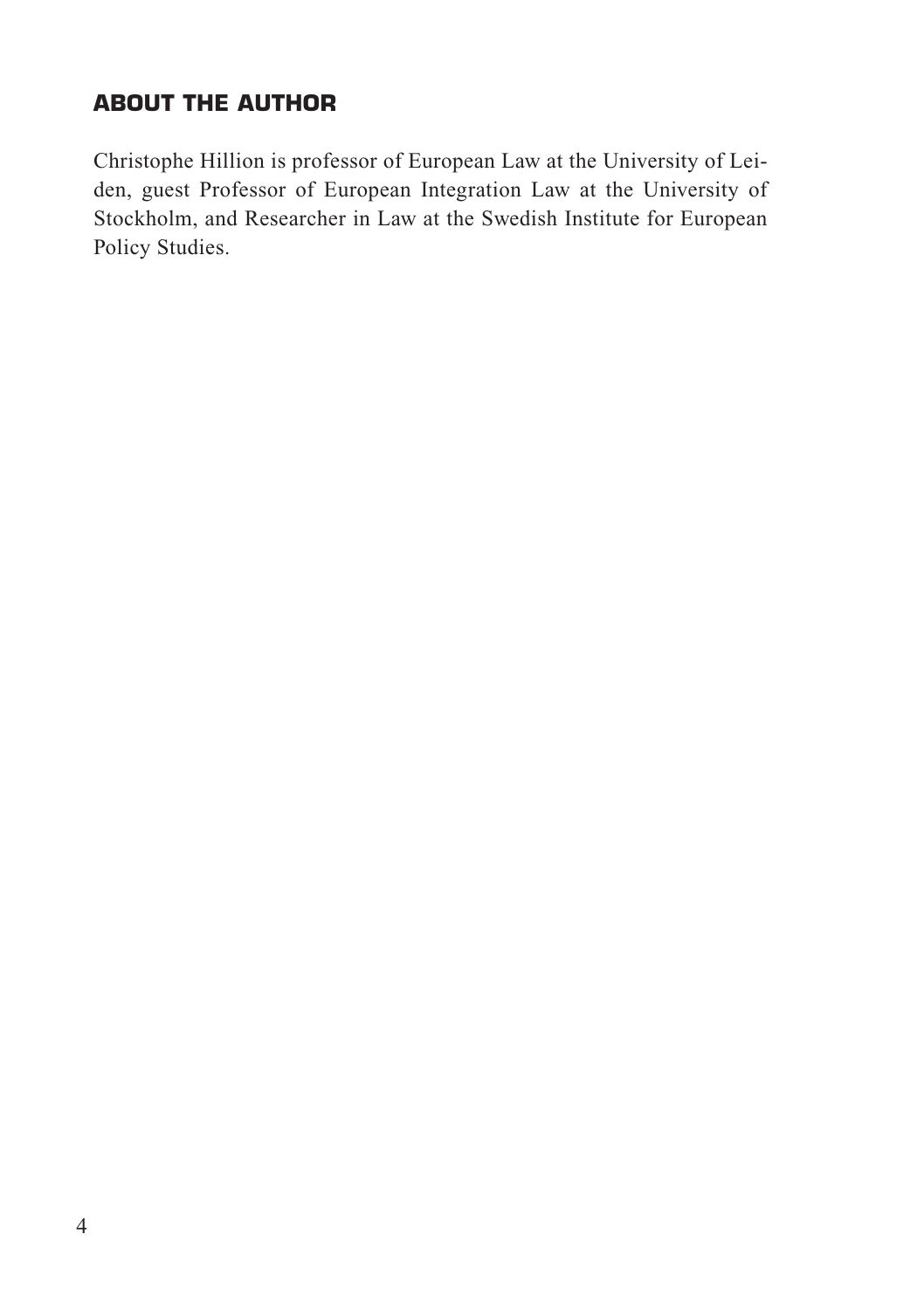## ABOUT THE AUTHOR

Christophe Hillion is professor of European Law at the University of Leiden, guest Professor of European Integration Law at the University of Stockholm, and Researcher in Law at the Swedish Institute for European Policy Studies.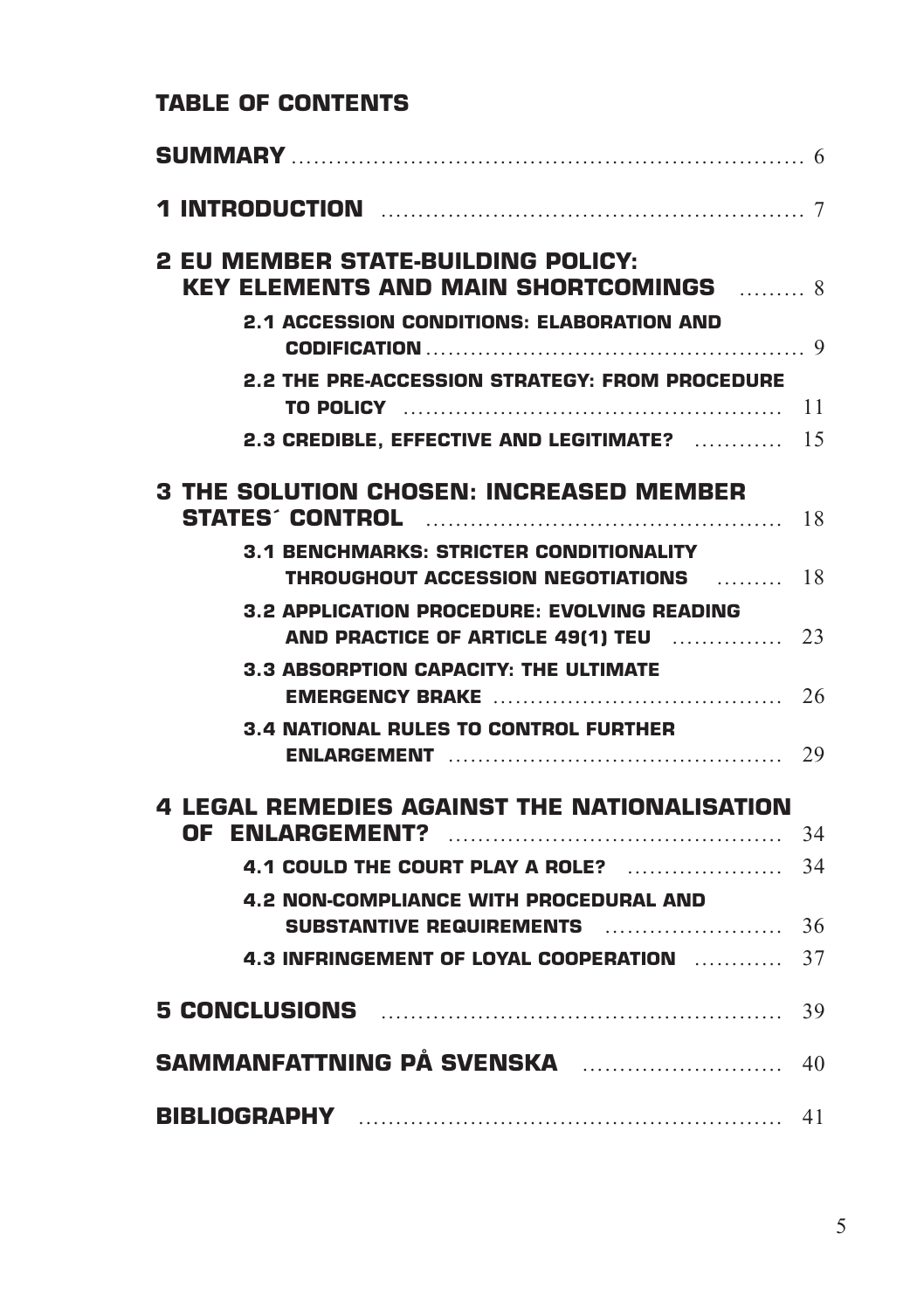**TABLE OF CONTENTS**

**SUMMARY** ............................................................ 6

**1 INTRODUCTION** ............................................................ 7

**2 EU MEMBER STATE-BUILDING POLICY: KEY ELEMENTS AND MAIN SHORTCOMINGS** ......... 8

- **2.1 ACCESSION CONDITIONS: ELABORATION AND CODIFICATION** ............................ 9
- **2.2 THE PRE-ACCESSION STRATEGY: FROM PROCEDURE TO POLICY** ............................ 11
- **2.3 CREDIBLE, EFFECTIVE AND LEGITIMATE?** ............ 15

**3 THE SOLUTION CHOSEN: INCREASED MEMBER STATES´ CONTROL** ............................ 18

- **3.1 BENCHMARKS: STRICTER CONDITIONALITY THROUGHOUT ACCESSION NEGOTIATIONS** ......... 18
- **3.2 APPLICATION PROCEDURE: EVOLVING READING AND PRACTICE OF ARTICLE 49(1) TEU** .............. 23
- **3.3 ABSORPTION CAPACITY: THE ULTIMATE EMERGENCY BRAKE** ............................ 26
- **3.4 NATIONAL RULES TO CONTROL FURTHER ENLARGEMENT** ............................ 29

**4 LEGAL REMEDIES AGAINST THE NATIONALISATION OF ENLARGEMENT?** ............................ 34

- **4.1 COULD THE COURT PLAY A ROLE?** .................... 34
- **4.2 NON-COMPLIANCE WITH PROCEDURAL AND SUBSTANTIVE REQUIREMENTS** ....................... 36
- **4.3 INFRINGEMENT OF LOYAL COOPERATION** ........... 37

**5 CONCLUSIONS** ............................................................ 39

**SAMMANFATTNING PÅ SVENSKA** .......................... 40

**BIBLIOGRAPHY** ............................................................ 41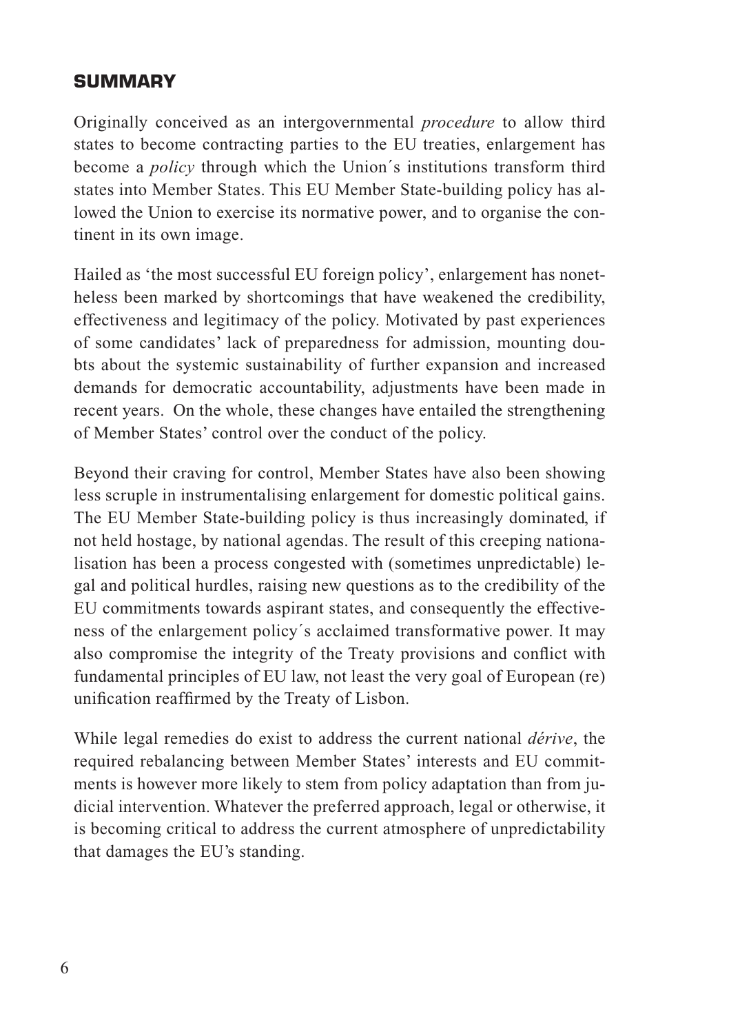## SUMMARY

Originally conceived as an intergovernmental *procedure* to allow third states to become contracting parties to the EU treaties, enlargement has become a *policy* through which the Union´s institutions transform third states into Member States. This EU Member State-building policy has allowed the Union to exercise its normative power, and to organise the continent in its own image.

Hailed as 'the most successful EU foreign policy', enlargement has nonetheless been marked by shortcomings that have weakened the credibility, effectiveness and legitimacy of the policy. Motivated by past experiences of some candidates' lack of preparedness for admission, mounting doubts about the systemic sustainability of further expansion and increased demands for democratic accountability, adjustments have been made in recent years. On the whole, these changes have entailed the strengthening of Member States' control over the conduct of the policy.

Beyond their craving for control, Member States have also been showing less scruple in instrumentalising enlargement for domestic political gains. The EU Member State-building policy is thus increasingly dominated, if not held hostage, by national agendas. The result of this creeping nationalisation has been a process congested with (sometimes unpredictable) legal and political hurdles, raising new questions as to the credibility of the EU commitments towards aspirant states, and consequently the effectiveness of the enlargement policy´s acclaimed transformative power. It may also compromise the integrity of the Treaty provisions and conflict with fundamental principles of EU law, not least the very goal of European (re) unification reaffirmed by the Treaty of Lisbon.

While legal remedies do exist to address the current national *dérive*, the required rebalancing between Member States' interests and EU commitments is however more likely to stem from policy adaptation than from judicial intervention. Whatever the preferred approach, legal or otherwise, it is becoming critical to address the current atmosphere of unpredictability that damages the EU's standing.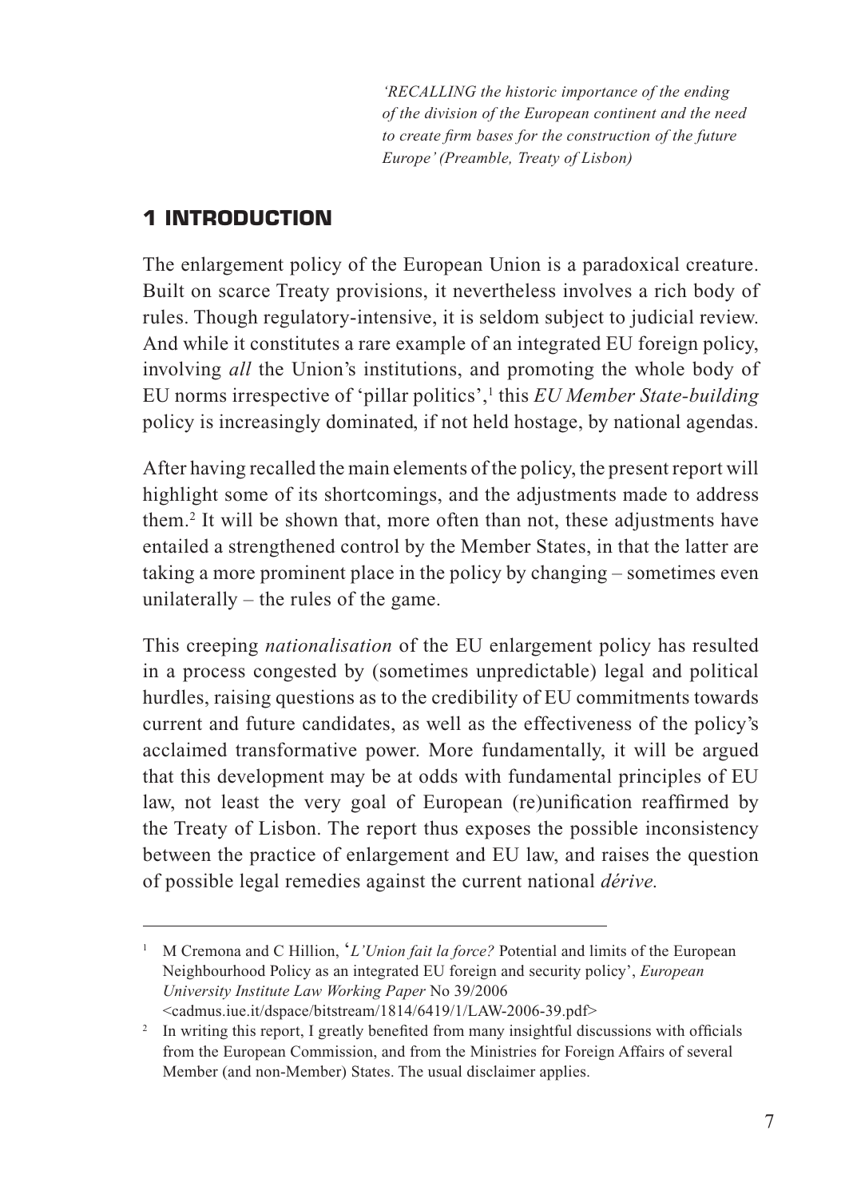*'RECALLING the historic importance of the ending of the division of the European continent and the need to create firm bases for the construction of the future Europe' (Preamble, Treaty of Lisbon)*

## 1 INTRODUCTION

The enlargement policy of the European Union is a paradoxical creature. Built on scarce Treaty provisions, it nevertheless involves a rich body of rules. Though regulatory-intensive, it is seldom subject to judicial review. And while it constitutes a rare example of an integrated EU foreign policy, involving *all* the Union's institutions, and promoting the whole body of EU norms irrespective of 'pillar politics',[1] this *EU Member State-building* policy is increasingly dominated, if not held hostage, by national agendas.

After having recalled the main elements of the policy, the present report will highlight some of its shortcomings, and the adjustments made to address them.[2] It will be shown that, more often than not, these adjustments have entailed a strengthened control by the Member States, in that the latter are taking a more prominent place in the policy by changing – sometimes even unilaterally – the rules of the game.

This creeping *nationalisation* of the EU enlargement policy has resulted in a process congested by (sometimes unpredictable) legal and political hurdles, raising questions as to the credibility of EU commitments towards current and future candidates, as well as the effectiveness of the policy's acclaimed transformative power. More fundamentally, it will be argued that this development may be at odds with fundamental principles of EU law, not least the very goal of European (re)unification reaffirmed by the Treaty of Lisbon. The report thus exposes the possible inconsistency between the practice of enlargement and EU law, and raises the question of possible legal remedies against the current national *dérive.*

---

[1] M Cremona and C Hillion, '*L'Union fait la force?* Potential and limits of the European Neighbourhood Policy as an integrated EU foreign and security policy', *European University Institute Law Working Paper* No 39/2006 <cadmus.iue.it/dspace/bitstream/1814/6419/1/LAW-2006-39.pdf>

[2] In writing this report, I greatly benefited from many insightful discussions with officials from the European Commission, and from the Ministries for Foreign Affairs of several Member (and non-Member) States. The usual disclaimer applies.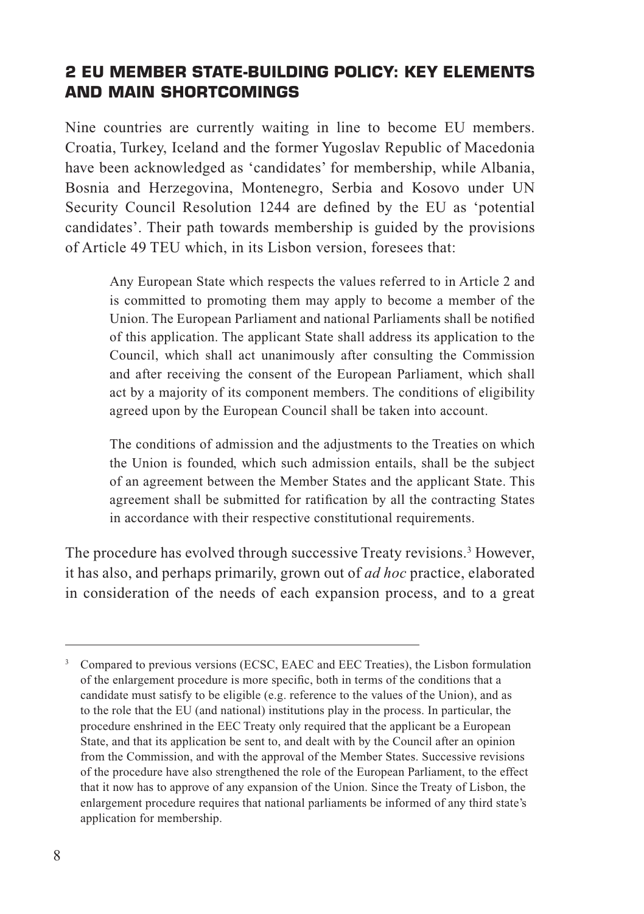## 2 EU MEMBER STATE-BUILDING POLICY: KEY ELEMENTS AND MAIN SHORTCOMINGS

Nine countries are currently waiting in line to become EU members. Croatia, Turkey, Iceland and the former Yugoslav Republic of Macedonia have been acknowledged as 'candidates' for membership, while Albania, Bosnia and Herzegovina, Montenegro, Serbia and Kosovo under UN Security Council Resolution 1244 are defined by the EU as 'potential candidates'. Their path towards membership is guided by the provisions of Article 49 TEU which, in its Lisbon version, foresees that:

> Any European State which respects the values referred to in Article 2 and is committed to promoting them may apply to become a member of the Union. The European Parliament and national Parliaments shall be notified of this application. The applicant State shall address its application to the Council, which shall act unanimously after consulting the Commission and after receiving the consent of the European Parliament, which shall act by a majority of its component members. The conditions of eligibility agreed upon by the European Council shall be taken into account.
>
> The conditions of admission and the adjustments to the Treaties on which the Union is founded, which such admission entails, shall be the subject of an agreement between the Member States and the applicant State. This agreement shall be submitted for ratification by all the contracting States in accordance with their respective constitutional requirements.

The procedure has evolved through successive Treaty revisions.[3] However, it has also, and perhaps primarily, grown out of *ad hoc* practice, elaborated in consideration of the needs of each expansion process, and to a great

---

[3] Compared to previous versions (ECSC, EAEC and EEC Treaties), the Lisbon formulation of the enlargement procedure is more specific, both in terms of the conditions that a candidate must satisfy to be eligible (e.g. reference to the values of the Union), and as to the role that the EU (and national) institutions play in the process. In particular, the procedure enshrined in the EEC Treaty only required that the applicant be a European State, and that its application be sent to, and dealt with by the Council after an opinion from the Commission, and with the approval of the Member States. Successive revisions of the procedure have also strengthened the role of the European Parliament, to the effect that it now has to approve of any expansion of the Union. Since the Treaty of Lisbon, the enlargement procedure requires that national parliaments be informed of any third state's application for membership.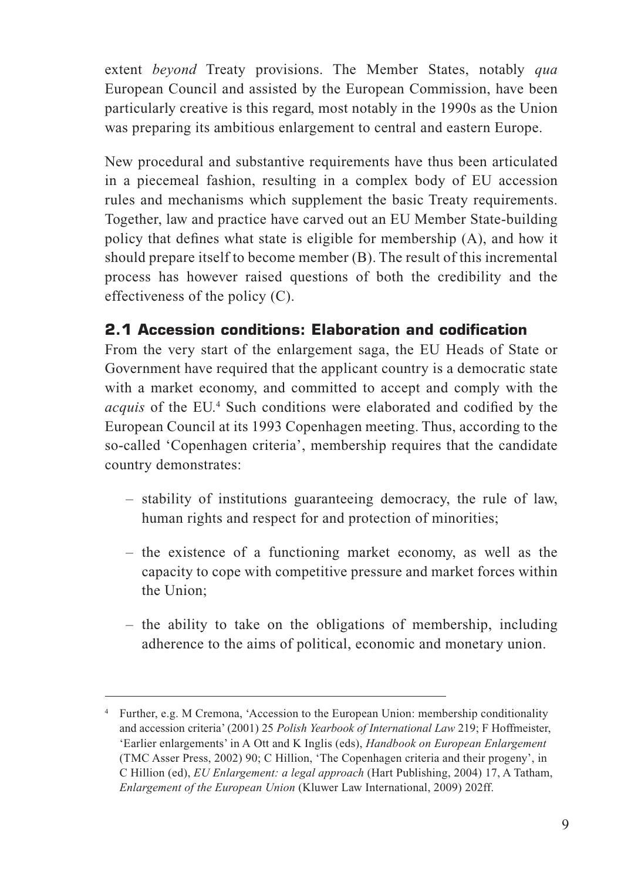extent *beyond* Treaty provisions. The Member States, notably *qua* European Council and assisted by the European Commission, have been particularly creative is this regard, most notably in the 1990s as the Union was preparing its ambitious enlargement to central and eastern Europe.

New procedural and substantive requirements have thus been articulated in a piecemeal fashion, resulting in a complex body of EU accession rules and mechanisms which supplement the basic Treaty requirements. Together, law and practice have carved out an EU Member State-building policy that defines what state is eligible for membership (A), and how it should prepare itself to become member (B). The result of this incremental process has however raised questions of both the credibility and the effectiveness of the policy (C).

## 2.1 Accession conditions: Elaboration and codification

From the very start of the enlargement saga, the EU Heads of State or Government have required that the applicant country is a democratic state with a market economy, and committed to accept and comply with the *acquis* of the EU.[4] Such conditions were elaborated and codified by the European Council at its 1993 Copenhagen meeting. Thus, according to the so-called 'Copenhagen criteria', membership requires that the candidate country demonstrates:

– stability of institutions guaranteeing democracy, the rule of law, human rights and respect for and protection of minorities;

– the existence of a functioning market economy, as well as the capacity to cope with competitive pressure and market forces within the Union;

– the ability to take on the obligations of membership, including adherence to the aims of political, economic and monetary union.

---

[4] Further, e.g. M Cremona, 'Accession to the European Union: membership conditionality and accession criteria' (2001) 25 *Polish Yearbook of International Law* 219; F Hoffmeister, 'Earlier enlargements' in A Ott and K Inglis (eds), *Handbook on European Enlargement* (TMC Asser Press, 2002) 90; C Hillion, 'The Copenhagen criteria and their progeny', in C Hillion (ed), *EU Enlargement: a legal approach* (Hart Publishing, 2004) 17, A Tatham, *Enlargement of the European Union* (Kluwer Law International, 2009) 202ff.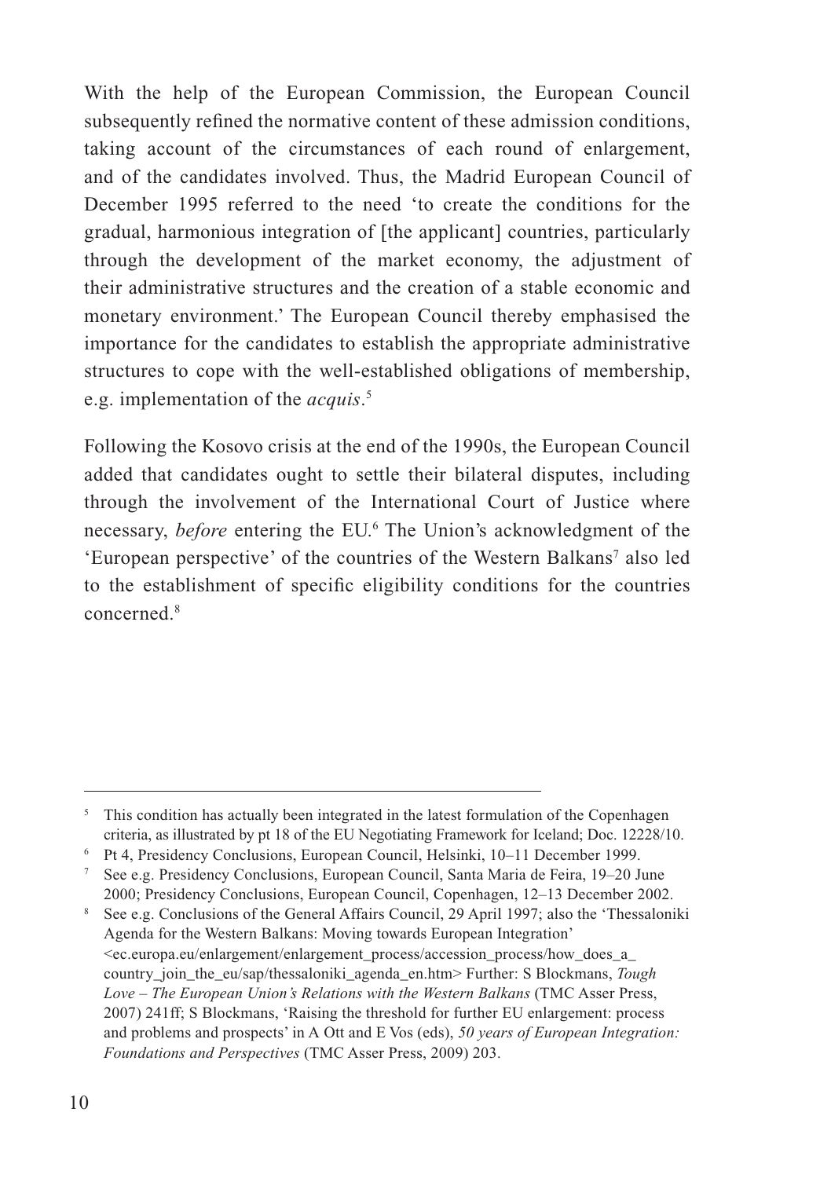With the help of the European Commission, the European Council subsequently refined the normative content of these admission conditions, taking account of the circumstances of each round of enlargement, and of the candidates involved. Thus, the Madrid European Council of December 1995 referred to the need 'to create the conditions for the gradual, harmonious integration of [the applicant] countries, particularly through the development of the market economy, the adjustment of their administrative structures and the creation of a stable economic and monetary environment.' The European Council thereby emphasised the importance for the candidates to establish the appropriate administrative structures to cope with the well-established obligations of membership, e.g. implementation of the *acquis*.[5]

Following the Kosovo crisis at the end of the 1990s, the European Council added that candidates ought to settle their bilateral disputes, including through the involvement of the International Court of Justice where necessary, *before* entering the EU.[6] The Union's acknowledgment of the 'European perspective' of the countries of the Western Balkans[7] also led to the establishment of specific eligibility conditions for the countries concerned.[8]

---

[5] This condition has actually been integrated in the latest formulation of the Copenhagen criteria, as illustrated by pt 18 of the EU Negotiating Framework for Iceland; Doc. 12228/10.

[6] Pt 4, Presidency Conclusions, European Council, Helsinki, 10–11 December 1999.

[7] See e.g. Presidency Conclusions, European Council, Santa Maria de Feira, 19–20 June 2000; Presidency Conclusions, European Council, Copenhagen, 12–13 December 2002.

[8] See e.g. Conclusions of the General Affairs Council, 29 April 1997; also the 'Thessaloniki Agenda for the Western Balkans: Moving towards European Integration' <ec.europa.eu/enlargement/enlargement_process/accession_process/how_does_a_country_join_the_eu/sap/thessaloniki_agenda_en.htm> Further: S Blockmans, *Tough Love – The European Union's Relations with the Western Balkans* (TMC Asser Press, 2007) 241ff; S Blockmans, 'Raising the threshold for further EU enlargement: process and problems and prospects' in A Ott and E Vos (eds), *50 years of European Integration: Foundations and Perspectives* (TMC Asser Press, 2009) 203.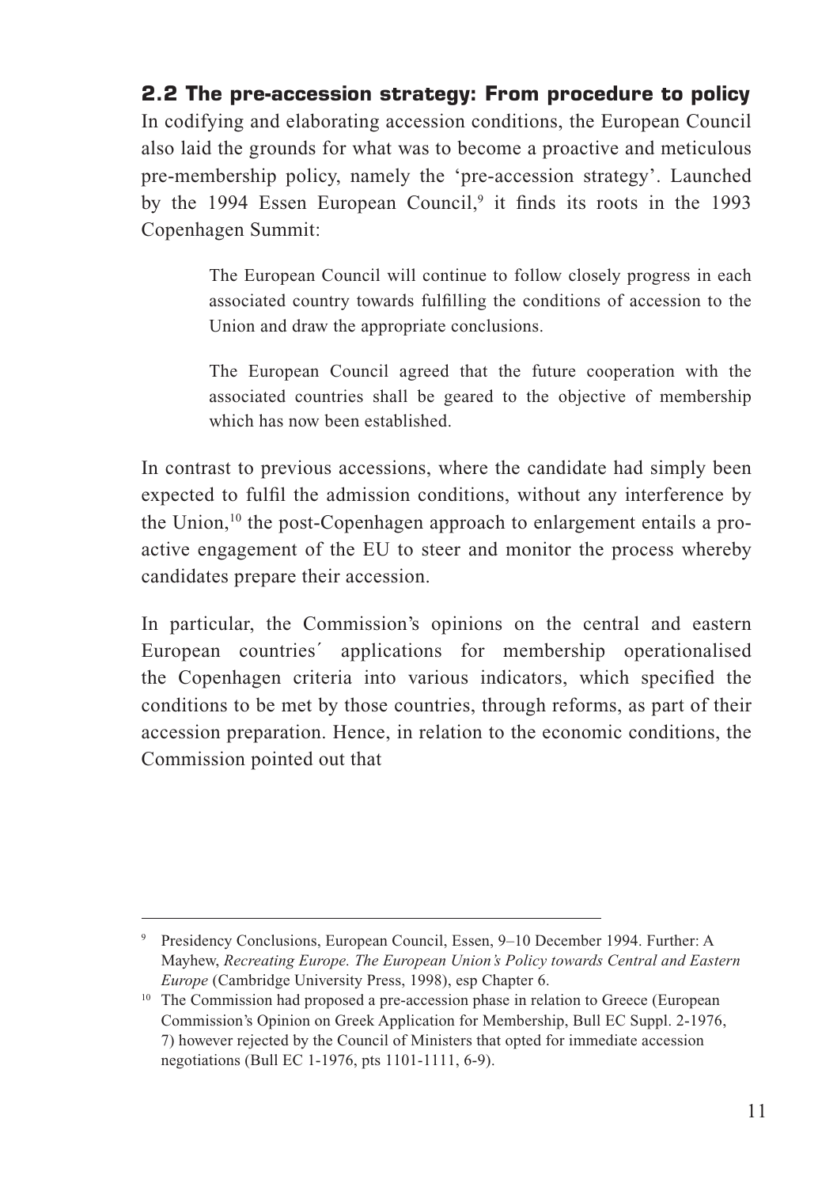## 2.2 The pre-accession strategy: From procedure to policy

In codifying and elaborating accession conditions, the European Council also laid the grounds for what was to become a proactive and meticulous pre-membership policy, namely the 'pre-accession strategy'. Launched by the 1994 Essen European Council,[9] it finds its roots in the 1993 Copenhagen Summit:

> The European Council will continue to follow closely progress in each associated country towards fulfilling the conditions of accession to the Union and draw the appropriate conclusions.
>
> The European Council agreed that the future cooperation with the associated countries shall be geared to the objective of membership which has now been established.

In contrast to previous accessions, where the candidate had simply been expected to fulfil the admission conditions, without any interference by the Union,[10] the post-Copenhagen approach to enlargement entails a pro-active engagement of the EU to steer and monitor the process whereby candidates prepare their accession.

In particular, the Commission's opinions on the central and eastern European countries´ applications for membership operationalised the Copenhagen criteria into various indicators, which specified the conditions to be met by those countries, through reforms, as part of their accession preparation. Hence, in relation to the economic conditions, the Commission pointed out that

---

[9] Presidency Conclusions, European Council, Essen, 9–10 December 1994. Further: A Mayhew, *Recreating Europe. The European Union's Policy towards Central and Eastern Europe* (Cambridge University Press, 1998), esp Chapter 6.

[10] The Commission had proposed a pre-accession phase in relation to Greece (European Commission's Opinion on Greek Application for Membership, Bull EC Suppl. 2-1976, 7) however rejected by the Council of Ministers that opted for immediate accession negotiations (Bull EC 1-1976, pts 1101-1111, 6-9).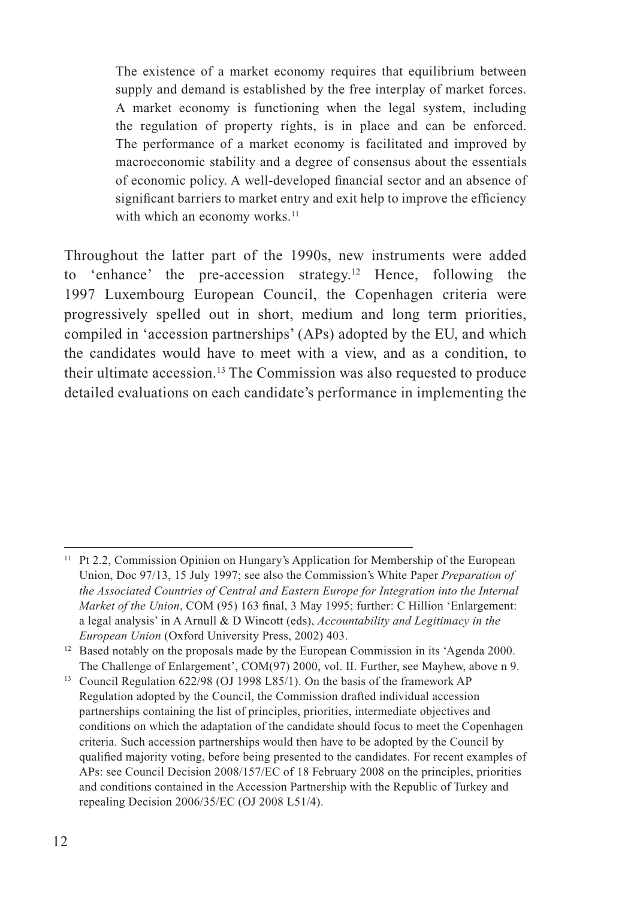> The existence of a market economy requires that equilibrium between supply and demand is established by the free interplay of market forces. A market economy is functioning when the legal system, including the regulation of property rights, is in place and can be enforced. The performance of a market economy is facilitated and improved by macroeconomic stability and a degree of consensus about the essentials of economic policy. A well-developed financial sector and an absence of significant barriers to market entry and exit help to improve the efficiency with which an economy works.[11]

Throughout the latter part of the 1990s, new instruments were added to 'enhance' the pre-accession strategy.[12] Hence, following the 1997 Luxembourg European Council, the Copenhagen criteria were progressively spelled out in short, medium and long term priorities, compiled in 'accession partnerships' (APs) adopted by the EU, and which the candidates would have to meet with a view, and as a condition, to their ultimate accession.[13] The Commission was also requested to produce detailed evaluations on each candidate's performance in implementing the

---

[11] Pt 2.2, Commission Opinion on Hungary's Application for Membership of the European Union, Doc 97/13, 15 July 1997; see also the Commission's White Paper *Preparation of the Associated Countries of Central and Eastern Europe for Integration into the Internal Market of the Union*, COM (95) 163 final, 3 May 1995; further: C Hillion 'Enlargement: a legal analysis' in A Arnull & D Wincott (eds), *Accountability and Legitimacy in the European Union* (Oxford University Press, 2002) 403.

[12] Based notably on the proposals made by the European Commission in its 'Agenda 2000. The Challenge of Enlargement', COM(97) 2000, vol. II. Further, see Mayhew, above n 9.

[13] Council Regulation 622/98 (OJ 1998 L85/1). On the basis of the framework AP Regulation adopted by the Council, the Commission drafted individual accession partnerships containing the list of principles, priorities, intermediate objectives and conditions on which the adaptation of the candidate should focus to meet the Copenhagen criteria. Such accession partnerships would then have to be adopted by the Council by qualified majority voting, before being presented to the candidates. For recent examples of APs: see Council Decision 2008/157/EC of 18 February 2008 on the principles, priorities and conditions contained in the Accession Partnership with the Republic of Turkey and repealing Decision 2006/35/EC (OJ 2008 L51/4).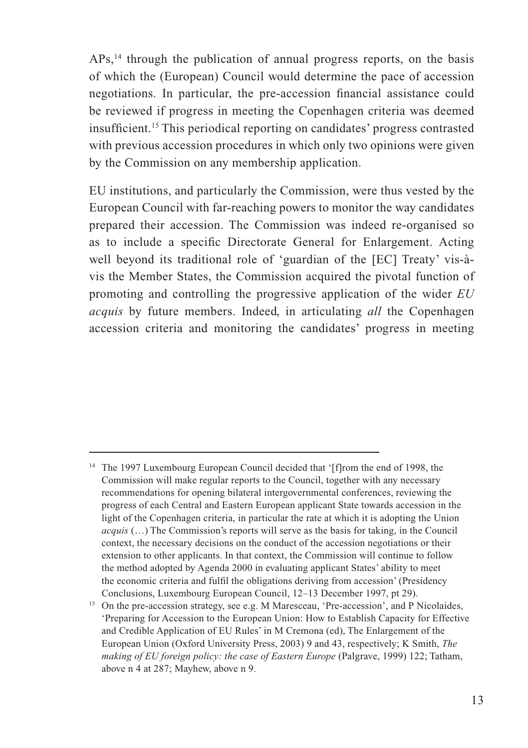APs,[14] through the publication of annual progress reports, on the basis of which the (European) Council would determine the pace of accession negotiations. In particular, the pre-accession financial assistance could be reviewed if progress in meeting the Copenhagen criteria was deemed insufficient.[15] This periodical reporting on candidates' progress contrasted with previous accession procedures in which only two opinions were given by the Commission on any membership application.

EU institutions, and particularly the Commission, were thus vested by the European Council with far-reaching powers to monitor the way candidates prepared their accession. The Commission was indeed re-organised so as to include a specific Directorate General for Enlargement. Acting well beyond its traditional role of 'guardian of the [EC] Treaty' vis-à-vis the Member States, the Commission acquired the pivotal function of promoting and controlling the progressive application of the wider *EU acquis* by future members. Indeed, in articulating *all* the Copenhagen accession criteria and monitoring the candidates' progress in meeting

---

[14] The 1997 Luxembourg European Council decided that '[f]rom the end of 1998, the Commission will make regular reports to the Council, together with any necessary recommendations for opening bilateral intergovernmental conferences, reviewing the progress of each Central and Eastern European applicant State towards accession in the light of the Copenhagen criteria, in particular the rate at which it is adopting the Union *acquis* (…) The Commission's reports will serve as the basis for taking, in the Council context, the necessary decisions on the conduct of the accession negotiations or their extension to other applicants. In that context, the Commission will continue to follow the method adopted by Agenda 2000 in evaluating applicant States' ability to meet the economic criteria and fulfil the obligations deriving from accession' (Presidency Conclusions, Luxembourg European Council, 12–13 December 1997, pt 29).

[15] On the pre-accession strategy, see e.g. M Maresceau, 'Pre-accession', and P Nicolaides, 'Preparing for Accession to the European Union: How to Establish Capacity for Effective and Credible Application of EU Rules' in M Cremona (ed), The Enlargement of the European Union (Oxford University Press, 2003) 9 and 43, respectively; K Smith, *The making of EU foreign policy: the case of Eastern Europe* (Palgrave, 1999) 122; Tatham, above n 4 at 287; Mayhew, above n 9.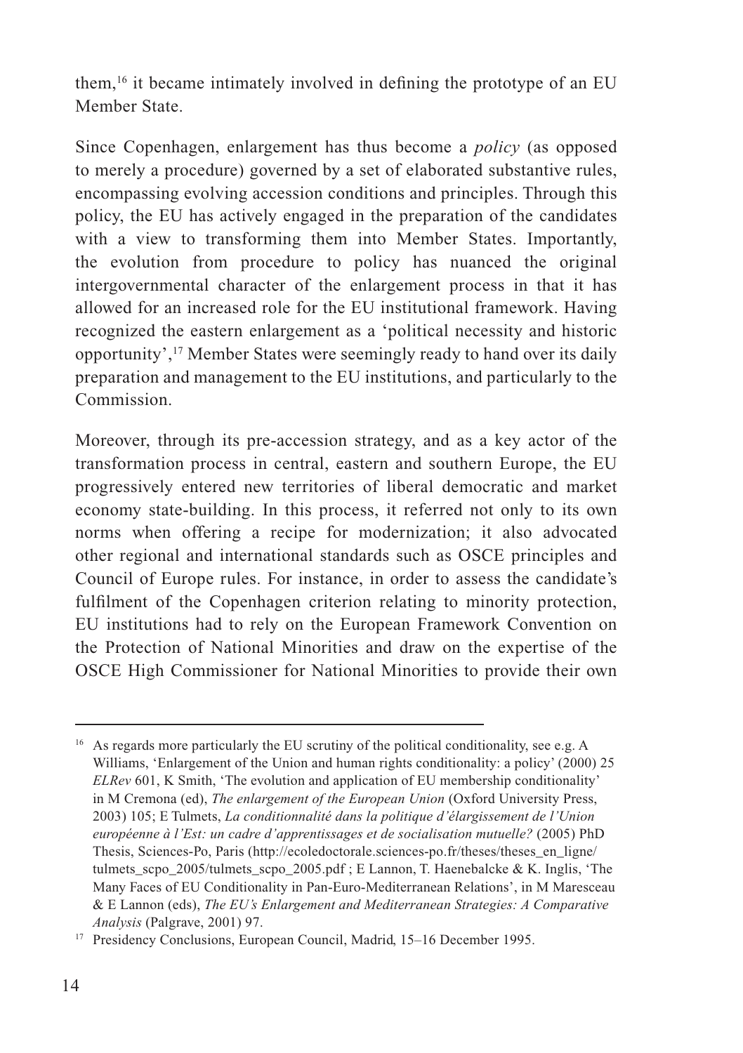them,[16] it became intimately involved in defining the prototype of an EU Member State.

Since Copenhagen, enlargement has thus become a *policy* (as opposed to merely a procedure) governed by a set of elaborated substantive rules, encompassing evolving accession conditions and principles. Through this policy, the EU has actively engaged in the preparation of the candidates with a view to transforming them into Member States. Importantly, the evolution from procedure to policy has nuanced the original intergovernmental character of the enlargement process in that it has allowed for an increased role for the EU institutional framework. Having recognized the eastern enlargement as a 'political necessity and historic opportunity',[17] Member States were seemingly ready to hand over its daily preparation and management to the EU institutions, and particularly to the Commission.

Moreover, through its pre-accession strategy, and as a key actor of the transformation process in central, eastern and southern Europe, the EU progressively entered new territories of liberal democratic and market economy state-building. In this process, it referred not only to its own norms when offering a recipe for modernization; it also advocated other regional and international standards such as OSCE principles and Council of Europe rules. For instance, in order to assess the candidate's fulfilment of the Copenhagen criterion relating to minority protection, EU institutions had to rely on the European Framework Convention on the Protection of National Minorities and draw on the expertise of the OSCE High Commissioner for National Minorities to provide their own

---

[16] As regards more particularly the EU scrutiny of the political conditionality, see e.g. A Williams, 'Enlargement of the Union and human rights conditionality: a policy' (2000) 25 *ELRev* 601, K Smith, 'The evolution and application of EU membership conditionality' in M Cremona (ed), *The enlargement of the European Union* (Oxford University Press, 2003) 105; E Tulmets, *La conditionnalité dans la politique d'élargissement de l'Union européenne à l'Est: un cadre d'apprentissages et de socialisation mutuelle?* (2005) PhD Thesis, Sciences-Po, Paris (http://ecoledoctorale.sciences-po.fr/theses/theses_en_ligne/tulmets_scpo_2005/tulmets_scpo_2005.pdf ; E Lannon, T. Haenebalcke & K. Inglis, 'The Many Faces of EU Conditionality in Pan-Euro-Mediterranean Relations', in M Maresceau & E Lannon (eds), *The EU's Enlargement and Mediterranean Strategies: A Comparative Analysis* (Palgrave, 2001) 97.

[17] Presidency Conclusions, European Council, Madrid, 15–16 December 1995.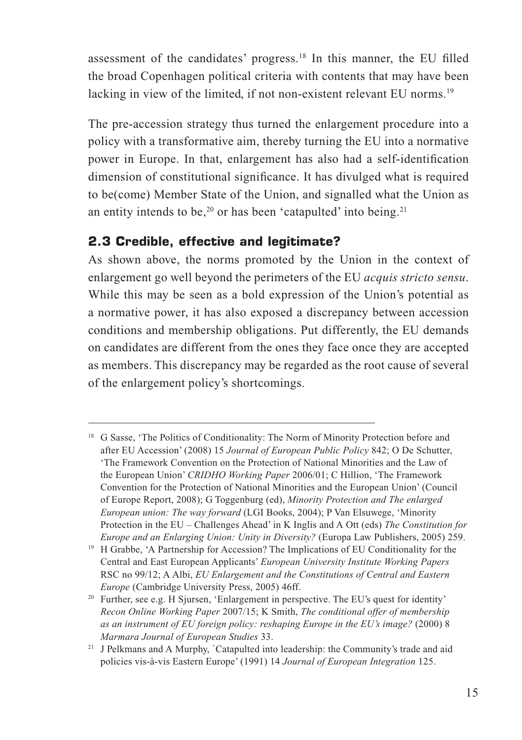assessment of the candidates' progress.[18] In this manner, the EU filled the broad Copenhagen political criteria with contents that may have been lacking in view of the limited, if not non-existent relevant EU norms.[19]

The pre-accession strategy thus turned the enlargement procedure into a policy with a transformative aim, thereby turning the EU into a normative power in Europe. In that, enlargement has also had a self-identification dimension of constitutional significance. It has divulged what is required to be(come) Member State of the Union, and signalled what the Union as an entity intends to be,[20] or has been 'catapulted' into being.[21]

## 2.3 Credible, effective and legitimate?

As shown above, the norms promoted by the Union in the context of enlargement go well beyond the perimeters of the EU *acquis stricto sensu*. While this may be seen as a bold expression of the Union's potential as a normative power, it has also exposed a discrepancy between accession conditions and membership obligations. Put differently, the EU demands on candidates are different from the ones they face once they are accepted as members. This discrepancy may be regarded as the root cause of several of the enlargement policy's shortcomings.

---

[18] G Sasse, 'The Politics of Conditionality: The Norm of Minority Protection before and after EU Accession' (2008) 15 *Journal of European Public Policy* 842; O De Schutter, 'The Framework Convention on the Protection of National Minorities and the Law of the European Union' *CRIDHO Working Paper* 2006/01; C Hillion, 'The Framework Convention for the Protection of National Minorities and the European Union' (Council of Europe Report, 2008); G Toggenburg (ed), *Minority Protection and The enlarged European union: The way forward* (LGI Books, 2004); P Van Elsuwege, 'Minority Protection in the EU – Challenges Ahead' in K Inglis and A Ott (eds) *The Constitution for Europe and an Enlarging Union: Unity in Diversity?* (Europa Law Publishers, 2005) 259.

[19] H Grabbe, 'A Partnership for Accession? The Implications of EU Conditionality for the Central and East European Applicants' *European University Institute Working Papers* RSC no 99/12; A Albi, *EU Enlargement and the Constitutions of Central and Eastern Europe* (Cambridge University Press, 2005) 46ff.

[20] Further, see e.g. H Sjursen, 'Enlargement in perspective. The EU's quest for identity' *Recon Online Working Paper* 2007/15; K Smith, *The conditional offer of membership as an instrument of EU foreign policy: reshaping Europe in the EU's image?* (2000) 8 *Marmara Journal of European Studies* 33.

[21] J Pelkmans and A Murphy, `Catapulted into leadership: the Community's trade and aid policies vis-à-vis Eastern Europe' (1991) 14 *Journal of European Integration* 125.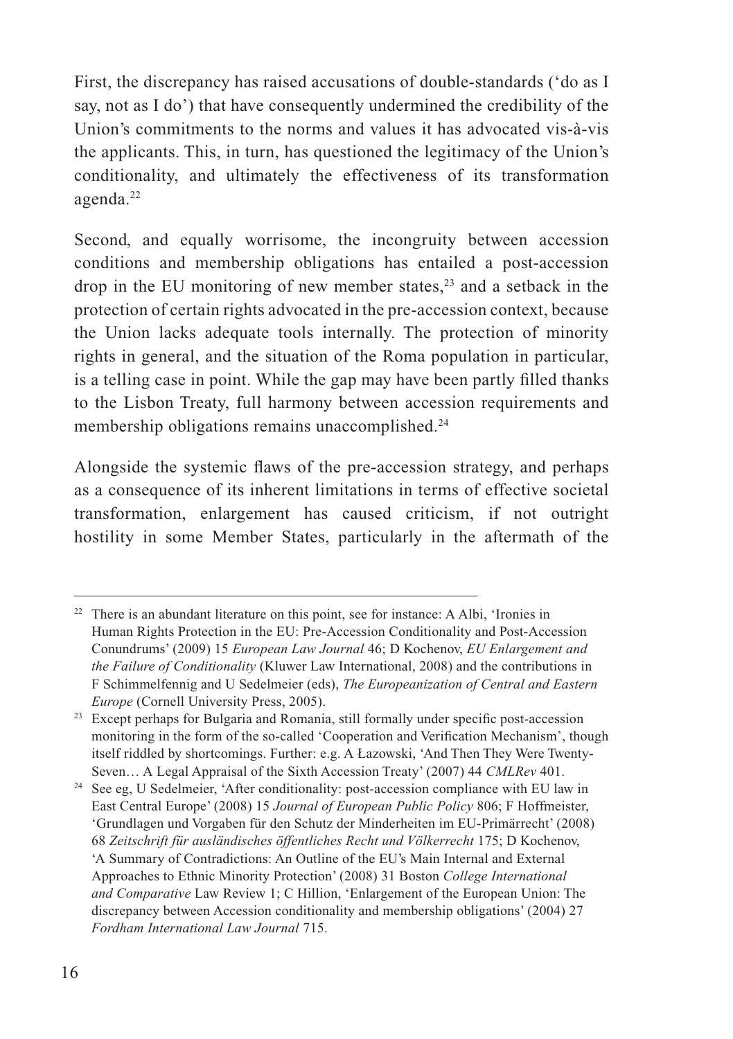First, the discrepancy has raised accusations of double-standards ('do as I say, not as I do') that have consequently undermined the credibility of the Union's commitments to the norms and values it has advocated vis-à-vis the applicants. This, in turn, has questioned the legitimacy of the Union's conditionality, and ultimately the effectiveness of its transformation agenda.[22]

Second, and equally worrisome, the incongruity between accession conditions and membership obligations has entailed a post-accession drop in the EU monitoring of new member states,[23] and a setback in the protection of certain rights advocated in the pre-accession context, because the Union lacks adequate tools internally. The protection of minority rights in general, and the situation of the Roma population in particular, is a telling case in point. While the gap may have been partly filled thanks to the Lisbon Treaty, full harmony between accession requirements and membership obligations remains unaccomplished.[24]

Alongside the systemic flaws of the pre-accession strategy, and perhaps as a consequence of its inherent limitations in terms of effective societal transformation, enlargement has caused criticism, if not outright hostility in some Member States, particularly in the aftermath of the

---

[22] There is an abundant literature on this point, see for instance: A Albi, 'Ironies in Human Rights Protection in the EU: Pre-Accession Conditionality and Post-Accession Conundrums' (2009) 15 *European Law Journal* 46; D Kochenov, *EU Enlargement and the Failure of Conditionality* (Kluwer Law International, 2008) and the contributions in F Schimmelfennig and U Sedelmeier (eds), *The Europeanization of Central and Eastern Europe* (Cornell University Press, 2005).

[23] Except perhaps for Bulgaria and Romania, still formally under specific post-accession monitoring in the form of the so-called 'Cooperation and Verification Mechanism', though itself riddled by shortcomings. Further: e.g. A Łazowski, 'And Then They Were Twenty-Seven… A Legal Appraisal of the Sixth Accession Treaty' (2007) 44 *CMLRev* 401.

[24] See eg, U Sedelmeier, 'After conditionality: post-accession compliance with EU law in East Central Europe' (2008) 15 *Journal of European Public Policy* 806; F Hoffmeister, 'Grundlagen und Vorgaben für den Schutz der Minderheiten im EU-Primärrecht' (2008) 68 *Zeitschrift für ausländisches öffentliches Recht und Völkerrecht* 175; D Kochenov, 'A Summary of Contradictions: An Outline of the EU's Main Internal and External Approaches to Ethnic Minority Protection' (2008) 31 Boston *College International and Comparative* Law Review 1; C Hillion, 'Enlargement of the European Union: The discrepancy between Accession conditionality and membership obligations' (2004) 27 *Fordham International Law Journal* 715.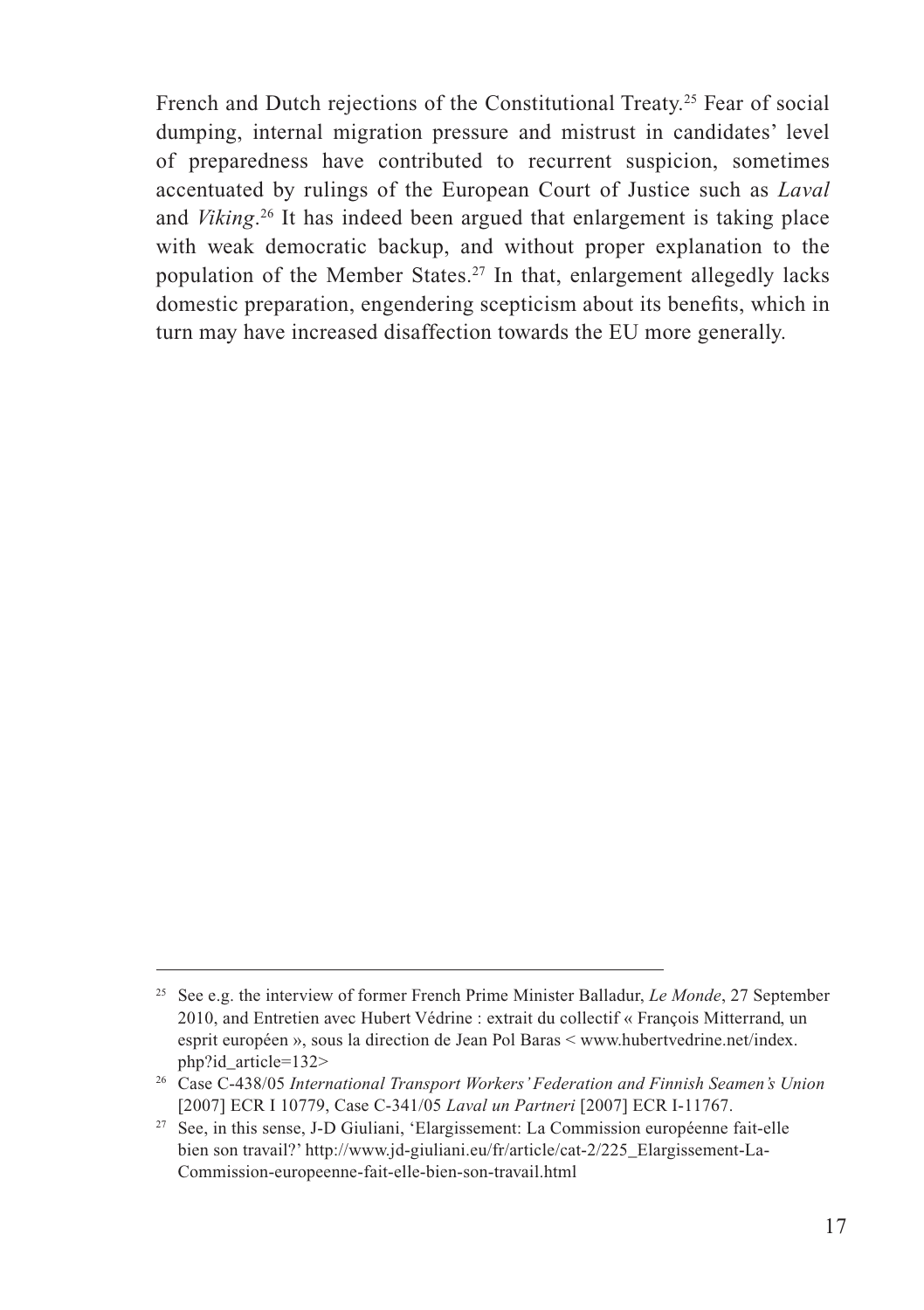French and Dutch rejections of the Constitutional Treaty.[25] Fear of social dumping, internal migration pressure and mistrust in candidates' level of preparedness have contributed to recurrent suspicion, sometimes accentuated by rulings of the European Court of Justice such as *Laval* and *Viking*.[26] It has indeed been argued that enlargement is taking place with weak democratic backup, and without proper explanation to the population of the Member States.[27] In that, enlargement allegedly lacks domestic preparation, engendering scepticism about its benefits, which in turn may have increased disaffection towards the EU more generally.

---

[25] See e.g. the interview of former French Prime Minister Balladur, *Le Monde*, 27 September 2010, and Entretien avec Hubert Védrine : extrait du collectif « François Mitterrand, un esprit européen », sous la direction de Jean Pol Baras < www.hubertvedrine.net/index.php?id_article=132>

[26] Case C-438/05 *International Transport Workers' Federation and Finnish Seamen's Union* [2007] ECR I 10779, Case C-341/05 *Laval un Partneri* [2007] ECR I-11767.

[27] See, in this sense, J-D Giuliani, 'Elargissement: La Commission européenne fait-elle bien son travail?' http://www.jd-giuliani.eu/fr/article/cat-2/225_Elargissement-La-Commission-europeenne-fait-elle-bien-son-travail.html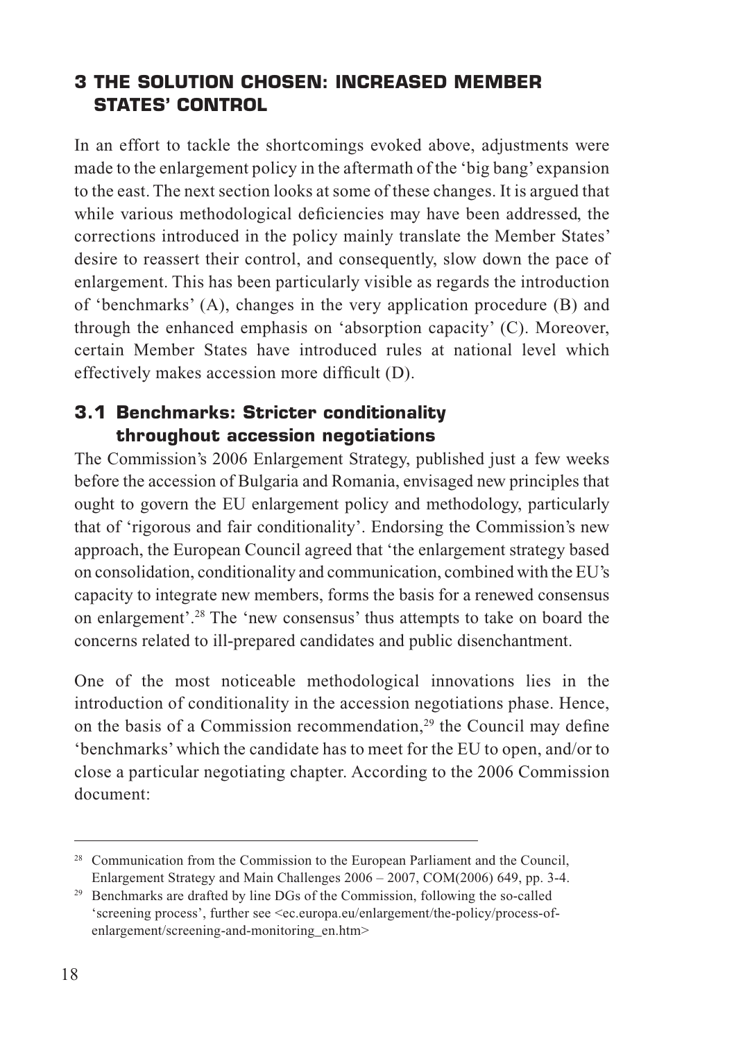## 3 THE SOLUTION CHOSEN: INCREASED MEMBER STATES' CONTROL

In an effort to tackle the shortcomings evoked above, adjustments were made to the enlargement policy in the aftermath of the 'big bang' expansion to the east. The next section looks at some of these changes. It is argued that while various methodological deficiencies may have been addressed, the corrections introduced in the policy mainly translate the Member States' desire to reassert their control, and consequently, slow down the pace of enlargement. This has been particularly visible as regards the introduction of 'benchmarks' (A), changes in the very application procedure (B) and through the enhanced emphasis on 'absorption capacity' (C). Moreover, certain Member States have introduced rules at national level which effectively makes accession more difficult (D).

### 3.1 Benchmarks: Stricter conditionality throughout accession negotiations

The Commission's 2006 Enlargement Strategy, published just a few weeks before the accession of Bulgaria and Romania, envisaged new principles that ought to govern the EU enlargement policy and methodology, particularly that of 'rigorous and fair conditionality'. Endorsing the Commission's new approach, the European Council agreed that 'the enlargement strategy based on consolidation, conditionality and communication, combined with the EU's capacity to integrate new members, forms the basis for a renewed consensus on enlargement'.[28] The 'new consensus' thus attempts to take on board the concerns related to ill-prepared candidates and public disenchantment.

One of the most noticeable methodological innovations lies in the introduction of conditionality in the accession negotiations phase. Hence, on the basis of a Commission recommendation,[29] the Council may define 'benchmarks' which the candidate has to meet for the EU to open, and/or to close a particular negotiating chapter. According to the 2006 Commission document:

---

[28] Communication from the Commission to the European Parliament and the Council, Enlargement Strategy and Main Challenges 2006 – 2007, COM(2006) 649, pp. 3-4.

[29] Benchmarks are drafted by line DGs of the Commission, following the so-called 'screening process', further see <ec.europa.eu/enlargement/the-policy/process-of-enlargement/screening-and-monitoring_en.htm>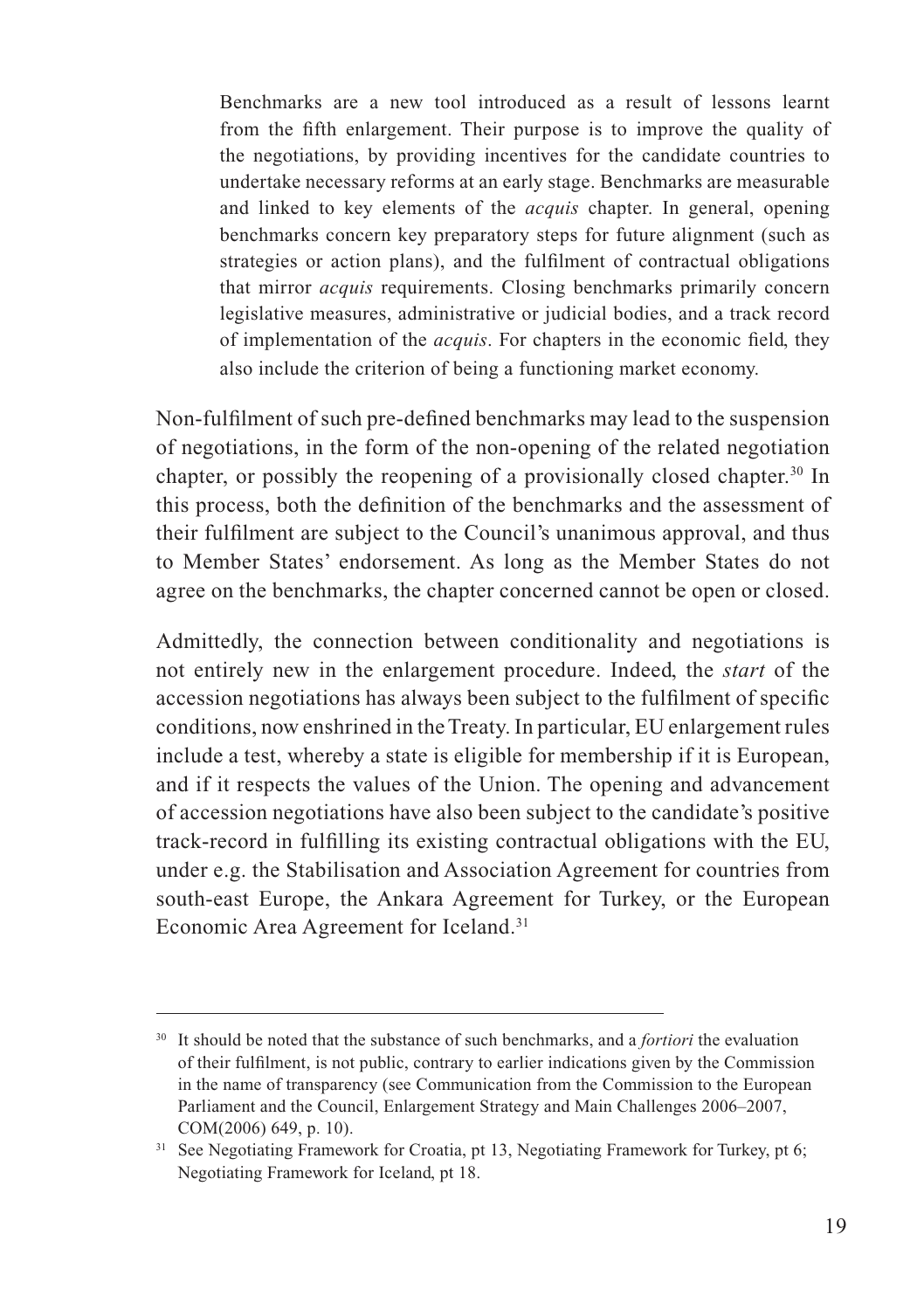> Benchmarks are a new tool introduced as a result of lessons learnt from the fifth enlargement. Their purpose is to improve the quality of the negotiations, by providing incentives for the candidate countries to undertake necessary reforms at an early stage. Benchmarks are measurable and linked to key elements of the *acquis* chapter. In general, opening benchmarks concern key preparatory steps for future alignment (such as strategies or action plans), and the fulfilment of contractual obligations that mirror *acquis* requirements. Closing benchmarks primarily concern legislative measures, administrative or judicial bodies, and a track record of implementation of the *acquis*. For chapters in the economic field, they also include the criterion of being a functioning market economy.

Non-fulfilment of such pre-defined benchmarks may lead to the suspension of negotiations, in the form of the non-opening of the related negotiation chapter, or possibly the reopening of a provisionally closed chapter.[30] In this process, both the definition of the benchmarks and the assessment of their fulfilment are subject to the Council's unanimous approval, and thus to Member States' endorsement. As long as the Member States do not agree on the benchmarks, the chapter concerned cannot be open or closed.

Admittedly, the connection between conditionality and negotiations is not entirely new in the enlargement procedure. Indeed, the *start* of the accession negotiations has always been subject to the fulfilment of specific conditions, now enshrined in the Treaty. In particular, EU enlargement rules include a test, whereby a state is eligible for membership if it is European, and if it respects the values of the Union. The opening and advancement of accession negotiations have also been subject to the candidate's positive track-record in fulfilling its existing contractual obligations with the EU, under e.g. the Stabilisation and Association Agreement for countries from south-east Europe, the Ankara Agreement for Turkey, or the European Economic Area Agreement for Iceland.[31]

---

[30] It should be noted that the substance of such benchmarks, and a *fortiori* the evaluation of their fulfilment, is not public, contrary to earlier indications given by the Commission in the name of transparency (see Communication from the Commission to the European Parliament and the Council, Enlargement Strategy and Main Challenges 2006–2007, COM(2006) 649, p. 10).

[31] See Negotiating Framework for Croatia, pt 13, Negotiating Framework for Turkey, pt 6; Negotiating Framework for Iceland, pt 18.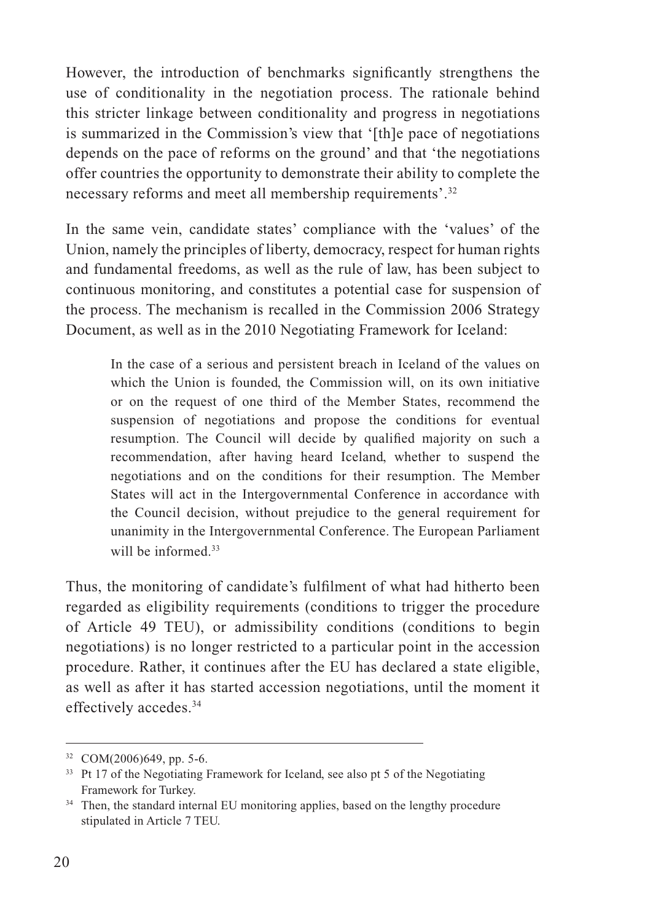However, the introduction of benchmarks significantly strengthens the use of conditionality in the negotiation process. The rationale behind this stricter linkage between conditionality and progress in negotiations is summarized in the Commission's view that '[th]e pace of negotiations depends on the pace of reforms on the ground' and that 'the negotiations offer countries the opportunity to demonstrate their ability to complete the necessary reforms and meet all membership requirements'.[32]

In the same vein, candidate states' compliance with the 'values' of the Union, namely the principles of liberty, democracy, respect for human rights and fundamental freedoms, as well as the rule of law, has been subject to continuous monitoring, and constitutes a potential case for suspension of the process. The mechanism is recalled in the Commission 2006 Strategy Document, as well as in the 2010 Negotiating Framework for Iceland:

> In the case of a serious and persistent breach in Iceland of the values on which the Union is founded, the Commission will, on its own initiative or on the request of one third of the Member States, recommend the suspension of negotiations and propose the conditions for eventual resumption. The Council will decide by qualified majority on such a recommendation, after having heard Iceland, whether to suspend the negotiations and on the conditions for their resumption. The Member States will act in the Intergovernmental Conference in accordance with the Council decision, without prejudice to the general requirement for unanimity in the Intergovernmental Conference. The European Parliament will be informed.[33]

Thus, the monitoring of candidate's fulfilment of what had hitherto been regarded as eligibility requirements (conditions to trigger the procedure of Article 49 TEU), or admissibility conditions (conditions to begin negotiations) is no longer restricted to a particular point in the accession procedure. Rather, it continues after the EU has declared a state eligible, as well as after it has started accession negotiations, until the moment it effectively accedes.[34]

---

[32] COM(2006)649, pp. 5-6.

[33] Pt 17 of the Negotiating Framework for Iceland, see also pt 5 of the Negotiating Framework for Turkey.

[34] Then, the standard internal EU monitoring applies, based on the lengthy procedure stipulated in Article 7 TEU.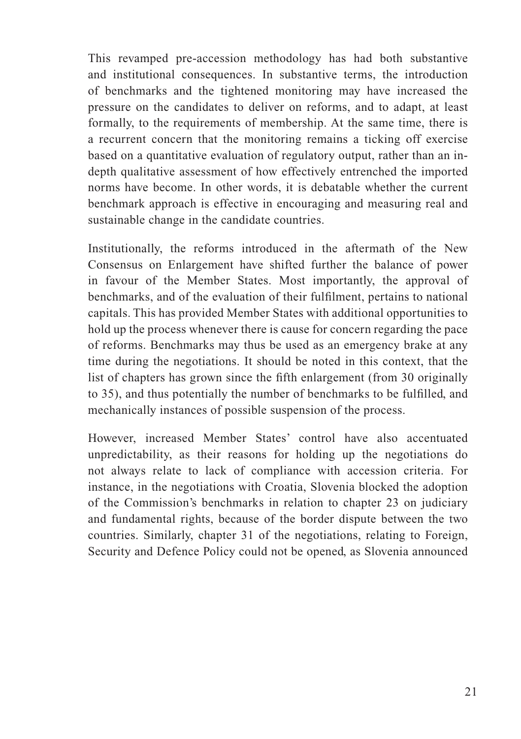This revamped pre-accession methodology has had both substantive and institutional consequences. In substantive terms, the introduction of benchmarks and the tightened monitoring may have increased the pressure on the candidates to deliver on reforms, and to adapt, at least formally, to the requirements of membership. At the same time, there is a recurrent concern that the monitoring remains a ticking off exercise based on a quantitative evaluation of regulatory output, rather than an in-depth qualitative assessment of how effectively entrenched the imported norms have become. In other words, it is debatable whether the current benchmark approach is effective in encouraging and measuring real and sustainable change in the candidate countries.

Institutionally, the reforms introduced in the aftermath of the New Consensus on Enlargement have shifted further the balance of power in favour of the Member States. Most importantly, the approval of benchmarks, and of the evaluation of their fulfilment, pertains to national capitals. This has provided Member States with additional opportunities to hold up the process whenever there is cause for concern regarding the pace of reforms. Benchmarks may thus be used as an emergency brake at any time during the negotiations. It should be noted in this context, that the list of chapters has grown since the fifth enlargement (from 30 originally to 35), and thus potentially the number of benchmarks to be fulfilled, and mechanically instances of possible suspension of the process.

However, increased Member States' control have also accentuated unpredictability, as their reasons for holding up the negotiations do not always relate to lack of compliance with accession criteria. For instance, in the negotiations with Croatia, Slovenia blocked the adoption of the Commission's benchmarks in relation to chapter 23 on judiciary and fundamental rights, because of the border dispute between the two countries. Similarly, chapter 31 of the negotiations, relating to Foreign, Security and Defence Policy could not be opened, as Slovenia announced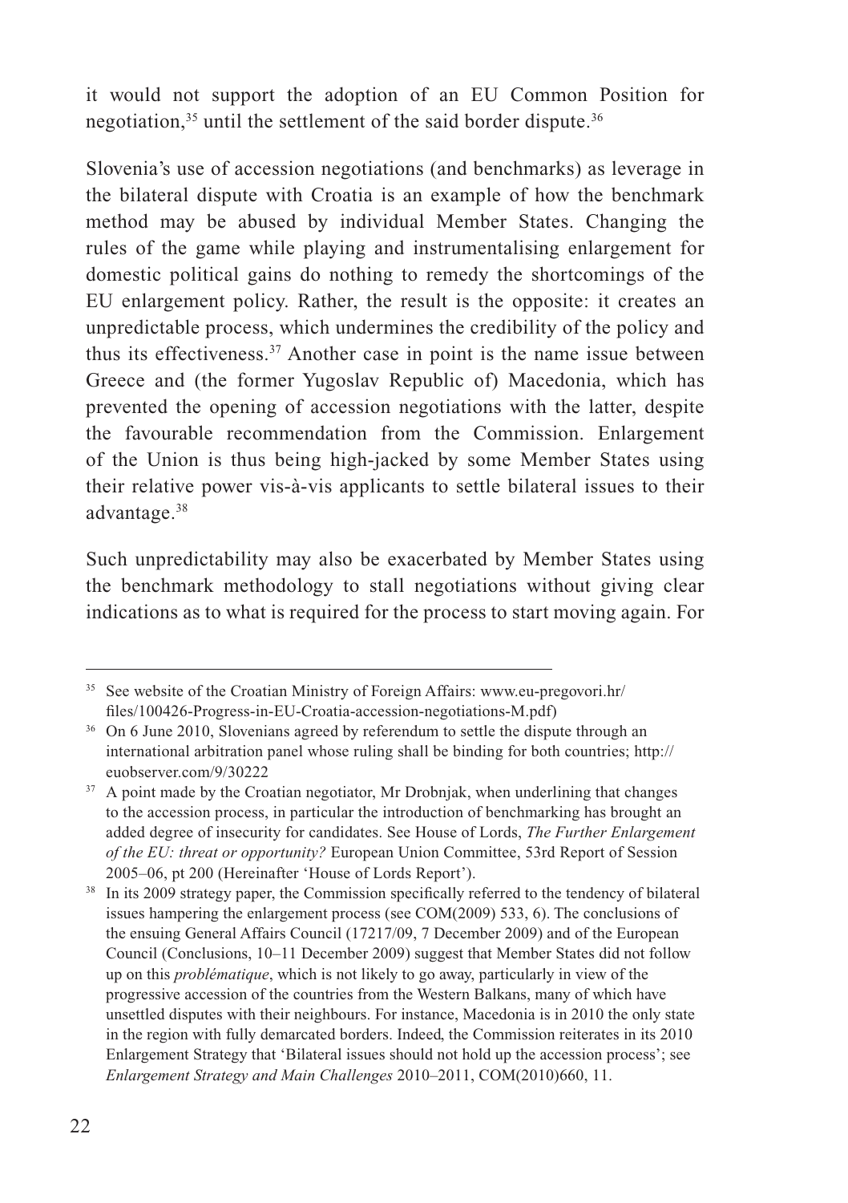it would not support the adoption of an EU Common Position for negotiation,[35] until the settlement of the said border dispute.[36]

Slovenia's use of accession negotiations (and benchmarks) as leverage in the bilateral dispute with Croatia is an example of how the benchmark method may be abused by individual Member States. Changing the rules of the game while playing and instrumentalising enlargement for domestic political gains do nothing to remedy the shortcomings of the EU enlargement policy. Rather, the result is the opposite: it creates an unpredictable process, which undermines the credibility of the policy and thus its effectiveness.[37] Another case in point is the name issue between Greece and (the former Yugoslav Republic of) Macedonia, which has prevented the opening of accession negotiations with the latter, despite the favourable recommendation from the Commission. Enlargement of the Union is thus being high-jacked by some Member States using their relative power vis-à-vis applicants to settle bilateral issues to their advantage.[38]

Such unpredictability may also be exacerbated by Member States using the benchmark methodology to stall negotiations without giving clear indications as to what is required for the process to start moving again. For

---

[35] See website of the Croatian Ministry of Foreign Affairs: www.eu-pregovori.hr/files/100426-Progress-in-EU-Croatia-accession-negotiations-M.pdf)

[36] On 6 June 2010, Slovenians agreed by referendum to settle the dispute through an international arbitration panel whose ruling shall be binding for both countries; http://euobserver.com/9/30222

[37] A point made by the Croatian negotiator, Mr Drobnjak, when underlining that changes to the accession process, in particular the introduction of benchmarking has brought an added degree of insecurity for candidates. See House of Lords, *The Further Enlargement of the EU: threat or opportunity?* European Union Committee, 53rd Report of Session 2005–06, pt 200 (Hereinafter 'House of Lords Report').

[38] In its 2009 strategy paper, the Commission specifically referred to the tendency of bilateral issues hampering the enlargement process (see COM(2009) 533, 6). The conclusions of the ensuing General Affairs Council (17217/09, 7 December 2009) and of the European Council (Conclusions, 10–11 December 2009) suggest that Member States did not follow up on this *problématique*, which is not likely to go away, particularly in view of the progressive accession of the countries from the Western Balkans, many of which have unsettled disputes with their neighbours. For instance, Macedonia is in 2010 the only state in the region with fully demarcated borders. Indeed, the Commission reiterates in its 2010 Enlargement Strategy that 'Bilateral issues should not hold up the accession process'; see *Enlargement Strategy and Main Challenges* 2010–2011, COM(2010)660, 11.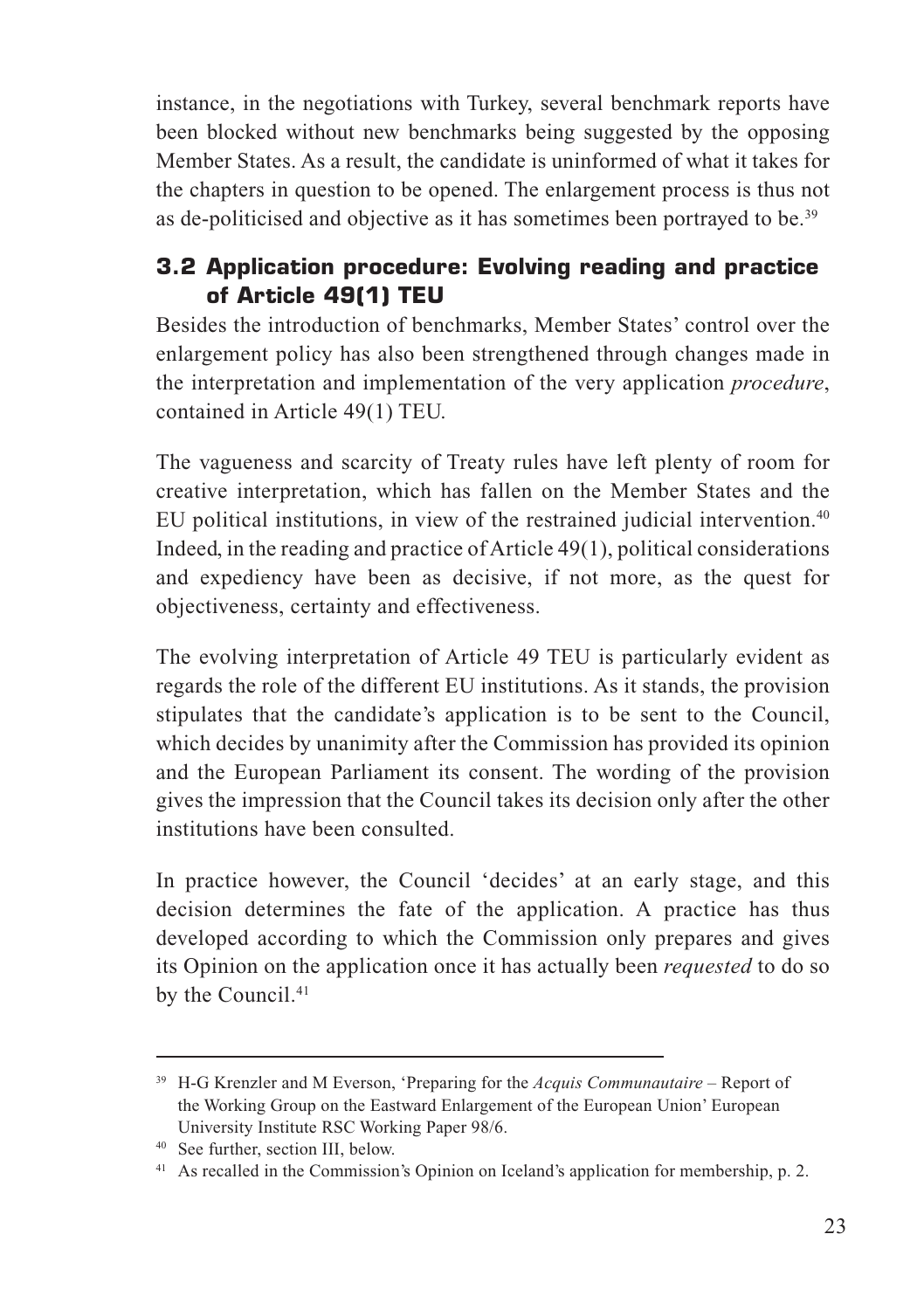instance, in the negotiations with Turkey, several benchmark reports have been blocked without new benchmarks being suggested by the opposing Member States. As a result, the candidate is uninformed of what it takes for the chapters in question to be opened. The enlargement process is thus not as de-politicised and objective as it has sometimes been portrayed to be.[39]

## 3.2 Application procedure: Evolving reading and practice of Article 49(1) TEU

Besides the introduction of benchmarks, Member States' control over the enlargement policy has also been strengthened through changes made in the interpretation and implementation of the very application *procedure*, contained in Article 49(1) TEU.

The vagueness and scarcity of Treaty rules have left plenty of room for creative interpretation, which has fallen on the Member States and the EU political institutions, in view of the restrained judicial intervention.[40] Indeed, in the reading and practice of Article 49(1), political considerations and expediency have been as decisive, if not more, as the quest for objectiveness, certainty and effectiveness.

The evolving interpretation of Article 49 TEU is particularly evident as regards the role of the different EU institutions. As it stands, the provision stipulates that the candidate's application is to be sent to the Council, which decides by unanimity after the Commission has provided its opinion and the European Parliament its consent. The wording of the provision gives the impression that the Council takes its decision only after the other institutions have been consulted.

In practice however, the Council 'decides' at an early stage, and this decision determines the fate of the application. A practice has thus developed according to which the Commission only prepares and gives its Opinion on the application once it has actually been *requested* to do so by the Council.[41]

---

[39] H-G Krenzler and M Everson, 'Preparing for the *Acquis Communautaire* – Report of the Working Group on the Eastward Enlargement of the European Union' European University Institute RSC Working Paper 98/6.

[40] See further, section III, below.

[41] As recalled in the Commission's Opinion on Iceland's application for membership, p. 2.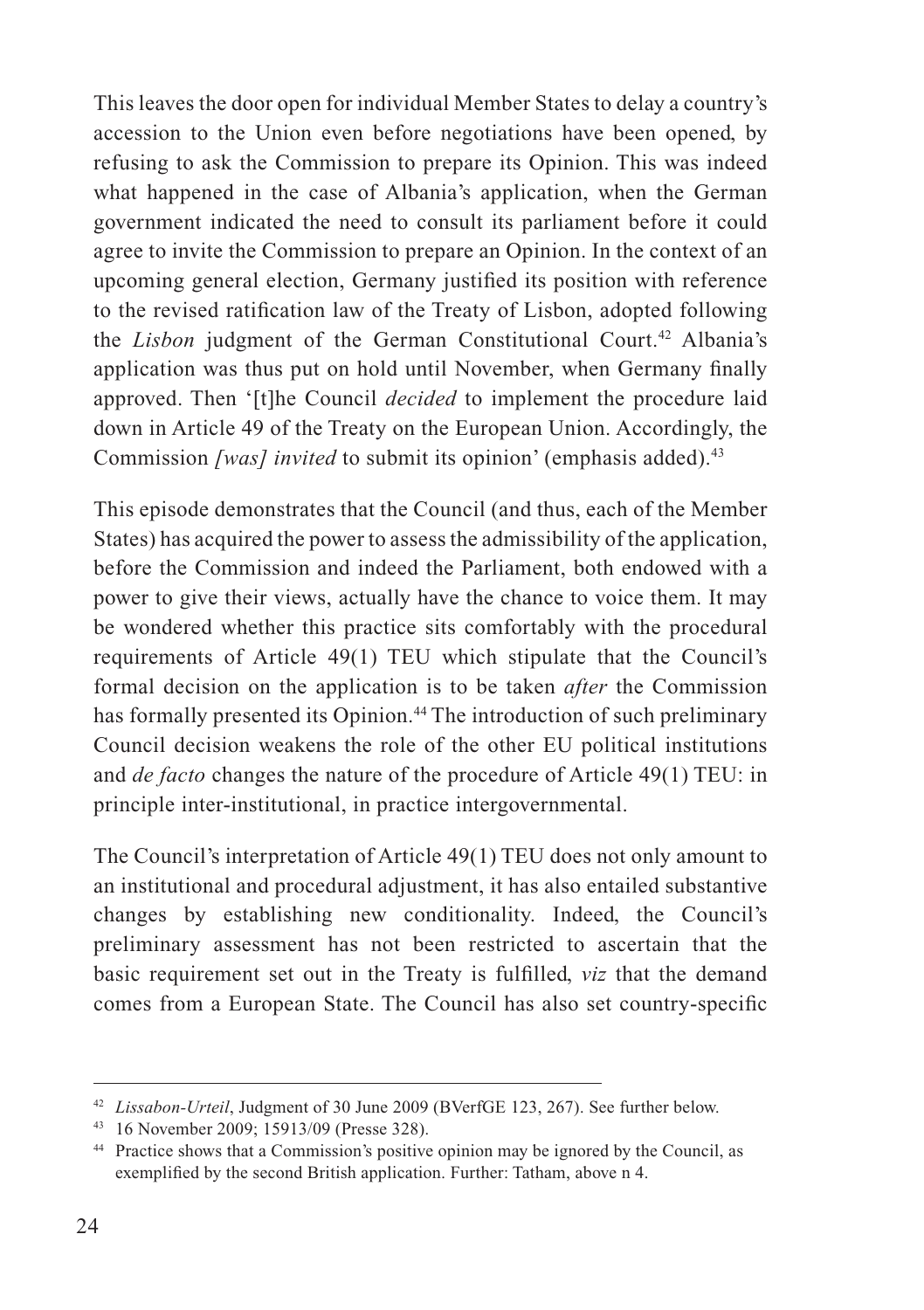This leaves the door open for individual Member States to delay a country's accession to the Union even before negotiations have been opened, by refusing to ask the Commission to prepare its Opinion. This was indeed what happened in the case of Albania's application, when the German government indicated the need to consult its parliament before it could agree to invite the Commission to prepare an Opinion. In the context of an upcoming general election, Germany justified its position with reference to the revised ratification law of the Treaty of Lisbon, adopted following the *Lisbon* judgment of the German Constitutional Court.[42] Albania's application was thus put on hold until November, when Germany finally approved. Then '[t]he Council *decided* to implement the procedure laid down in Article 49 of the Treaty on the European Union. Accordingly, the Commission *[was] invited* to submit its opinion' (emphasis added).[43]

This episode demonstrates that the Council (and thus, each of the Member States) has acquired the power to assess the admissibility of the application, before the Commission and indeed the Parliament, both endowed with a power to give their views, actually have the chance to voice them. It may be wondered whether this practice sits comfortably with the procedural requirements of Article 49(1) TEU which stipulate that the Council's formal decision on the application is to be taken *after* the Commission has formally presented its Opinion.[44] The introduction of such preliminary Council decision weakens the role of the other EU political institutions and *de facto* changes the nature of the procedure of Article 49(1) TEU: in principle inter-institutional, in practice intergovernmental.

The Council's interpretation of Article 49(1) TEU does not only amount to an institutional and procedural adjustment, it has also entailed substantive changes by establishing new conditionality. Indeed, the Council's preliminary assessment has not been restricted to ascertain that the basic requirement set out in the Treaty is fulfilled, *viz* that the demand comes from a European State. The Council has also set country-specific

---

[42] *Lissabon-Urteil*, Judgment of 30 June 2009 (BVerfGE 123, 267). See further below.

[43] 16 November 2009; 15913/09 (Presse 328).

[44] Practice shows that a Commission's positive opinion may be ignored by the Council, as exemplified by the second British application. Further: Tatham, above n 4.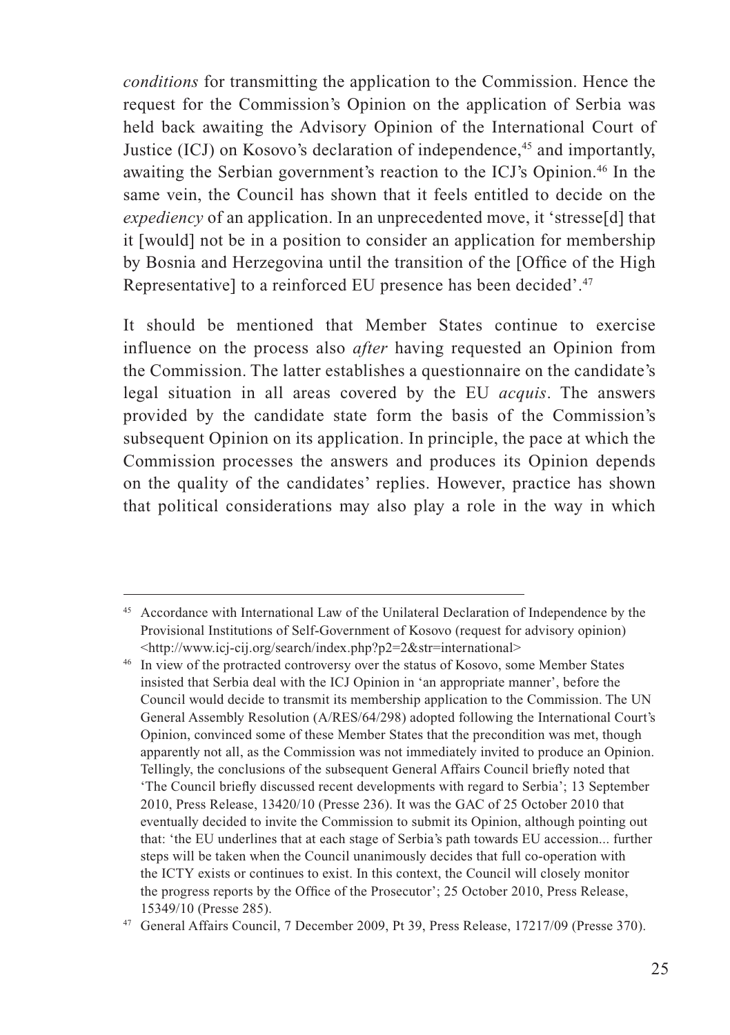*conditions* for transmitting the application to the Commission. Hence the request for the Commission's Opinion on the application of Serbia was held back awaiting the Advisory Opinion of the International Court of Justice (ICJ) on Kosovo's declaration of independence,[45] and importantly, awaiting the Serbian government's reaction to the ICJ's Opinion.[46] In the same vein, the Council has shown that it feels entitled to decide on the *expediency* of an application. In an unprecedented move, it 'stresse[d] that it [would] not be in a position to consider an application for membership by Bosnia and Herzegovina until the transition of the [Office of the High Representative] to a reinforced EU presence has been decided'.[47]

It should be mentioned that Member States continue to exercise influence on the process also *after* having requested an Opinion from the Commission. The latter establishes a questionnaire on the candidate's legal situation in all areas covered by the EU *acquis*. The answers provided by the candidate state form the basis of the Commission's subsequent Opinion on its application. In principle, the pace at which the Commission processes the answers and produces its Opinion depends on the quality of the candidates' replies. However, practice has shown that political considerations may also play a role in the way in which

---

[45] Accordance with International Law of the Unilateral Declaration of Independence by the Provisional Institutions of Self-Government of Kosovo (request for advisory opinion) <http://www.icj-cij.org/search/index.php?p2=2&str=international>

[46] In view of the protracted controversy over the status of Kosovo, some Member States insisted that Serbia deal with the ICJ Opinion in 'an appropriate manner', before the Council would decide to transmit its membership application to the Commission. The UN General Assembly Resolution (A/RES/64/298) adopted following the International Court's Opinion, convinced some of these Member States that the precondition was met, though apparently not all, as the Commission was not immediately invited to produce an Opinion. Tellingly, the conclusions of the subsequent General Affairs Council briefly noted that 'The Council briefly discussed recent developments with regard to Serbia'; 13 September 2010, Press Release, 13420/10 (Presse 236). It was the GAC of 25 October 2010 that eventually decided to invite the Commission to submit its Opinion, although pointing out that: 'the EU underlines that at each stage of Serbia's path towards EU accession... further steps will be taken when the Council unanimously decides that full co-operation with the ICTY exists or continues to exist. In this context, the Council will closely monitor the progress reports by the Office of the Prosecutor'; 25 October 2010, Press Release, 15349/10 (Presse 285).

[47] General Affairs Council, 7 December 2009, Pt 39, Press Release, 17217/09 (Presse 370).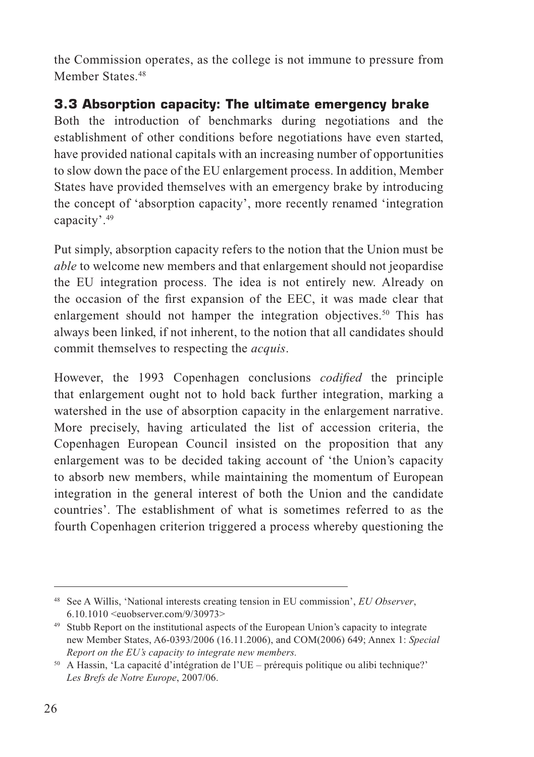the Commission operates, as the college is not immune to pressure from Member States.[48]

### 3.3 Absorption capacity: The ultimate emergency brake

Both the introduction of benchmarks during negotiations and the establishment of other conditions before negotiations have even started, have provided national capitals with an increasing number of opportunities to slow down the pace of the EU enlargement process. In addition, Member States have provided themselves with an emergency brake by introducing the concept of 'absorption capacity', more recently renamed 'integration capacity'.[49]

Put simply, absorption capacity refers to the notion that the Union must be *able* to welcome new members and that enlargement should not jeopardise the EU integration process. The idea is not entirely new. Already on the occasion of the first expansion of the EEC, it was made clear that enlargement should not hamper the integration objectives.[50] This has always been linked, if not inherent, to the notion that all candidates should commit themselves to respecting the *acquis*.

However, the 1993 Copenhagen conclusions *codified* the principle that enlargement ought not to hold back further integration, marking a watershed in the use of absorption capacity in the enlargement narrative. More precisely, having articulated the list of accession criteria, the Copenhagen European Council insisted on the proposition that any enlargement was to be decided taking account of 'the Union's capacity to absorb new members, while maintaining the momentum of European integration in the general interest of both the Union and the candidate countries'. The establishment of what is sometimes referred to as the fourth Copenhagen criterion triggered a process whereby questioning the

---

[48] See A Willis, 'National interests creating tension in EU commission', *EU Observer*, 6.10.1010 <euobserver.com/9/30973>

[49] Stubb Report on the institutional aspects of the European Union's capacity to integrate new Member States, A6-0393/2006 (16.11.2006), and COM(2006) 649; Annex 1: *Special Report on the EU's capacity to integrate new members.*

[50] A Hassin, 'La capacité d'intégration de l'UE – prérequis politique ou alibi technique?' *Les Brefs de Notre Europe*, 2007/06.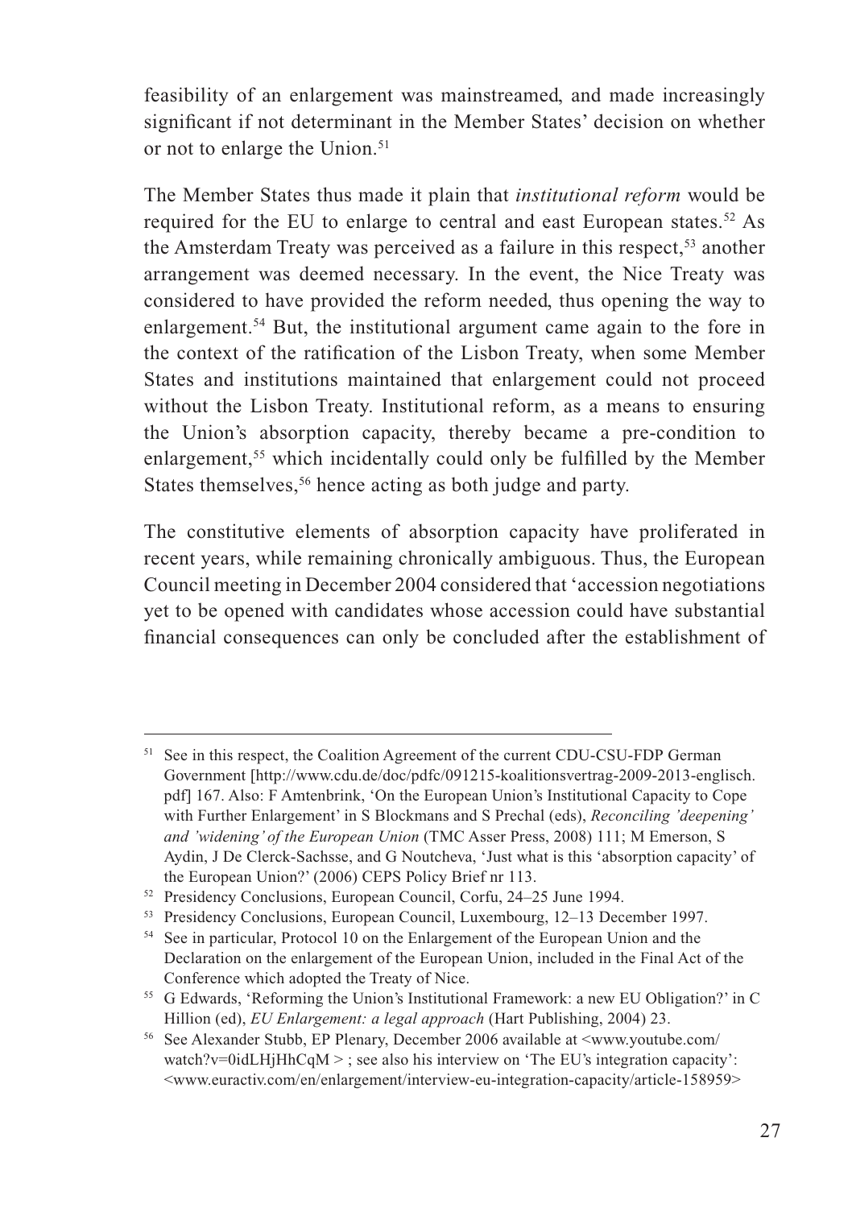feasibility of an enlargement was mainstreamed, and made increasingly significant if not determinant in the Member States' decision on whether or not to enlarge the Union.[51]

The Member States thus made it plain that *institutional reform* would be required for the EU to enlarge to central and east European states.[52] As the Amsterdam Treaty was perceived as a failure in this respect,[53] another arrangement was deemed necessary. In the event, the Nice Treaty was considered to have provided the reform needed, thus opening the way to enlargement.[54] But, the institutional argument came again to the fore in the context of the ratification of the Lisbon Treaty, when some Member States and institutions maintained that enlargement could not proceed without the Lisbon Treaty. Institutional reform, as a means to ensuring the Union's absorption capacity, thereby became a pre-condition to enlargement,[55] which incidentally could only be fulfilled by the Member States themselves,[56] hence acting as both judge and party.

The constitutive elements of absorption capacity have proliferated in recent years, while remaining chronically ambiguous. Thus, the European Council meeting in December 2004 considered that 'accession negotiations yet to be opened with candidates whose accession could have substantial financial consequences can only be concluded after the establishment of

---

[51] See in this respect, the Coalition Agreement of the current CDU-CSU-FDP German Government [http://www.cdu.de/doc/pdfc/091215-koalitionsvertrag-2009-2013-englisch.pdf] 167. Also: F Amtenbrink, 'On the European Union's Institutional Capacity to Cope with Further Enlargement' in S Blockmans and S Prechal (eds), *Reconciling 'deepening' and 'widening' of the European Union* (TMC Asser Press, 2008) 111; M Emerson, S Aydin, J De Clerck-Sachsse, and G Noutcheva, 'Just what is this 'absorption capacity' of the European Union?' (2006) CEPS Policy Brief nr 113.

[52] Presidency Conclusions, European Council, Corfu, 24–25 June 1994.

[53] Presidency Conclusions, European Council, Luxembourg, 12–13 December 1997.

[54] See in particular, Protocol 10 on the Enlargement of the European Union and the Declaration on the enlargement of the European Union, included in the Final Act of the Conference which adopted the Treaty of Nice.

[55] G Edwards, 'Reforming the Union's Institutional Framework: a new EU Obligation?' in C Hillion (ed), *EU Enlargement: a legal approach* (Hart Publishing, 2004) 23.

[56] See Alexander Stubb, EP Plenary, December 2006 available at <www.youtube.com/watch?v=0idLHjHhCqM > ; see also his interview on 'The EU's integration capacity': <www.euractiv.com/en/enlargement/interview-eu-integration-capacity/article-158959>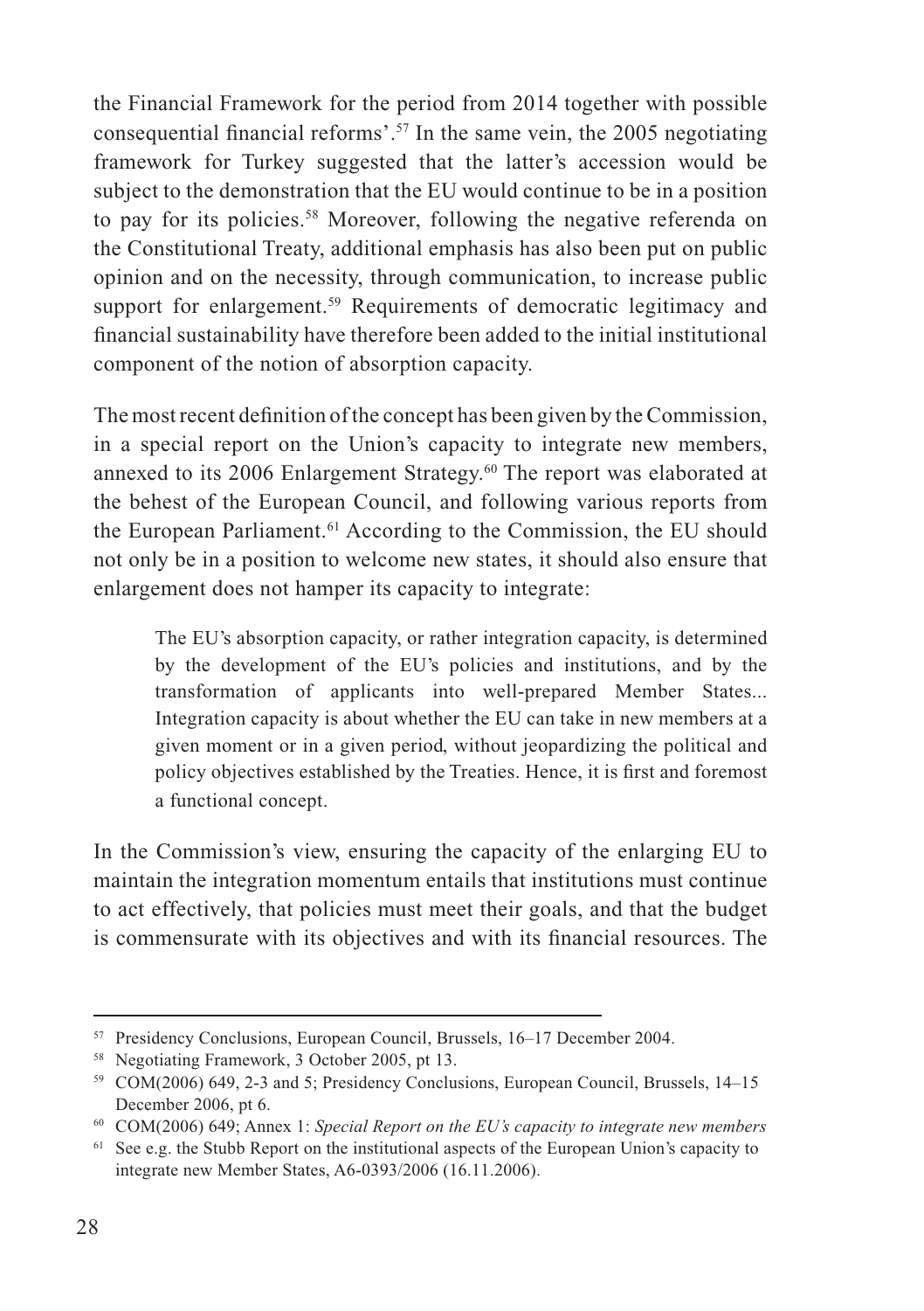the Financial Framework for the period from 2014 together with possible consequential financial reforms'.[57] In the same vein, the 2005 negotiating framework for Turkey suggested that the latter's accession would be subject to the demonstration that the EU would continue to be in a position to pay for its policies.[58] Moreover, following the negative referenda on the Constitutional Treaty, additional emphasis has also been put on public opinion and on the necessity, through communication, to increase public support for enlargement.[59] Requirements of democratic legitimacy and financial sustainability have therefore been added to the initial institutional component of the notion of absorption capacity.

The most recent definition of the concept has been given by the Commission, in a special report on the Union's capacity to integrate new members, annexed to its 2006 Enlargement Strategy.[60] The report was elaborated at the behest of the European Council, and following various reports from the European Parliament.[61] According to the Commission, the EU should not only be in a position to welcome new states, it should also ensure that enlargement does not hamper its capacity to integrate:

> The EU's absorption capacity, or rather integration capacity, is determined by the development of the EU's policies and institutions, and by the transformation of applicants into well-prepared Member States... Integration capacity is about whether the EU can take in new members at a given moment or in a given period, without jeopardizing the political and policy objectives established by the Treaties. Hence, it is first and foremost a functional concept.

In the Commission's view, ensuring the capacity of the enlarging EU to maintain the integration momentum entails that institutions must continue to act effectively, that policies must meet their goals, and that the budget is commensurate with its objectives and with its financial resources. The

---

[57] Presidency Conclusions, European Council, Brussels, 16–17 December 2004.

[58] Negotiating Framework, 3 October 2005, pt 13.

[59] COM(2006) 649, 2-3 and 5; Presidency Conclusions, European Council, Brussels, 14–15 December 2006, pt 6.

[60] COM(2006) 649; Annex 1: *Special Report on the EU's capacity to integrate new members*

[61] See e.g. the Stubb Report on the institutional aspects of the European Union's capacity to integrate new Member States, A6-0393/2006 (16.11.2006).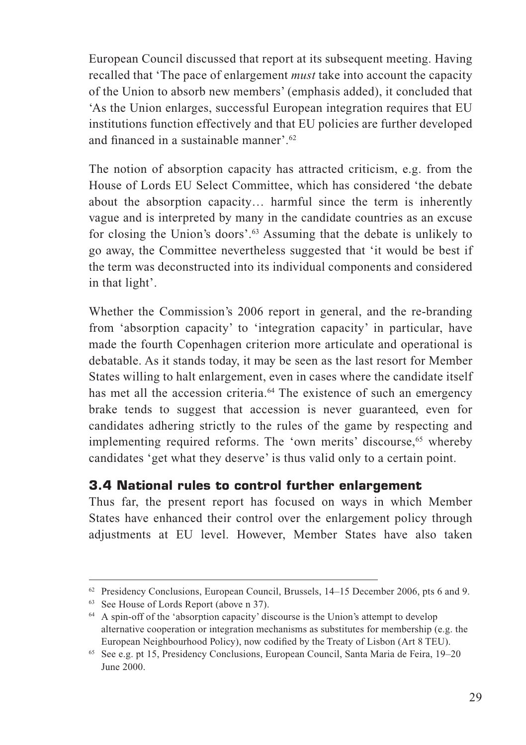European Council discussed that report at its subsequent meeting. Having recalled that 'The pace of enlargement *must* take into account the capacity of the Union to absorb new members' (emphasis added), it concluded that 'As the Union enlarges, successful European integration requires that EU institutions function effectively and that EU policies are further developed and financed in a sustainable manner'.[62]

The notion of absorption capacity has attracted criticism, e.g. from the House of Lords EU Select Committee, which has considered 'the debate about the absorption capacity… harmful since the term is inherently vague and is interpreted by many in the candidate countries as an excuse for closing the Union's doors'.[63] Assuming that the debate is unlikely to go away, the Committee nevertheless suggested that 'it would be best if the term was deconstructed into its individual components and considered in that light'.

Whether the Commission's 2006 report in general, and the re-branding from 'absorption capacity' to 'integration capacity' in particular, have made the fourth Copenhagen criterion more articulate and operational is debatable. As it stands today, it may be seen as the last resort for Member States willing to halt enlargement, even in cases where the candidate itself has met all the accession criteria.[64] The existence of such an emergency brake tends to suggest that accession is never guaranteed, even for candidates adhering strictly to the rules of the game by respecting and implementing required reforms. The 'own merits' discourse,[65] whereby candidates 'get what they deserve' is thus valid only to a certain point.

### 3.4 National rules to control further enlargement

Thus far, the present report has focused on ways in which Member States have enhanced their control over the enlargement policy through adjustments at EU level. However, Member States have also taken

---

[62] Presidency Conclusions, European Council, Brussels, 14–15 December 2006, pts 6 and 9.

[63] See House of Lords Report (above n 37).

[64] A spin-off of the 'absorption capacity' discourse is the Union's attempt to develop alternative cooperation or integration mechanisms as substitutes for membership (e.g. the European Neighbourhood Policy), now codified by the Treaty of Lisbon (Art 8 TEU).

[65] See e.g. pt 15, Presidency Conclusions, European Council, Santa Maria de Feira, 19–20 June 2000.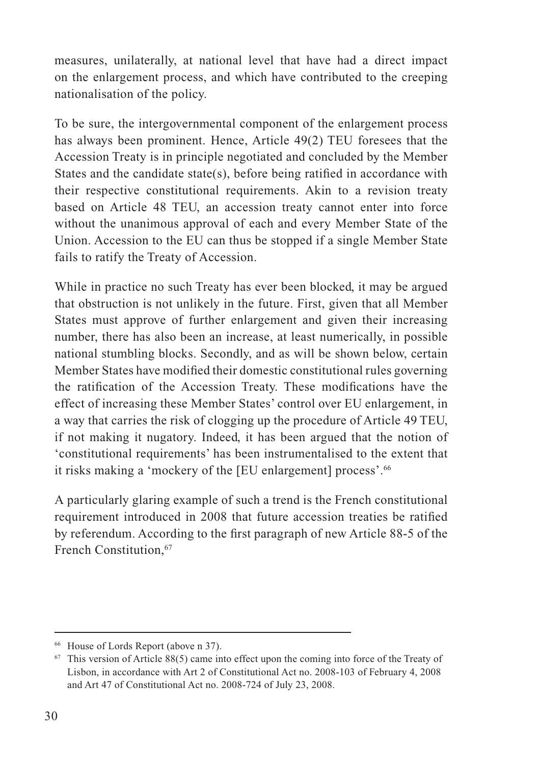measures, unilaterally, at national level that have had a direct impact on the enlargement process, and which have contributed to the creeping nationalisation of the policy.

To be sure, the intergovernmental component of the enlargement process has always been prominent. Hence, Article 49(2) TEU foresees that the Accession Treaty is in principle negotiated and concluded by the Member States and the candidate state(s), before being ratified in accordance with their respective constitutional requirements. Akin to a revision treaty based on Article 48 TEU, an accession treaty cannot enter into force without the unanimous approval of each and every Member State of the Union. Accession to the EU can thus be stopped if a single Member State fails to ratify the Treaty of Accession.

While in practice no such Treaty has ever been blocked, it may be argued that obstruction is not unlikely in the future. First, given that all Member States must approve of further enlargement and given their increasing number, there has also been an increase, at least numerically, in possible national stumbling blocks. Secondly, and as will be shown below, certain Member States have modified their domestic constitutional rules governing the ratification of the Accession Treaty. These modifications have the effect of increasing these Member States' control over EU enlargement, in a way that carries the risk of clogging up the procedure of Article 49 TEU, if not making it nugatory. Indeed, it has been argued that the notion of 'constitutional requirements' has been instrumentalised to the extent that it risks making a 'mockery of the [EU enlargement] process'.[66]

A particularly glaring example of such a trend is the French constitutional requirement introduced in 2008 that future accession treaties be ratified by referendum. According to the first paragraph of new Article 88-5 of the French Constitution,[67]

---

[66] House of Lords Report (above n 37).

[67] This version of Article 88(5) came into effect upon the coming into force of the Treaty of Lisbon, in accordance with Art 2 of Constitutional Act no. 2008-103 of February 4, 2008 and Art 47 of Constitutional Act no. 2008-724 of July 23, 2008.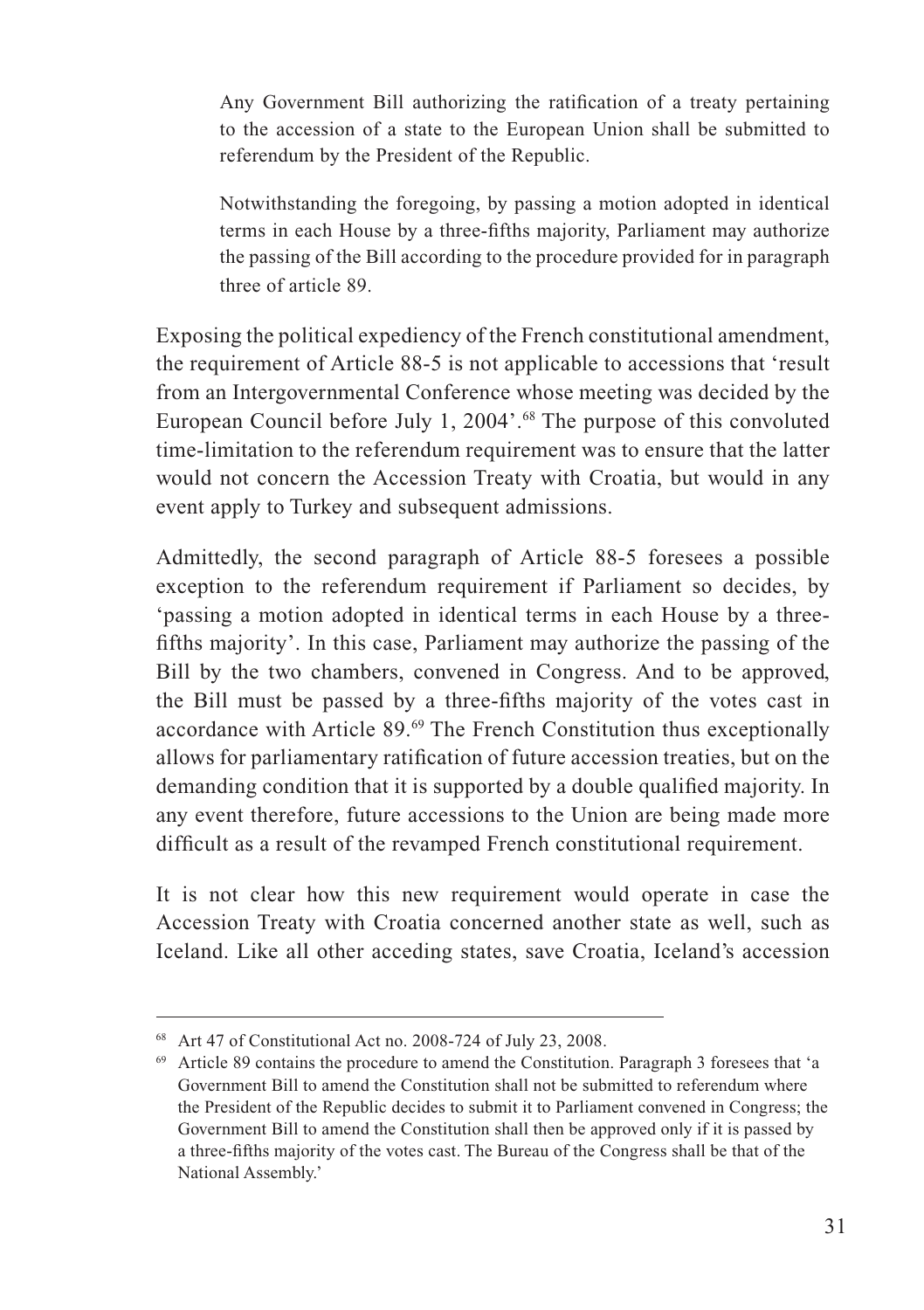> Any Government Bill authorizing the ratification of a treaty pertaining to the accession of a state to the European Union shall be submitted to referendum by the President of the Republic.
>
> Notwithstanding the foregoing, by passing a motion adopted in identical terms in each House by a three-fifths majority, Parliament may authorize the passing of the Bill according to the procedure provided for in paragraph three of article 89.

Exposing the political expediency of the French constitutional amendment, the requirement of Article 88-5 is not applicable to accessions that 'result from an Intergovernmental Conference whose meeting was decided by the European Council before July 1, 2004'.[68] The purpose of this convoluted time-limitation to the referendum requirement was to ensure that the latter would not concern the Accession Treaty with Croatia, but would in any event apply to Turkey and subsequent admissions.

Admittedly, the second paragraph of Article 88-5 foresees a possible exception to the referendum requirement if Parliament so decides, by 'passing a motion adopted in identical terms in each House by a three-fifths majority'. In this case, Parliament may authorize the passing of the Bill by the two chambers, convened in Congress. And to be approved, the Bill must be passed by a three-fifths majority of the votes cast in accordance with Article 89.[69] The French Constitution thus exceptionally allows for parliamentary ratification of future accession treaties, but on the demanding condition that it is supported by a double qualified majority. In any event therefore, future accessions to the Union are being made more difficult as a result of the revamped French constitutional requirement.

It is not clear how this new requirement would operate in case the Accession Treaty with Croatia concerned another state as well, such as Iceland. Like all other acceding states, save Croatia, Iceland's accession

---

[68] Art 47 of Constitutional Act no. 2008-724 of July 23, 2008.

[69] Article 89 contains the procedure to amend the Constitution. Paragraph 3 foresees that 'a Government Bill to amend the Constitution shall not be submitted to referendum where the President of the Republic decides to submit it to Parliament convened in Congress; the Government Bill to amend the Constitution shall then be approved only if it is passed by a three-fifths majority of the votes cast. The Bureau of the Congress shall be that of the National Assembly.'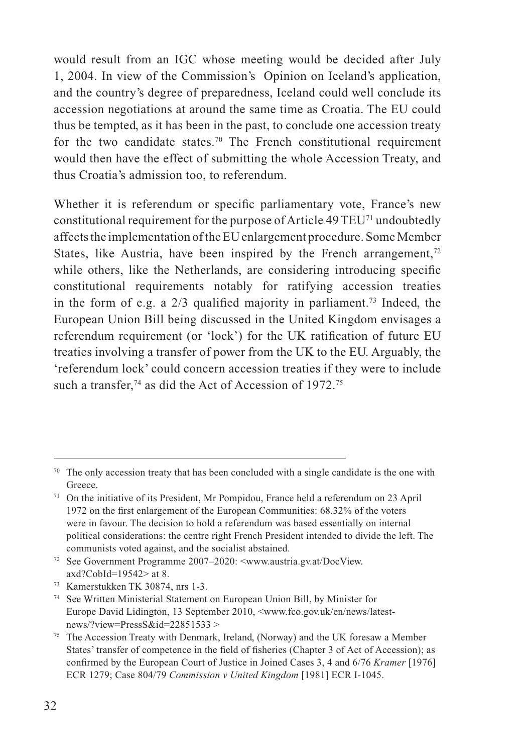would result from an IGC whose meeting would be decided after July 1, 2004. In view of the Commission's Opinion on Iceland's application, and the country's degree of preparedness, Iceland could well conclude its accession negotiations at around the same time as Croatia. The EU could thus be tempted, as it has been in the past, to conclude one accession treaty for the two candidate states.[70] The French constitutional requirement would then have the effect of submitting the whole Accession Treaty, and thus Croatia's admission too, to referendum.

Whether it is referendum or specific parliamentary vote, France's new constitutional requirement for the purpose of Article 49 TEU[71] undoubtedly affects the implementation of the EU enlargement procedure. Some Member States, like Austria, have been inspired by the French arrangement,[72] while others, like the Netherlands, are considering introducing specific constitutional requirements notably for ratifying accession treaties in the form of e.g. a 2/3 qualified majority in parliament.[73] Indeed, the European Union Bill being discussed in the United Kingdom envisages a referendum requirement (or 'lock') for the UK ratification of future EU treaties involving a transfer of power from the UK to the EU. Arguably, the 'referendum lock' could concern accession treaties if they were to include such a transfer,[74] as did the Act of Accession of 1972.[75]

---

[70] The only accession treaty that has been concluded with a single candidate is the one with Greece.

[71] On the initiative of its President, Mr Pompidou, France held a referendum on 23 April 1972 on the first enlargement of the European Communities: 68.32% of the voters were in favour. The decision to hold a referendum was based essentially on internal political considerations: the centre right French President intended to divide the left. The communists voted against, and the socialist abstained.

[72] See Government Programme 2007–2020: <www.austria.gv.at/DocView.axd?CobId=19542> at 8.

[73] Kamerstukken TK 30874, nrs 1-3.

[74] See Written Ministerial Statement on European Union Bill, by Minister for Europe David Lidington, 13 September 2010, <www.fco.gov.uk/en/news/latest-news/?view=PressS&id=22851533 >

[75] The Accession Treaty with Denmark, Ireland, (Norway) and the UK foresaw a Member States' transfer of competence in the field of fisheries (Chapter 3 of Act of Accession); as confirmed by the European Court of Justice in Joined Cases 3, 4 and 6/76 *Kramer* [1976] ECR 1279; Case 804/79 *Commission v United Kingdom* [1981] ECR I-1045.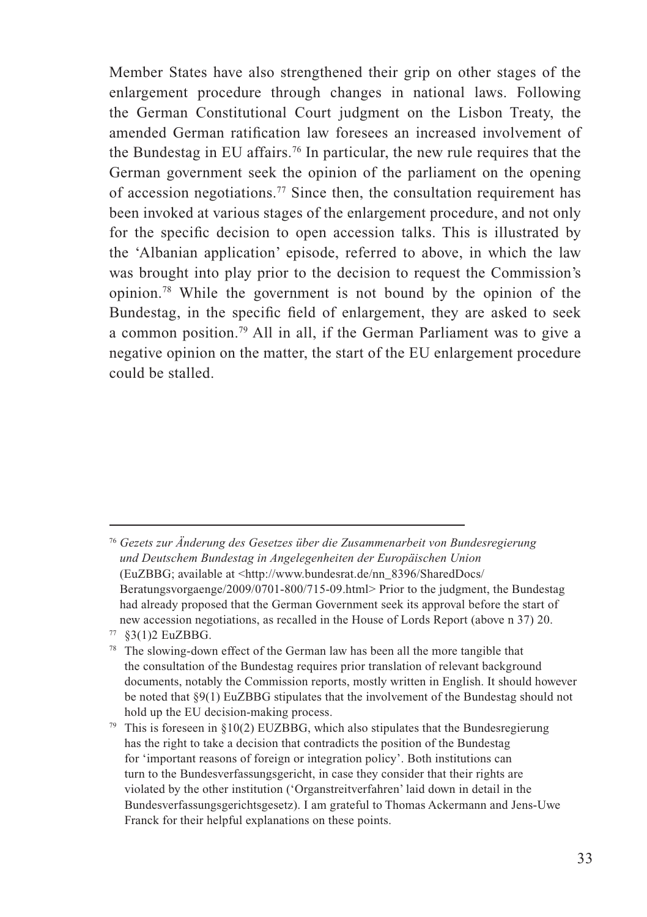Member States have also strengthened their grip on other stages of the enlargement procedure through changes in national laws. Following the German Constitutional Court judgment on the Lisbon Treaty, the amended German ratification law foresees an increased involvement of the Bundestag in EU affairs.[76] In particular, the new rule requires that the German government seek the opinion of the parliament on the opening of accession negotiations.[77] Since then, the consultation requirement has been invoked at various stages of the enlargement procedure, and not only for the specific decision to open accession talks. This is illustrated by the 'Albanian application' episode, referred to above, in which the law was brought into play prior to the decision to request the Commission's opinion.[78] While the government is not bound by the opinion of the Bundestag, in the specific field of enlargement, they are asked to seek a common position.[79] All in all, if the German Parliament was to give a negative opinion on the matter, the start of the EU enlargement procedure could be stalled.

---

[76] *Gezets zur Änderung des Gesetzes über die Zusammenarbeit von Bundesregierung und Deutschem Bundestag in Angelegenheiten der Europäischen Union* (EuZBBG; available at <http://www.bundesrat.de/nn_8396/SharedDocs/Beratungsvorgaenge/2009/0701-800/715-09.html> Prior to the judgment, the Bundestag had already proposed that the German Government seek its approval before the start of new accession negotiations, as recalled in the House of Lords Report (above n 37) 20.

[77] §3(1)2 EuZBBG.

[78] The slowing-down effect of the German law has been all the more tangible that the consultation of the Bundestag requires prior translation of relevant background documents, notably the Commission reports, mostly written in English. It should however be noted that §9(1) EuZBBG stipulates that the involvement of the Bundestag should not hold up the EU decision-making process.

[79] This is foreseen in §10(2) EUZBBG, which also stipulates that the Bundesregierung has the right to take a decision that contradicts the position of the Bundestag for 'important reasons of foreign or integration policy'. Both institutions can turn to the Bundesverfassungsgericht, in case they consider that their rights are violated by the other institution ('Organstreitverfahren' laid down in detail in the Bundesverfassungsgerichtsgesetz). I am grateful to Thomas Ackermann and Jens-Uwe Franck for their helpful explanations on these points.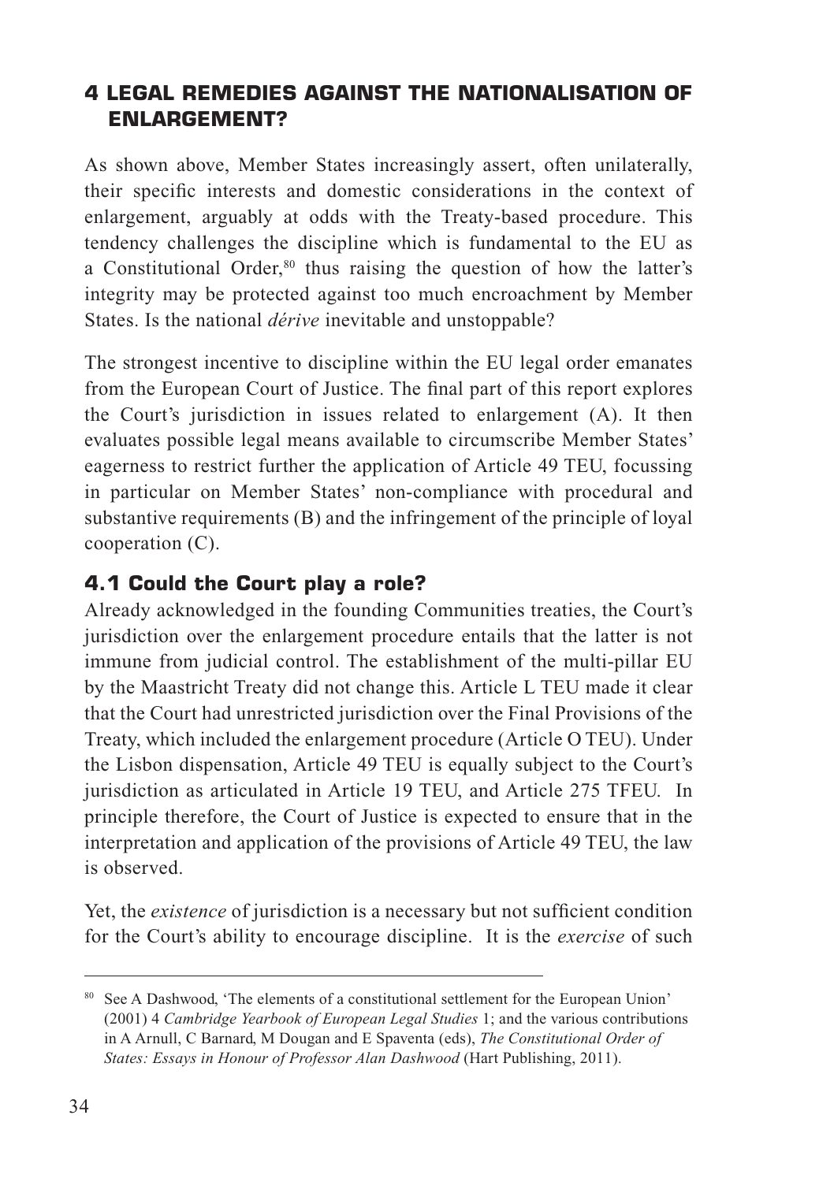## 4 LEGAL REMEDIES AGAINST THE NATIONALISATION OF ENLARGEMENT?

As shown above, Member States increasingly assert, often unilaterally, their specific interests and domestic considerations in the context of enlargement, arguably at odds with the Treaty-based procedure. This tendency challenges the discipline which is fundamental to the EU as a Constitutional Order,[80] thus raising the question of how the latter's integrity may be protected against too much encroachment by Member States. Is the national *dérive* inevitable and unstoppable?

The strongest incentive to discipline within the EU legal order emanates from the European Court of Justice. The final part of this report explores the Court's jurisdiction in issues related to enlargement (A). It then evaluates possible legal means available to circumscribe Member States' eagerness to restrict further the application of Article 49 TEU, focussing in particular on Member States' non-compliance with procedural and substantive requirements (B) and the infringement of the principle of loyal cooperation (C).

### 4.1 Could the Court play a role?

Already acknowledged in the founding Communities treaties, the Court's jurisdiction over the enlargement procedure entails that the latter is not immune from judicial control. The establishment of the multi-pillar EU by the Maastricht Treaty did not change this. Article L TEU made it clear that the Court had unrestricted jurisdiction over the Final Provisions of the Treaty, which included the enlargement procedure (Article O TEU). Under the Lisbon dispensation, Article 49 TEU is equally subject to the Court's jurisdiction as articulated in Article 19 TEU, and Article 275 TFEU. In principle therefore, the Court of Justice is expected to ensure that in the interpretation and application of the provisions of Article 49 TEU, the law is observed.

Yet, the *existence* of jurisdiction is a necessary but not sufficient condition for the Court's ability to encourage discipline. It is the *exercise* of such

[80] See A Dashwood, 'The elements of a constitutional settlement for the European Union' (2001) 4 *Cambridge Yearbook of European Legal Studies* 1; and the various contributions in A Arnull, C Barnard, M Dougan and E Spaventa (eds), *The Constitutional Order of States: Essays in Honour of Professor Alan Dashwood* (Hart Publishing, 2011).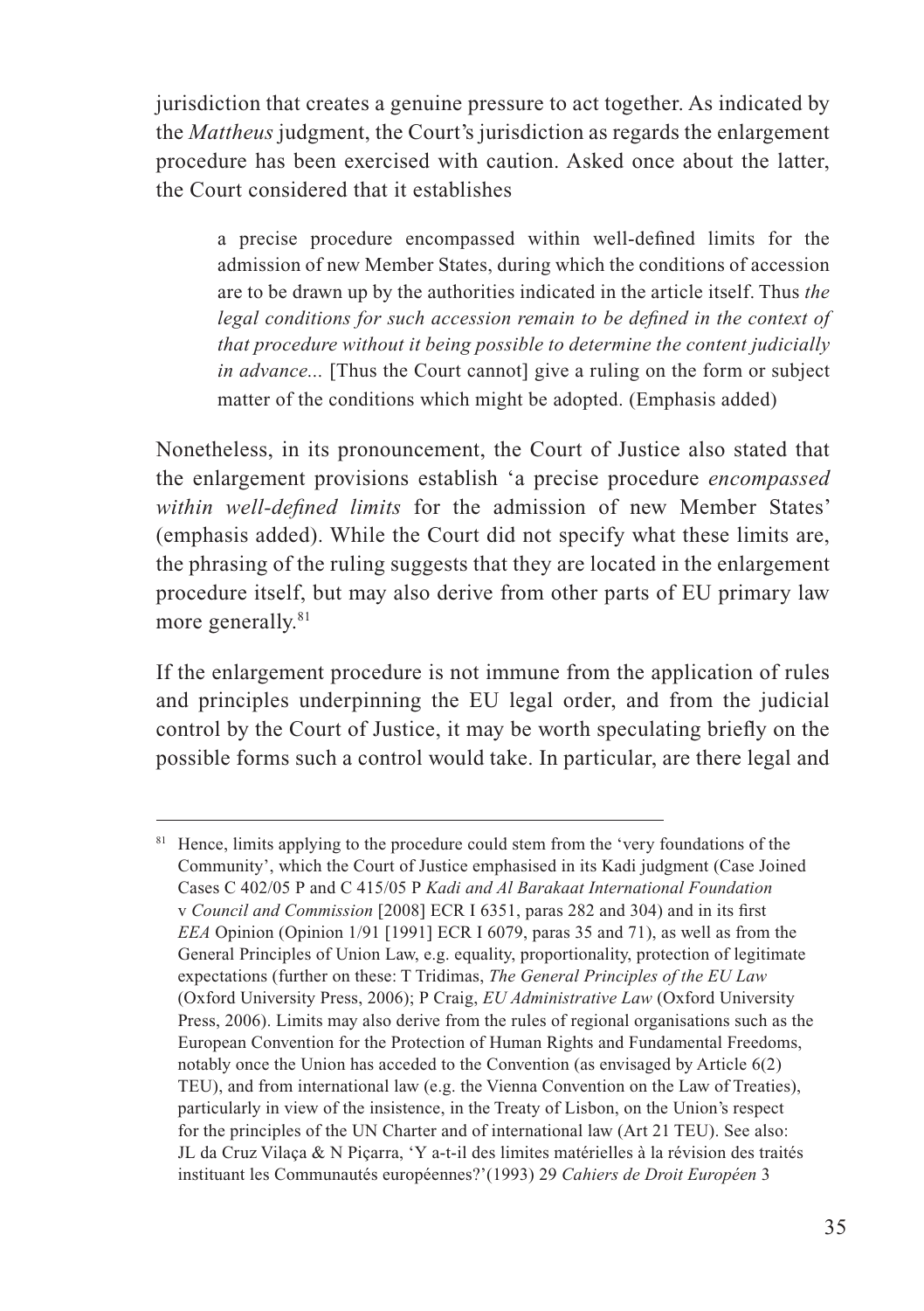jurisdiction that creates a genuine pressure to act together. As indicated by the *Mattheus* judgment, the Court's jurisdiction as regards the enlargement procedure has been exercised with caution. Asked once about the latter, the Court considered that it establishes

> a precise procedure encompassed within well-defined limits for the admission of new Member States, during which the conditions of accession are to be drawn up by the authorities indicated in the article itself. Thus *the legal conditions for such accession remain to be defined in the context of that procedure without it being possible to determine the content judicially in advance...* [Thus the Court cannot] give a ruling on the form or subject matter of the conditions which might be adopted. (Emphasis added)

Nonetheless, in its pronouncement, the Court of Justice also stated that the enlargement provisions establish 'a precise procedure *encompassed within well-defined limits* for the admission of new Member States' (emphasis added). While the Court did not specify what these limits are, the phrasing of the ruling suggests that they are located in the enlargement procedure itself, but may also derive from other parts of EU primary law more generally.[81]

If the enlargement procedure is not immune from the application of rules and principles underpinning the EU legal order, and from the judicial control by the Court of Justice, it may be worth speculating briefly on the possible forms such a control would take. In particular, are there legal and

---

[81] Hence, limits applying to the procedure could stem from the 'very foundations of the Community', which the Court of Justice emphasised in its Kadi judgment (Case Joined Cases C 402/05 P and C 415/05 P *Kadi and Al Barakaat International Foundation* v *Council and Commission* [2008] ECR I 6351, paras 282 and 304) and in its first *EEA* Opinion (Opinion 1/91 [1991] ECR I 6079, paras 35 and 71), as well as from the General Principles of Union Law, e.g. equality, proportionality, protection of legitimate expectations (further on these: T Tridimas, *The General Principles of the EU Law* (Oxford University Press, 2006); P Craig, *EU Administrative Law* (Oxford University Press, 2006). Limits may also derive from the rules of regional organisations such as the European Convention for the Protection of Human Rights and Fundamental Freedoms, notably once the Union has acceded to the Convention (as envisaged by Article 6(2) TEU), and from international law (e.g. the Vienna Convention on the Law of Treaties), particularly in view of the insistence, in the Treaty of Lisbon, on the Union's respect for the principles of the UN Charter and of international law (Art 21 TEU). See also: JL da Cruz Vilaça & N Piçarra, 'Y a-t-il des limites matérielles à la révision des traités instituant les Communautés européennes?'(1993) 29 *Cahiers de Droit Européen* 3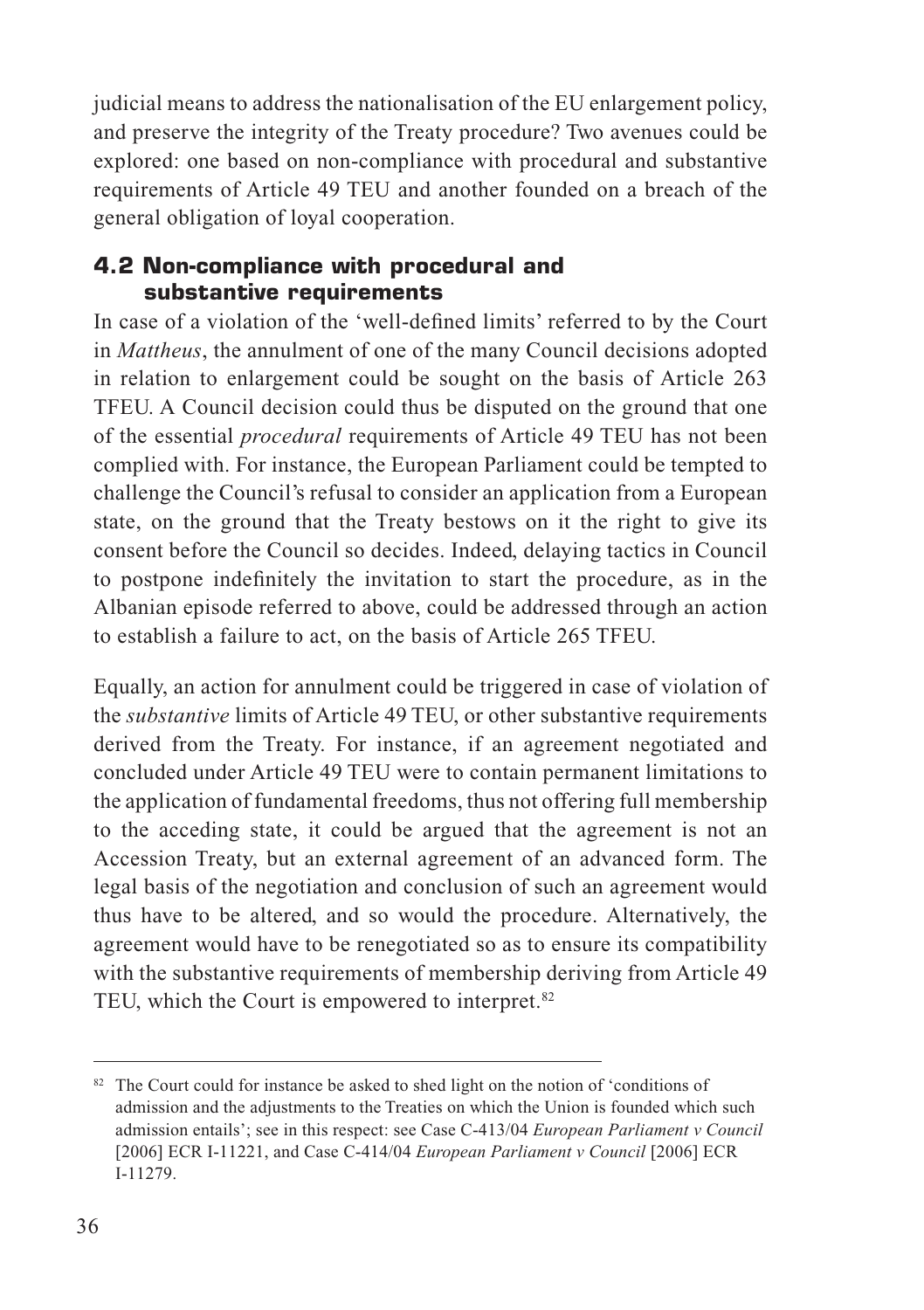judicial means to address the nationalisation of the EU enlargement policy, and preserve the integrity of the Treaty procedure? Two avenues could be explored: one based on non-compliance with procedural and substantive requirements of Article 49 TEU and another founded on a breach of the general obligation of loyal cooperation.

## 4.2 Non-compliance with procedural and substantive requirements

In case of a violation of the 'well-defined limits' referred to by the Court in *Mattheus*, the annulment of one of the many Council decisions adopted in relation to enlargement could be sought on the basis of Article 263 TFEU. A Council decision could thus be disputed on the ground that one of the essential *procedural* requirements of Article 49 TEU has not been complied with. For instance, the European Parliament could be tempted to challenge the Council's refusal to consider an application from a European state, on the ground that the Treaty bestows on it the right to give its consent before the Council so decides. Indeed, delaying tactics in Council to postpone indefinitely the invitation to start the procedure, as in the Albanian episode referred to above, could be addressed through an action to establish a failure to act, on the basis of Article 265 TFEU.

Equally, an action for annulment could be triggered in case of violation of the *substantive* limits of Article 49 TEU, or other substantive requirements derived from the Treaty. For instance, if an agreement negotiated and concluded under Article 49 TEU were to contain permanent limitations to the application of fundamental freedoms, thus not offering full membership to the acceding state, it could be argued that the agreement is not an Accession Treaty, but an external agreement of an advanced form. The legal basis of the negotiation and conclusion of such an agreement would thus have to be altered, and so would the procedure. Alternatively, the agreement would have to be renegotiated so as to ensure its compatibility with the substantive requirements of membership deriving from Article 49 TEU, which the Court is empowered to interpret.[82]

---

[82] The Court could for instance be asked to shed light on the notion of 'conditions of admission and the adjustments to the Treaties on which the Union is founded which such admission entails'; see in this respect: see Case C-413/04 *European Parliament v Council* [2006] ECR I-11221, and Case C-414/04 *European Parliament v Council* [2006] ECR I-11279.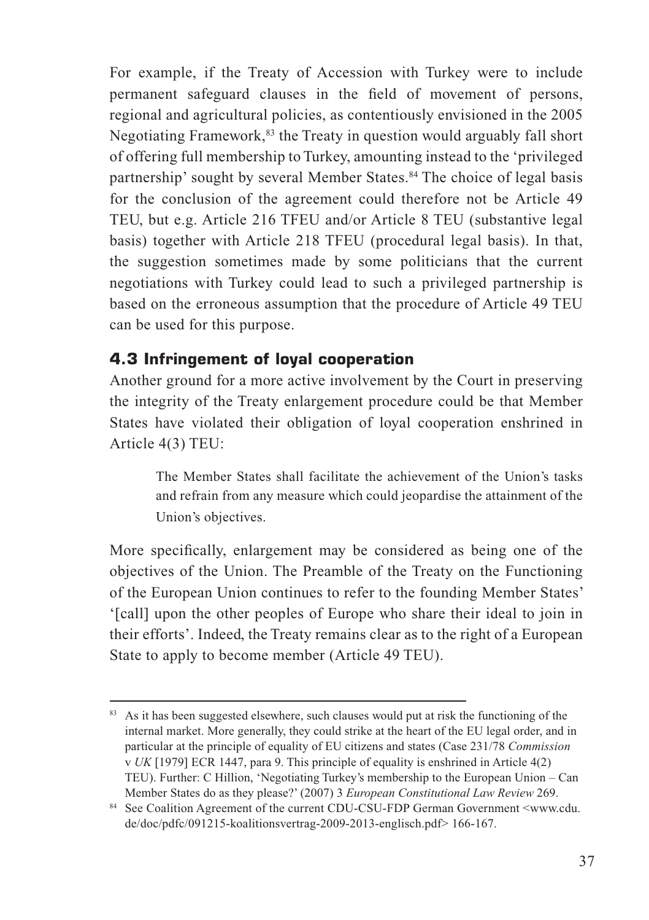For example, if the Treaty of Accession with Turkey were to include permanent safeguard clauses in the field of movement of persons, regional and agricultural policies, as contentiously envisioned in the 2005 Negotiating Framework,[83] the Treaty in question would arguably fall short of offering full membership to Turkey, amounting instead to the 'privileged partnership' sought by several Member States.[84] The choice of legal basis for the conclusion of the agreement could therefore not be Article 49 TEU, but e.g. Article 216 TFEU and/or Article 8 TEU (substantive legal basis) together with Article 218 TFEU (procedural legal basis). In that, the suggestion sometimes made by some politicians that the current negotiations with Turkey could lead to such a privileged partnership is based on the erroneous assumption that the procedure of Article 49 TEU can be used for this purpose.

### 4.3 Infringement of loyal cooperation

Another ground for a more active involvement by the Court in preserving the integrity of the Treaty enlargement procedure could be that Member States have violated their obligation of loyal cooperation enshrined in Article 4(3) TEU:

> The Member States shall facilitate the achievement of the Union's tasks and refrain from any measure which could jeopardise the attainment of the Union's objectives.

More specifically, enlargement may be considered as being one of the objectives of the Union. The Preamble of the Treaty on the Functioning of the European Union continues to refer to the founding Member States' '[call] upon the other peoples of Europe who share their ideal to join in their efforts'. Indeed, the Treaty remains clear as to the right of a European State to apply to become member (Article 49 TEU).

---

[83] As it has been suggested elsewhere, such clauses would put at risk the functioning of the internal market. More generally, they could strike at the heart of the EU legal order, and in particular at the principle of equality of EU citizens and states (Case 231/78 *Commission* v *UK* [1979] ECR 1447, para 9. This principle of equality is enshrined in Article 4(2) TEU). Further: C Hillion, 'Negotiating Turkey's membership to the European Union – Can Member States do as they please?' (2007) 3 *European Constitutional Law Review* 269.

[84] See Coalition Agreement of the current CDU-CSU-FDP German Government <www.cdu.de/doc/pdfc/091215-koalitionsvertrag-2009-2013-englisch.pdf> 166-167.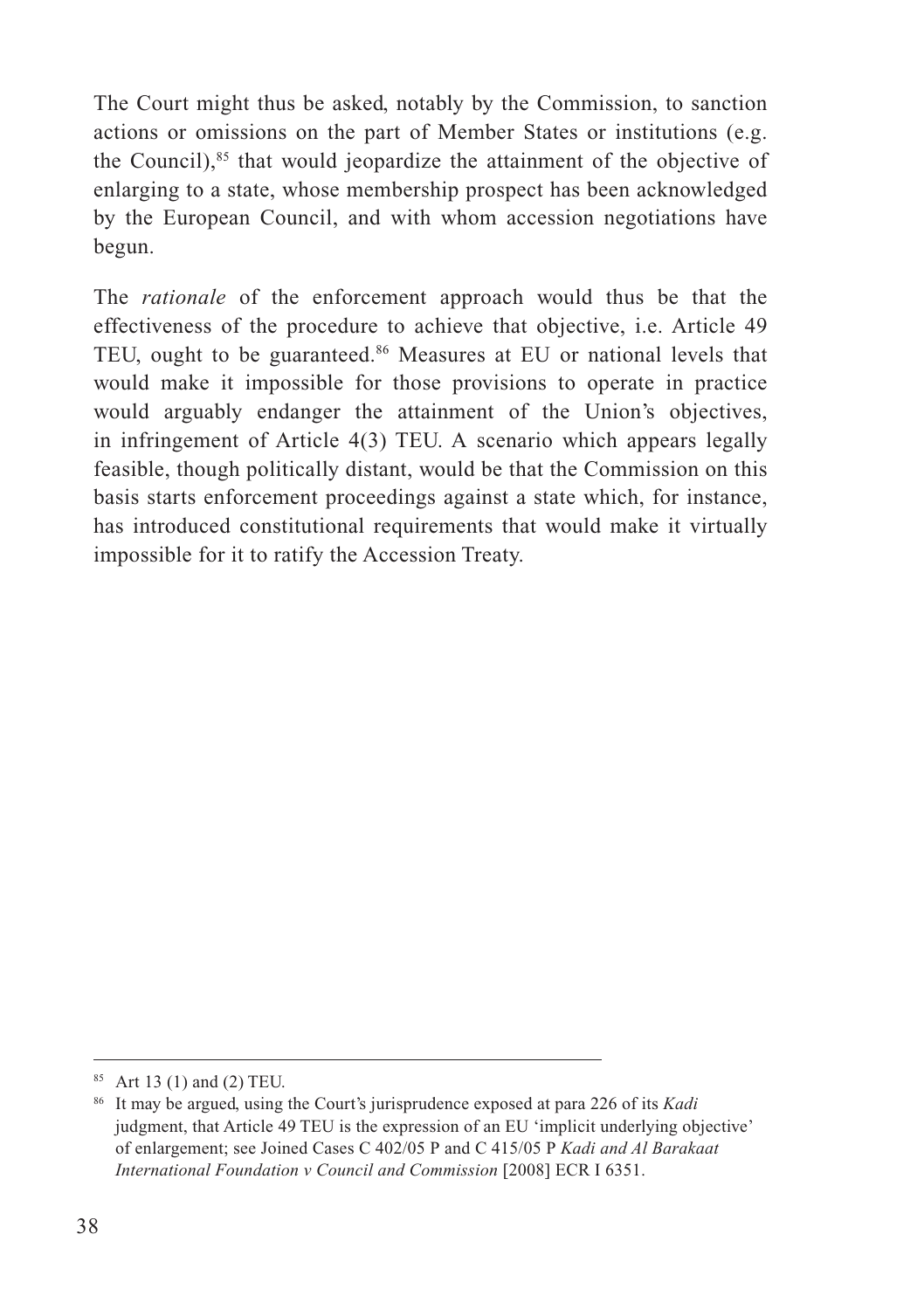The Court might thus be asked, notably by the Commission, to sanction actions or omissions on the part of Member States or institutions (e.g. the Council),[85] that would jeopardize the attainment of the objective of enlarging to a state, whose membership prospect has been acknowledged by the European Council, and with whom accession negotiations have begun.

The *rationale* of the enforcement approach would thus be that the effectiveness of the procedure to achieve that objective, i.e. Article 49 TEU, ought to be guaranteed.[86] Measures at EU or national levels that would make it impossible for those provisions to operate in practice would arguably endanger the attainment of the Union's objectives, in infringement of Article 4(3) TEU. A scenario which appears legally feasible, though politically distant, would be that the Commission on this basis starts enforcement proceedings against a state which, for instance, has introduced constitutional requirements that would make it virtually impossible for it to ratify the Accession Treaty.

---

[85] Art 13 (1) and (2) TEU.

[86] It may be argued, using the Court's jurisprudence exposed at para 226 of its *Kadi* judgment, that Article 49 TEU is the expression of an EU 'implicit underlying objective' of enlargement; see Joined Cases C 402/05 P and C 415/05 P *Kadi and Al Barakaat International Foundation v Council and Commission* [2008] ECR I 6351.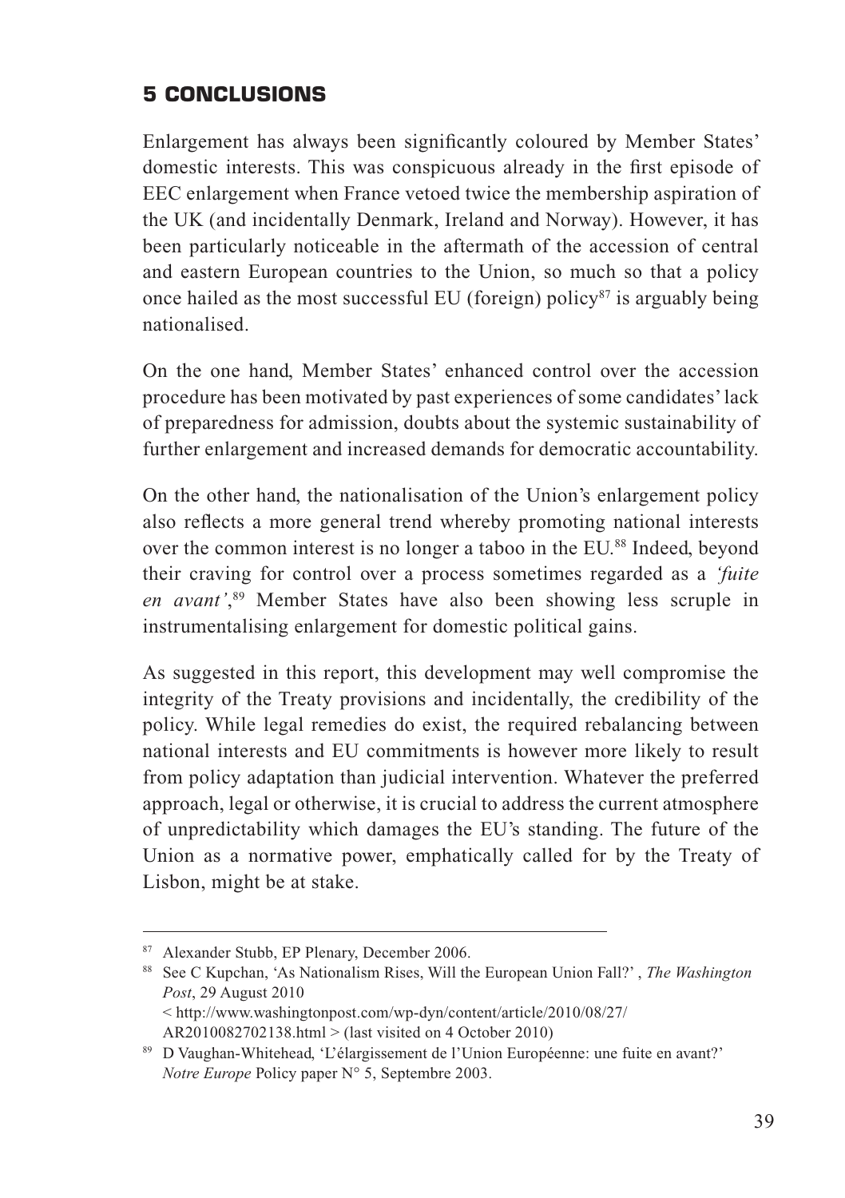## 5 CONCLUSIONS

Enlargement has always been significantly coloured by Member States' domestic interests. This was conspicuous already in the first episode of EEC enlargement when France vetoed twice the membership aspiration of the UK (and incidentally Denmark, Ireland and Norway). However, it has been particularly noticeable in the aftermath of the accession of central and eastern European countries to the Union, so much so that a policy once hailed as the most successful EU (foreign) policy[87] is arguably being nationalised.

On the one hand, Member States' enhanced control over the accession procedure has been motivated by past experiences of some candidates' lack of preparedness for admission, doubts about the systemic sustainability of further enlargement and increased demands for democratic accountability.

On the other hand, the nationalisation of the Union's enlargement policy also reflects a more general trend whereby promoting national interests over the common interest is no longer a taboo in the EU.[88] Indeed, beyond their craving for control over a process sometimes regarded as a *'fuite en avant'*,[89] Member States have also been showing less scruple in instrumentalising enlargement for domestic political gains.

As suggested in this report, this development may well compromise the integrity of the Treaty provisions and incidentally, the credibility of the policy. While legal remedies do exist, the required rebalancing between national interests and EU commitments is however more likely to result from policy adaptation than judicial intervention. Whatever the preferred approach, legal or otherwise, it is crucial to address the current atmosphere of unpredictability which damages the EU's standing. The future of the Union as a normative power, emphatically called for by the Treaty of Lisbon, might be at stake.

---

[87] Alexander Stubb, EP Plenary, December 2006.

[88] See C Kupchan, 'As Nationalism Rises, Will the European Union Fall?' , *The Washington Post*, 29 August 2010 < http://www.washingtonpost.com/wp-dyn/content/article/2010/08/27/AR2010082702138.html > (last visited on 4 October 2010)

[89] D Vaughan-Whitehead, 'L'élargissement de l'Union Européenne: une fuite en avant?' *Notre Europe* Policy paper N° 5, Septembre 2003.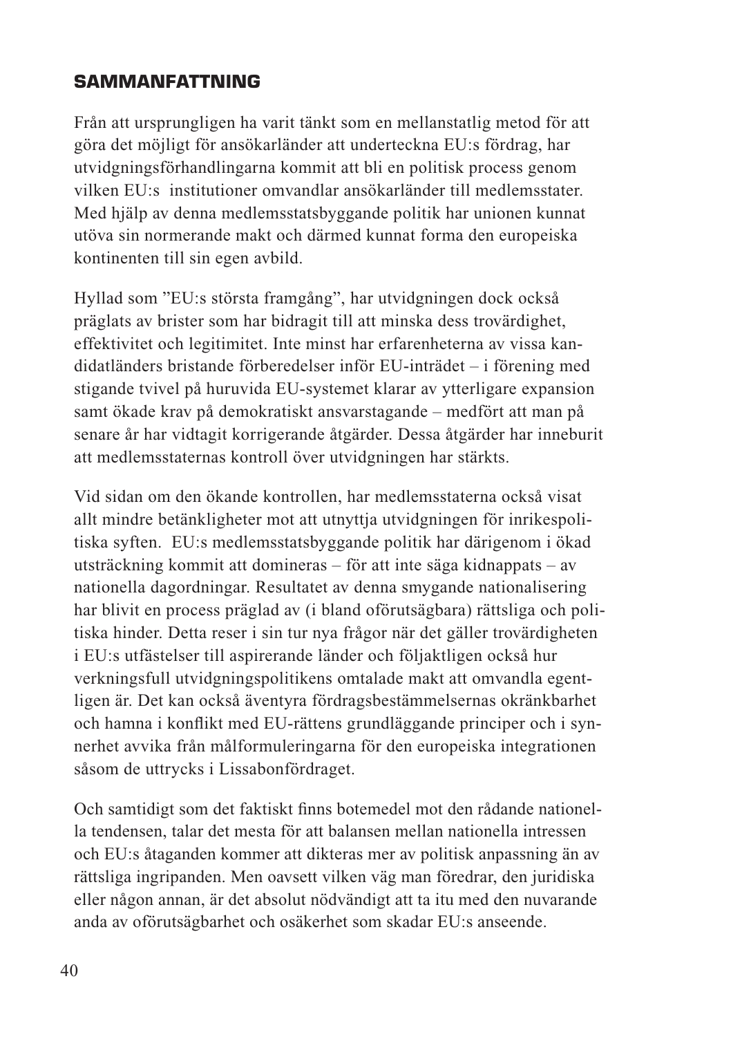## SAMMANFATTNING

Från att ursprungligen ha varit tänkt som en mellanstatlig metod för att göra det möjligt för ansökarländer att underteckna EU:s fördrag, har utvidgningsförhandlingarna kommit att bli en politisk process genom vilken EU:s institutioner omvandlar ansökarländer till medlemsstater. Med hjälp av denna medlemsstatsbyggande politik har unionen kunnat utöva sin normerande makt och därmed kunnat forma den europeiska kontinenten till sin egen avbild.

Hyllad som ”EU:s största framgång”, har utvidgningen dock också präglats av brister som har bidragit till att minska dess trovärdighet, effektivitet och legitimitet. Inte minst har erfarenheterna av vissa kandidatländers bristande förberedelser inför EU-inträdet – i förening med stigande tvivel på huruvida EU-systemet klarar av ytterligare expansion samt ökade krav på demokratiskt ansvarstagande – medfört att man på senare år har vidtagit korrigerande åtgärder. Dessa åtgärder har inneburit att medlemsstaternas kontroll över utvidgningen har stärkts.

Vid sidan om den ökande kontrollen, har medlemsstaterna också visat allt mindre betänkligheter mot att utnyttja utvidgningen för inrikespolitiska syften. EU:s medlemsstatsbyggande politik har därigenom i ökad utsträckning kommit att domineras – för att inte säga kidnappats – av nationella dagordningar. Resultatet av denna smygande nationalisering har blivit en process präglad av (i bland oförutsägbara) rättsliga och politiska hinder. Detta reser i sin tur nya frågor när det gäller trovärdigheten i EU:s utfästelser till aspirerande länder och följaktligen också hur verkningsfull utvidgningspolitikens omtalade makt att omvandla egentligen är. Det kan också äventyra fördragsbestämmelsernas okränkbarhet och hamna i konflikt med EU-rättens grundläggande principer och i synnerhet avvika från målformuleringarna för den europeiska integrationen såsom de uttrycks i Lissabonfördraget.

Och samtidigt som det faktiskt finns botemedel mot den rådande nationella tendensen, talar det mesta för att balansen mellan nationella intressen och EU:s åtaganden kommer att dikteras mer av politisk anpassning än av rättsliga ingripanden. Men oavsett vilken väg man föredrar, den juridiska eller någon annan, är det absolut nödvändigt att ta itu med den nuvarande anda av oförutsägbarhet och osäkerhet som skadar EU:s anseende.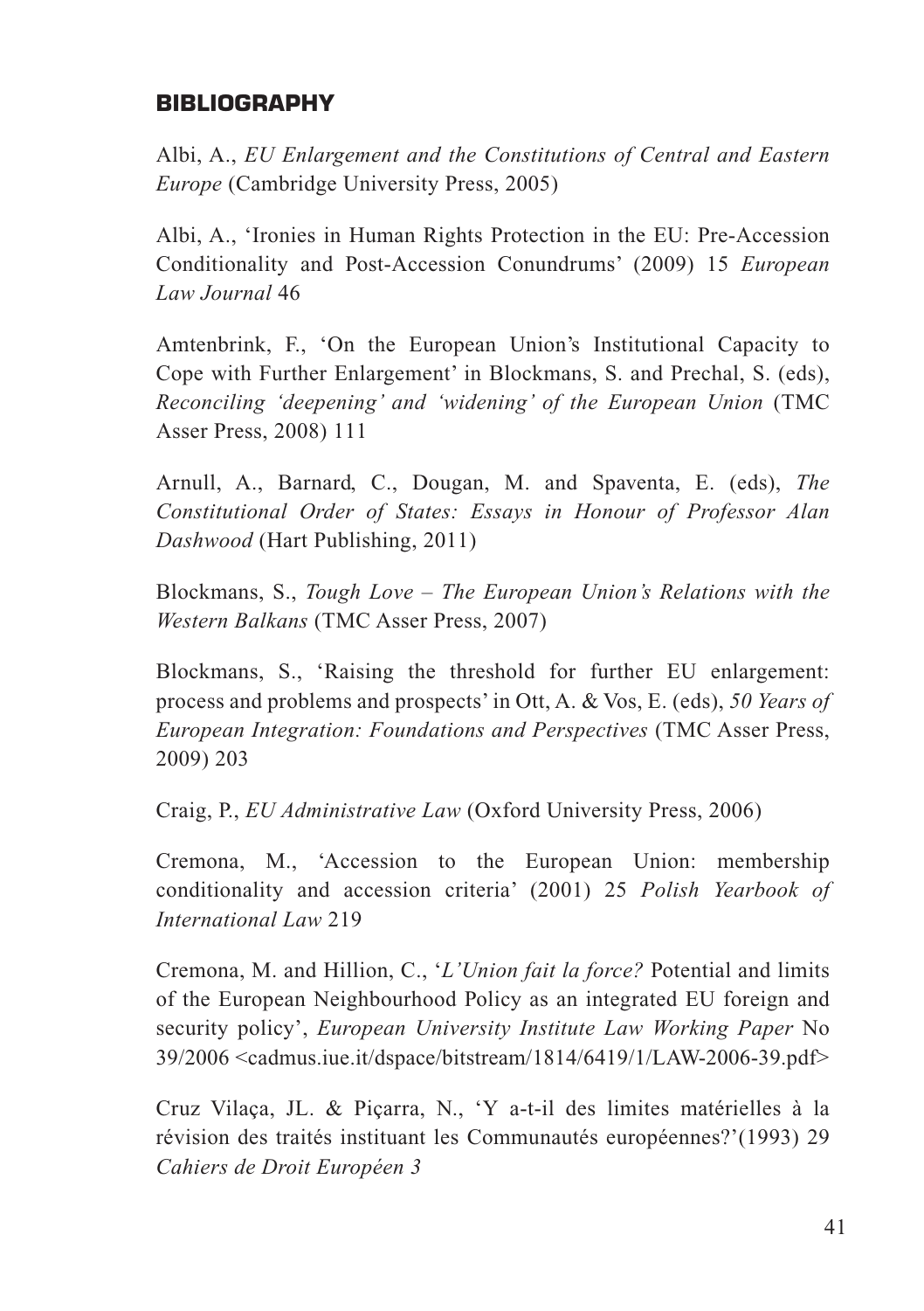## BIBLIOGRAPHY

Albi, A., *EU Enlargement and the Constitutions of Central and Eastern Europe* (Cambridge University Press, 2005)

Albi, A., 'Ironies in Human Rights Protection in the EU: Pre-Accession Conditionality and Post-Accession Conundrums' (2009) 15 *European Law Journal* 46

Amtenbrink, F., 'On the European Union's Institutional Capacity to Cope with Further Enlargement' in Blockmans, S. and Prechal, S. (eds), *Reconciling 'deepening' and 'widening' of the European Union* (TMC Asser Press, 2008) 111

Arnull, A., Barnard, C., Dougan, M. and Spaventa, E. (eds), *The Constitutional Order of States: Essays in Honour of Professor Alan Dashwood* (Hart Publishing, 2011)

Blockmans, S., *Tough Love – The European Union's Relations with the Western Balkans* (TMC Asser Press, 2007)

Blockmans, S., 'Raising the threshold for further EU enlargement: process and problems and prospects' in Ott, A. & Vos, E. (eds), *50 Years of European Integration: Foundations and Perspectives* (TMC Asser Press, 2009) 203

Craig, P., *EU Administrative Law* (Oxford University Press, 2006)

Cremona, M., 'Accession to the European Union: membership conditionality and accession criteria' (2001) 25 *Polish Yearbook of International Law* 219

Cremona, M. and Hillion, C., '*L'Union fait la force?* Potential and limits of the European Neighbourhood Policy as an integrated EU foreign and security policy', *European University Institute Law Working Paper* No 39/2006 <cadmus.iue.it/dspace/bitstream/1814/6419/1/LAW-2006-39.pdf>

Cruz Vilaça, JL. & Piçarra, N., 'Y a-t-il des limites matérielles à la révision des traités instituant les Communautés européennes?'(1993) 29 *Cahiers de Droit Européen 3*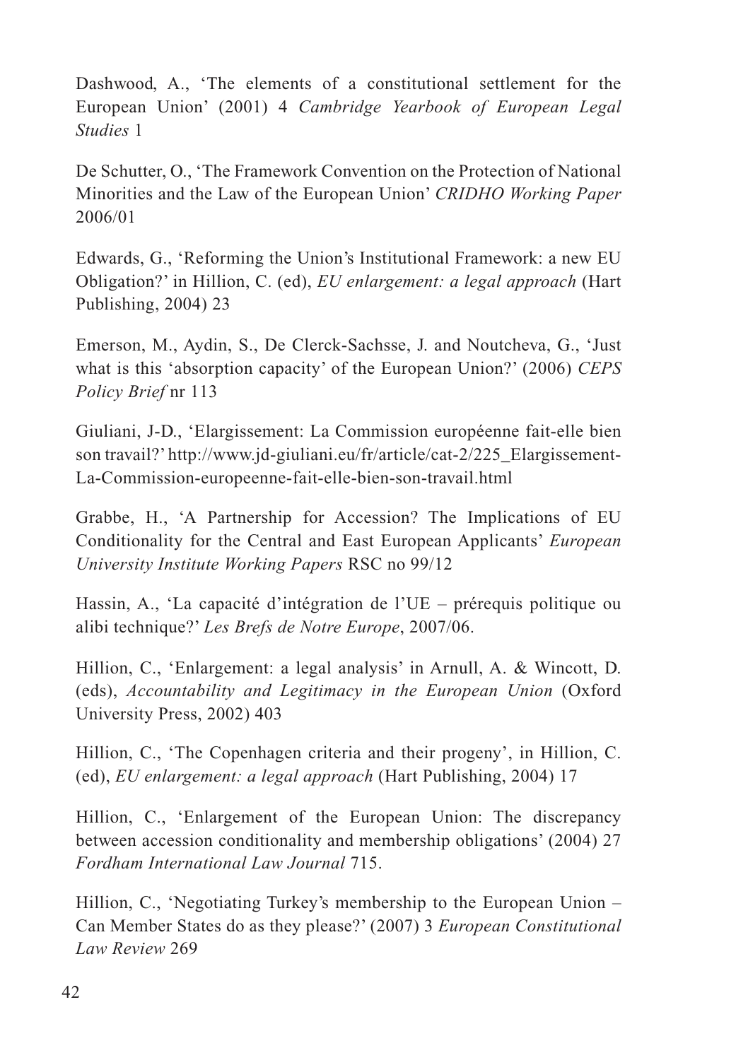Dashwood, A., 'The elements of a constitutional settlement for the European Union' (2001) 4 *Cambridge Yearbook of European Legal Studies* 1

De Schutter, O., 'The Framework Convention on the Protection of National Minorities and the Law of the European Union' *CRIDHO Working Paper* 2006/01

Edwards, G., 'Reforming the Union's Institutional Framework: a new EU Obligation?' in Hillion, C. (ed), *EU enlargement: a legal approach* (Hart Publishing, 2004) 23

Emerson, M., Aydin, S., De Clerck-Sachsse, J. and Noutcheva, G., 'Just what is this 'absorption capacity' of the European Union?' (2006) *CEPS Policy Brief* nr 113

Giuliani, J-D., 'Elargissement: La Commission européenne fait-elle bien son travail?' http://www.jd-giuliani.eu/fr/article/cat-2/225_Elargissement-La-Commission-europeenne-fait-elle-bien-son-travail.html

Grabbe, H., 'A Partnership for Accession? The Implications of EU Conditionality for the Central and East European Applicants' *European University Institute Working Papers* RSC no 99/12

Hassin, A., 'La capacité d'intégration de l'UE – prérequis politique ou alibi technique?' *Les Brefs de Notre Europe*, 2007/06.

Hillion, C., 'Enlargement: a legal analysis' in Arnull, A. & Wincott, D. (eds), *Accountability and Legitimacy in the European Union* (Oxford University Press, 2002) 403

Hillion, C., 'The Copenhagen criteria and their progeny', in Hillion, C. (ed), *EU enlargement: a legal approach* (Hart Publishing, 2004) 17

Hillion, C., 'Enlargement of the European Union: The discrepancy between accession conditionality and membership obligations' (2004) 27 *Fordham International Law Journal* 715.

Hillion, C., 'Negotiating Turkey's membership to the European Union – Can Member States do as they please?' (2007) 3 *European Constitutional Law Review* 269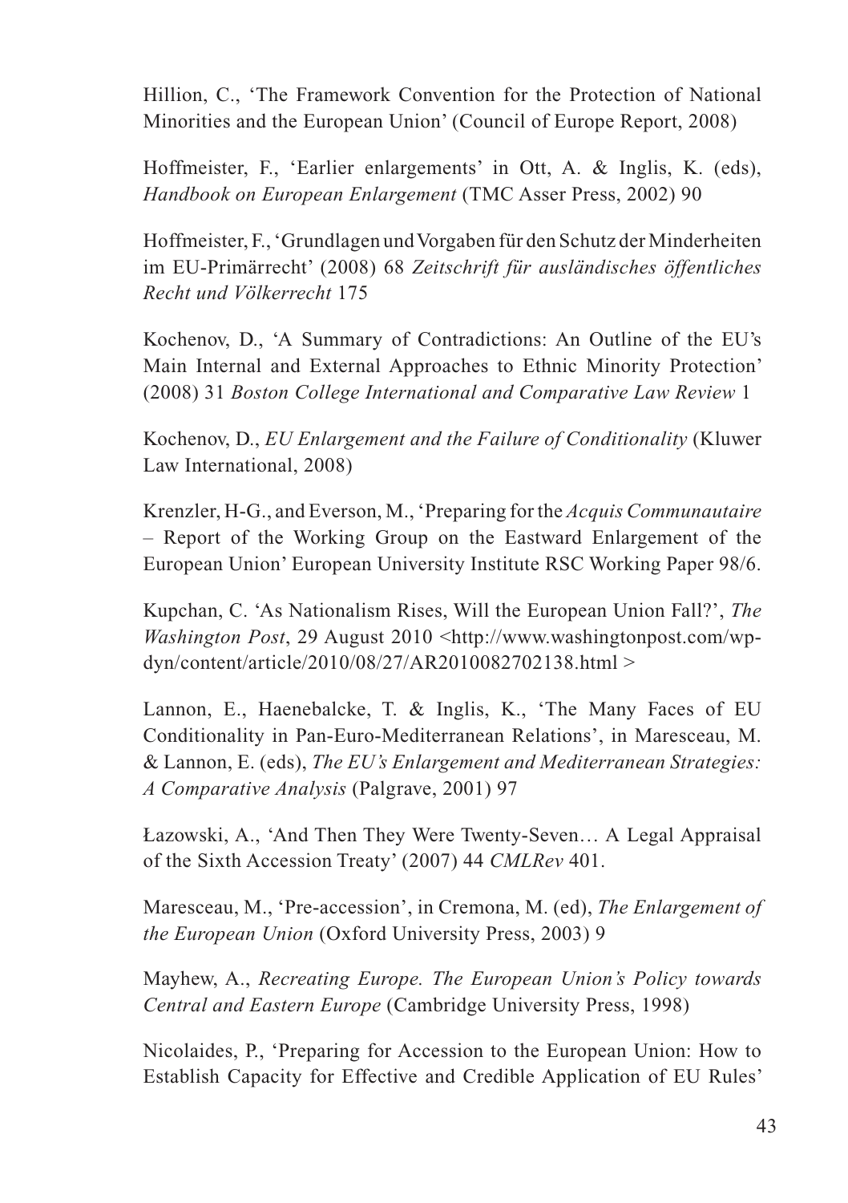Hillion, C., 'The Framework Convention for the Protection of National Minorities and the European Union' (Council of Europe Report, 2008)

Hoffmeister, F., 'Earlier enlargements' in Ott, A. & Inglis, K. (eds), *Handbook on European Enlargement* (TMC Asser Press, 2002) 90

Hoffmeister, F., 'Grundlagen und Vorgaben für den Schutz der Minderheiten im EU-Primärrecht' (2008) 68 *Zeitschrift für ausländisches öffentliches Recht und Völkerrecht* 175

Kochenov, D., 'A Summary of Contradictions: An Outline of the EU's Main Internal and External Approaches to Ethnic Minority Protection' (2008) 31 *Boston College International and Comparative Law Review* 1

Kochenov, D., *EU Enlargement and the Failure of Conditionality* (Kluwer Law International, 2008)

Krenzler, H-G., and Everson, M., 'Preparing for the *Acquis Communautaire* – Report of the Working Group on the Eastward Enlargement of the European Union' European University Institute RSC Working Paper 98/6.

Kupchan, C. 'As Nationalism Rises, Will the European Union Fall?', *The Washington Post*, 29 August 2010 <http://www.washingtonpost.com/wp-dyn/content/article/2010/08/27/AR2010082702138.html >

Lannon, E., Haenebalcke, T. & Inglis, K., 'The Many Faces of EU Conditionality in Pan-Euro-Mediterranean Relations', in Maresceau, M. & Lannon, E. (eds), *The EU's Enlargement and Mediterranean Strategies: A Comparative Analysis* (Palgrave, 2001) 97

Łazowski, A., 'And Then They Were Twenty-Seven… A Legal Appraisal of the Sixth Accession Treaty' (2007) 44 *CMLRev* 401.

Maresceau, M., 'Pre-accession', in Cremona, M. (ed), *The Enlargement of the European Union* (Oxford University Press, 2003) 9

Mayhew, A., *Recreating Europe. The European Union's Policy towards Central and Eastern Europe* (Cambridge University Press, 1998)

Nicolaides, P., 'Preparing for Accession to the European Union: How to Establish Capacity for Effective and Credible Application of EU Rules'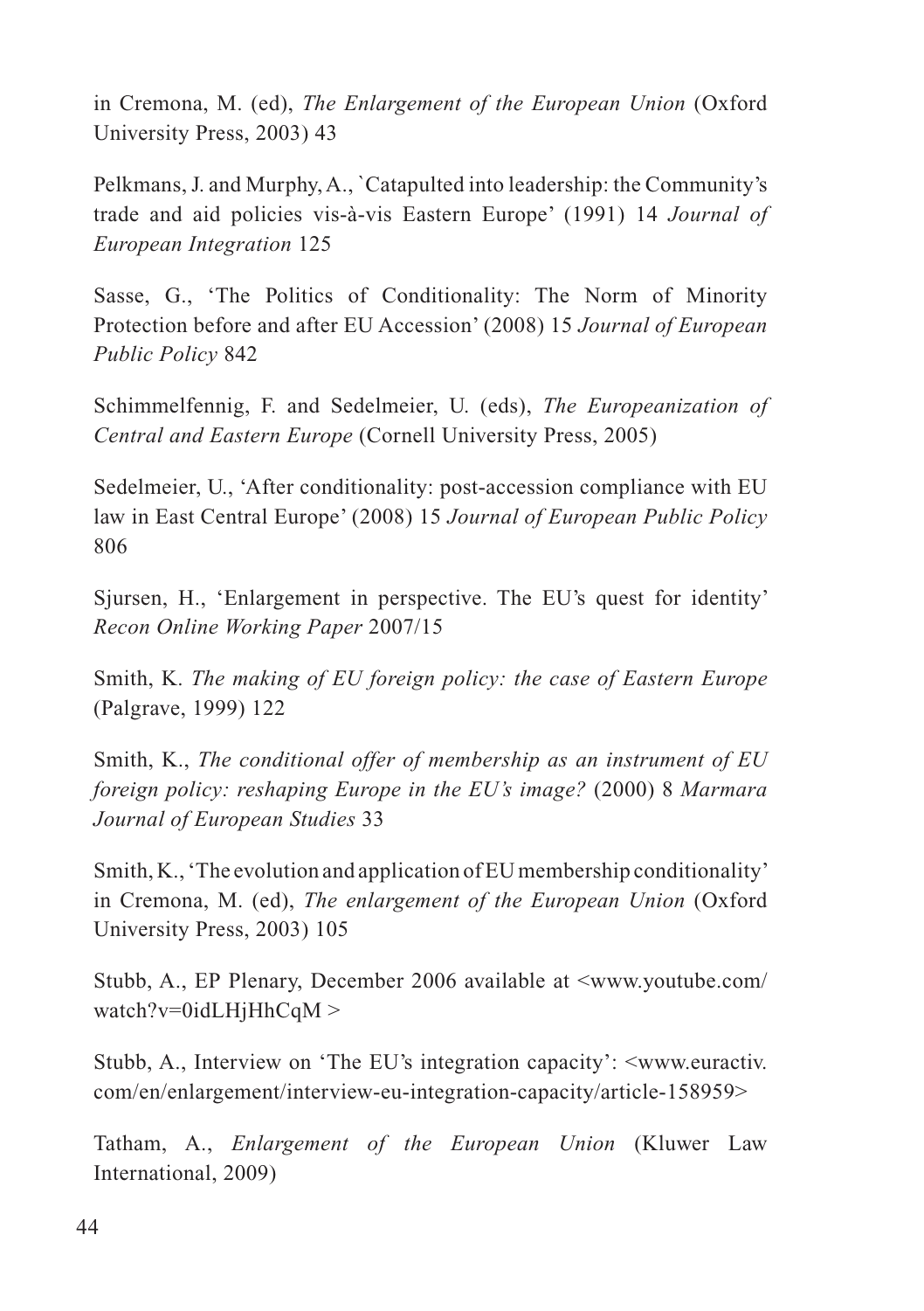in Cremona, M. (ed), *The Enlargement of the European Union* (Oxford University Press, 2003) 43

Pelkmans, J. and Murphy, A., `Catapulted into leadership: the Community's trade and aid policies vis-à-vis Eastern Europe' (1991) 14 *Journal of European Integration* 125

Sasse, G., 'The Politics of Conditionality: The Norm of Minority Protection before and after EU Accession' (2008) 15 *Journal of European Public Policy* 842

Schimmelfennig, F. and Sedelmeier, U. (eds), *The Europeanization of Central and Eastern Europe* (Cornell University Press, 2005)

Sedelmeier, U., 'After conditionality: post-accession compliance with EU law in East Central Europe' (2008) 15 *Journal of European Public Policy* 806

Sjursen, H., 'Enlargement in perspective. The EU's quest for identity' *Recon Online Working Paper* 2007/15

Smith, K. *The making of EU foreign policy: the case of Eastern Europe* (Palgrave, 1999) 122

Smith, K., *The conditional offer of membership as an instrument of EU foreign policy: reshaping Europe in the EU's image?* (2000) 8 *Marmara Journal of European Studies* 33

Smith, K., 'The evolution and application of EU membership conditionality' in Cremona, M. (ed), *The enlargement of the European Union* (Oxford University Press, 2003) 105

Stubb, A., EP Plenary, December 2006 available at <www.youtube.com/watch?v=0idLHjHhCqM >

Stubb, A., Interview on 'The EU's integration capacity': <www.euractiv.com/en/enlargement/interview-eu-integration-capacity/article-158959>

Tatham, A., *Enlargement of the European Union* (Kluwer Law International, 2009)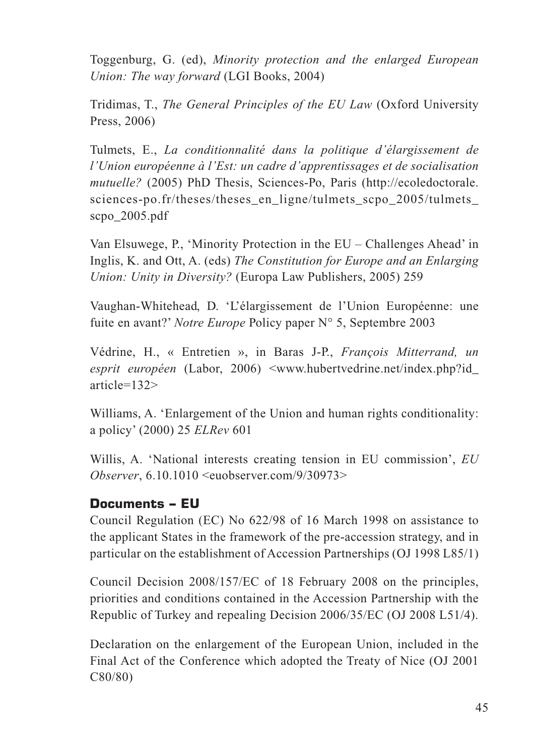Toggenburg, G. (ed), *Minority protection and the enlarged European Union: The way forward* (LGI Books, 2004)

Tridimas, T., *The General Principles of the EU Law* (Oxford University Press, 2006)

Tulmets, E., *La conditionnalité dans la politique d'élargissement de l'Union européenne à l'Est: un cadre d'apprentissages et de socialisation mutuelle?* (2005) PhD Thesis, Sciences-Po, Paris (http://ecoledoctorale.sciences-po.fr/theses/theses_en_ligne/tulmets_scpo_2005/tulmets_scpo_2005.pdf

Van Elsuwege, P., 'Minority Protection in the EU – Challenges Ahead' in Inglis, K. and Ott, A. (eds) *The Constitution for Europe and an Enlarging Union: Unity in Diversity?* (Europa Law Publishers, 2005) 259

Vaughan-Whitehead, D. 'L'élargissement de l'Union Européenne: une fuite en avant?' *Notre Europe* Policy paper N° 5, Septembre 2003

Védrine, H., « Entretien », in Baras J-P., *François Mitterrand, un esprit européen* (Labor, 2006) <www.hubertvedrine.net/index.php?id_article=132>

Williams, A. 'Enlargement of the Union and human rights conditionality: a policy' (2000) 25 *ELRev* 601

Willis, A. 'National interests creating tension in EU commission', *EU Observer*, 6.10.1010 <euobserver.com/9/30973>

## Documents – EU

Council Regulation (EC) No 622/98 of 16 March 1998 on assistance to the applicant States in the framework of the pre-accession strategy, and in particular on the establishment of Accession Partnerships (OJ 1998 L85/1)

Council Decision 2008/157/EC of 18 February 2008 on the principles, priorities and conditions contained in the Accession Partnership with the Republic of Turkey and repealing Decision 2006/35/EC (OJ 2008 L51/4).

Declaration on the enlargement of the European Union, included in the Final Act of the Conference which adopted the Treaty of Nice (OJ 2001 C80/80)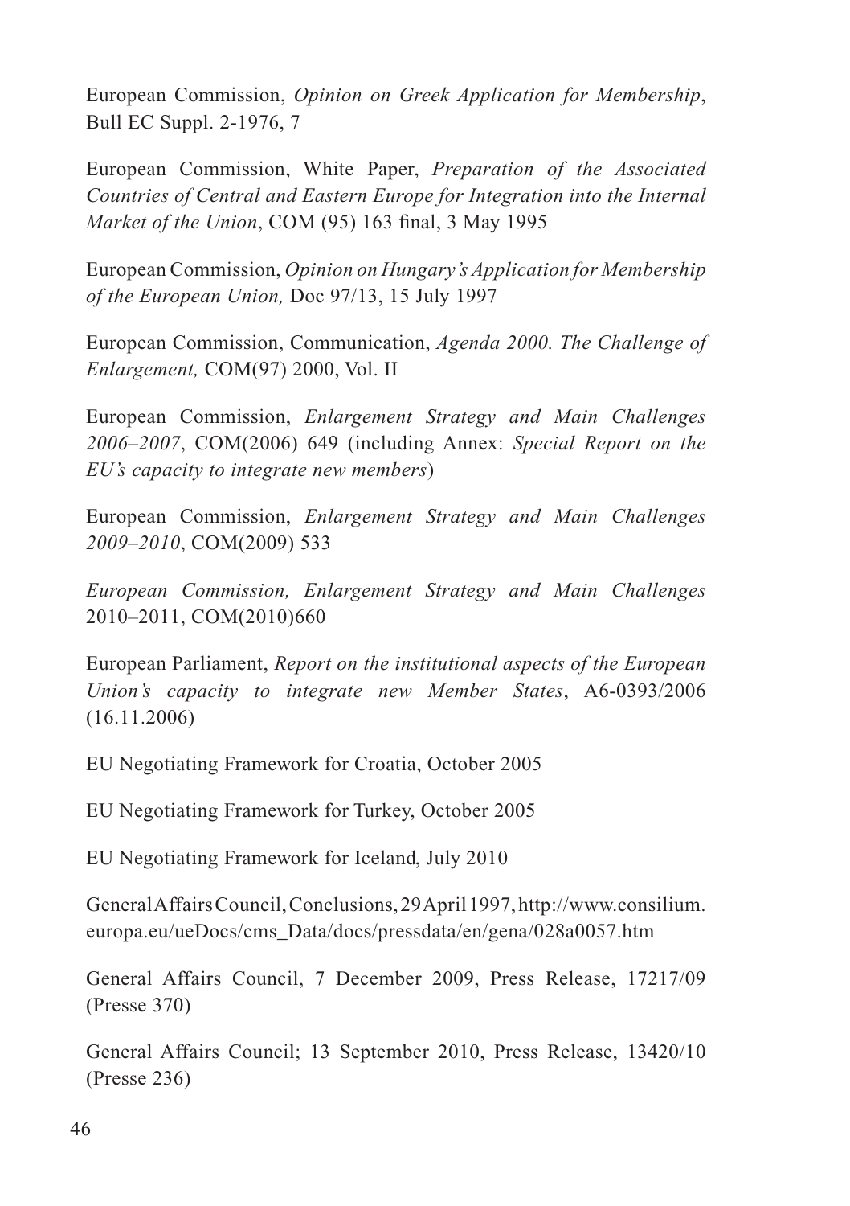European Commission, *Opinion on Greek Application for Membership*, Bull EC Suppl. 2-1976, 7

European Commission, White Paper, *Preparation of the Associated Countries of Central and Eastern Europe for Integration into the Internal Market of the Union*, COM (95) 163 final, 3 May 1995

European Commission, *Opinion on Hungary's Application for Membership of the European Union,* Doc 97/13, 15 July 1997

European Commission, Communication, *Agenda 2000. The Challenge of Enlargement,* COM(97) 2000, Vol. II

European Commission, *Enlargement Strategy and Main Challenges 2006–2007*, COM(2006) 649 (including Annex: *Special Report on the EU's capacity to integrate new members*)

European Commission, *Enlargement Strategy and Main Challenges 2009–2010*, COM(2009) 533

*European Commission, Enlargement Strategy and Main Challenges* 2010–2011, COM(2010)660

European Parliament, *Report on the institutional aspects of the European Union's capacity to integrate new Member States*, A6-0393/2006 (16.11.2006)

EU Negotiating Framework for Croatia, October 2005

EU Negotiating Framework for Turkey, October 2005

EU Negotiating Framework for Iceland, July 2010

General Affairs Council, Conclusions, 29 April 1997, http://www.consilium.europa.eu/ueDocs/cms_Data/docs/pressdata/en/gena/028a0057.htm

General Affairs Council, 7 December 2009, Press Release, 17217/09 (Presse 370)

General Affairs Council; 13 September 2010, Press Release, 13420/10 (Presse 236)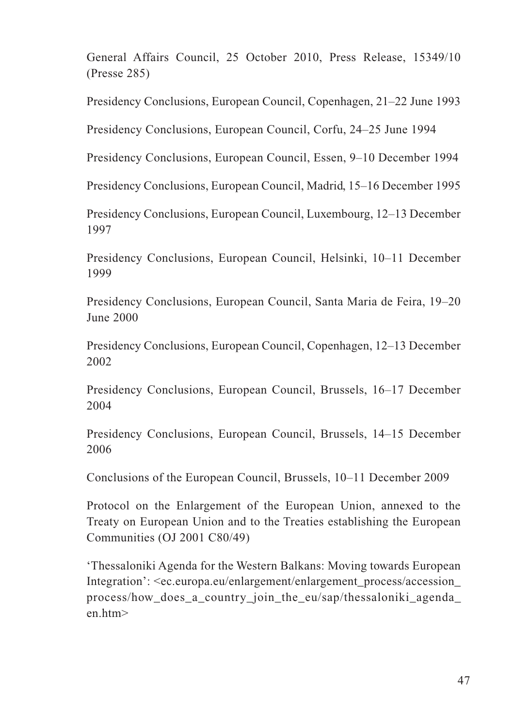General Affairs Council, 25 October 2010, Press Release, 15349/10 (Presse 285)

Presidency Conclusions, European Council, Copenhagen, 21–22 June 1993

Presidency Conclusions, European Council, Corfu, 24–25 June 1994

Presidency Conclusions, European Council, Essen, 9–10 December 1994

Presidency Conclusions, European Council, Madrid, 15–16 December 1995

Presidency Conclusions, European Council, Luxembourg, 12–13 December 1997

Presidency Conclusions, European Council, Helsinki, 10–11 December 1999

Presidency Conclusions, European Council, Santa Maria de Feira, 19–20 June 2000

Presidency Conclusions, European Council, Copenhagen, 12–13 December 2002

Presidency Conclusions, European Council, Brussels, 16–17 December 2004

Presidency Conclusions, European Council, Brussels, 14–15 December 2006

Conclusions of the European Council, Brussels, 10–11 December 2009

Protocol on the Enlargement of the European Union, annexed to the Treaty on European Union and to the Treaties establishing the European Communities (OJ 2001 C80/49)

'Thessaloniki Agenda for the Western Balkans: Moving towards European Integration': <ec.europa.eu/enlargement/enlargement_process/accession_process/how_does_a_country_join_the_eu/sap/thessaloniki_agenda_en.htm>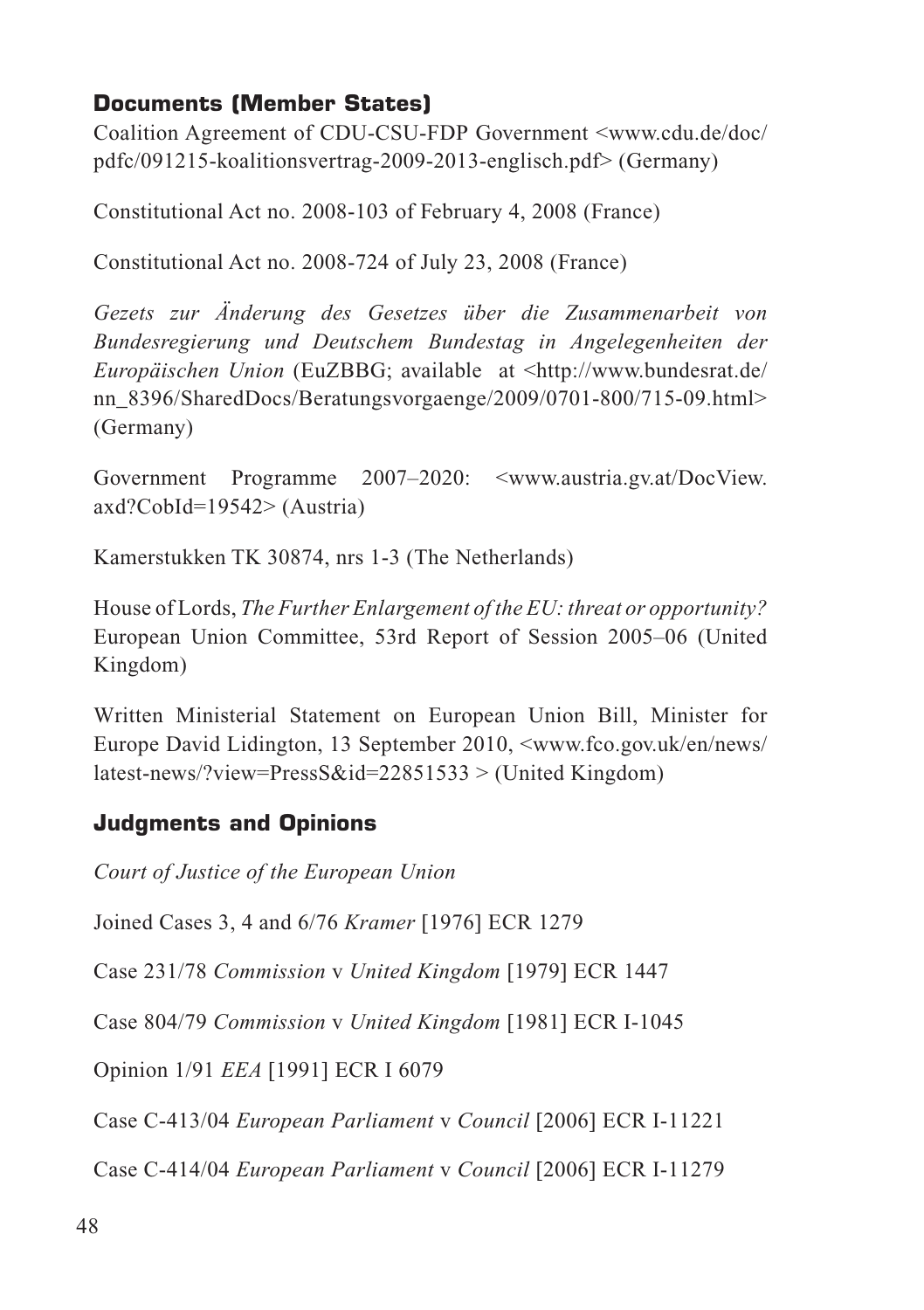### Documents (Member States)

Coalition Agreement of CDU-CSU-FDP Government <www.cdu.de/doc/pdfc/091215-koalitionsvertrag-2009-2013-englisch.pdf> (Germany)

Constitutional Act no. 2008-103 of February 4, 2008 (France)

Constitutional Act no. 2008-724 of July 23, 2008 (France)

*Gezets zur Änderung des Gesetzes über die Zusammenarbeit von Bundesregierung und Deutschem Bundestag in Angelegenheiten der Europäischen Union* (EuZBBG; available at <http://www.bundesrat.de/nn_8396/SharedDocs/Beratungsvorgaenge/2009/0701-800/715-09.html> (Germany)

Government Programme 2007–2020: <www.austria.gv.at/DocView.axd?CobId=19542> (Austria)

Kamerstukken TK 30874, nrs 1-3 (The Netherlands)

House of Lords, *The Further Enlargement of the EU: threat or opportunity?* European Union Committee, 53rd Report of Session 2005–06 (United Kingdom)

Written Ministerial Statement on European Union Bill, Minister for Europe David Lidington, 13 September 2010, <www.fco.gov.uk/en/news/latest-news/?view=PressS&id=22851533 > (United Kingdom)

### Judgments and Opinions

*Court of Justice of the European Union*

Joined Cases 3, 4 and 6/76 *Kramer* [1976] ECR 1279

Case 231/78 *Commission* v *United Kingdom* [1979] ECR 1447

Case 804/79 *Commission* v *United Kingdom* [1981] ECR I-1045

Opinion 1/91 *EEA* [1991] ECR I 6079

Case C-413/04 *European Parliament* v *Council* [2006] ECR I-11221

Case C-414/04 *European Parliament* v *Council* [2006] ECR I-11279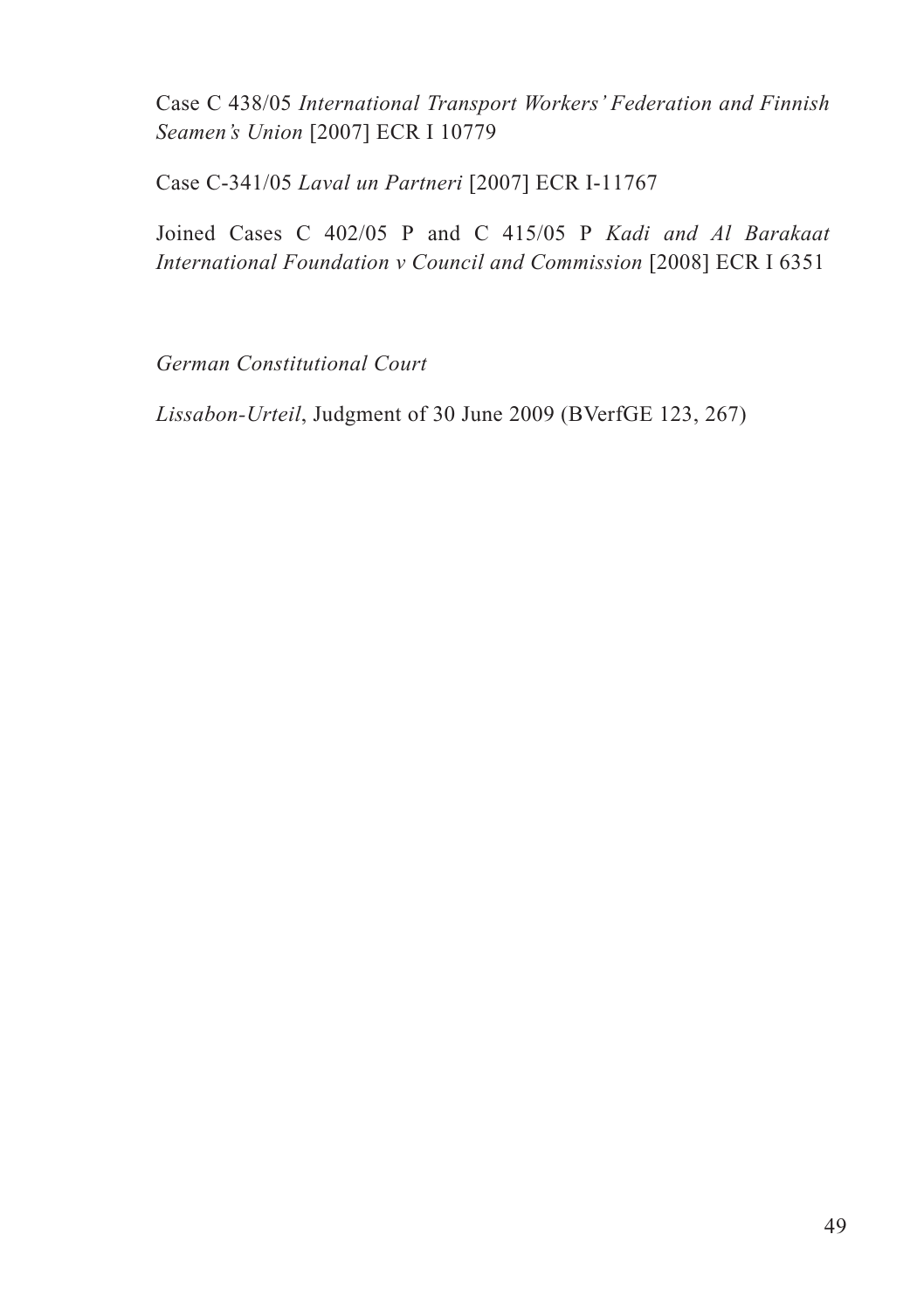Case C 438/05 *International Transport Workers' Federation and Finnish Seamen's Union* [2007] ECR I 10779

Case C-341/05 *Laval un Partneri* [2007] ECR I-11767

Joined Cases C 402/05 P and C 415/05 P *Kadi and Al Barakaat International Foundation v Council and Commission* [2008] ECR I 6351

*German Constitutional Court*

*Lissabon-Urteil*, Judgment of 30 June 2009 (BVerfGE 123, 267)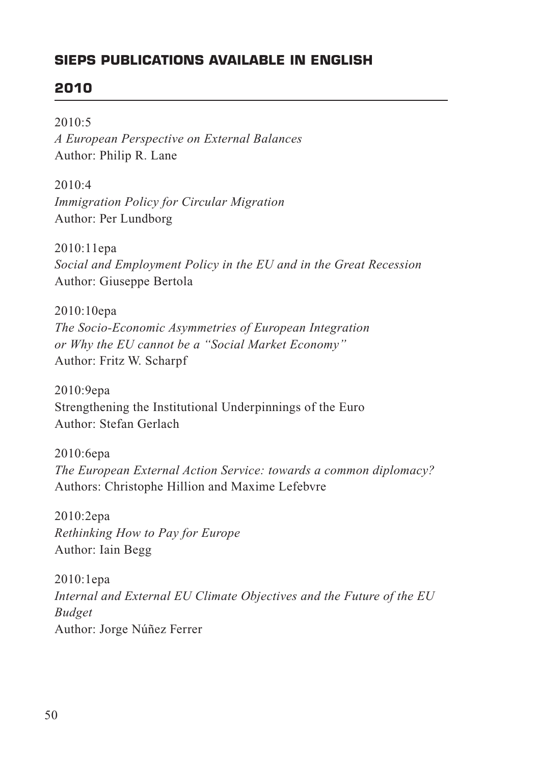## SIEPS PUBLICATIONS AVAILABLE IN ENGLISH

### 2010

2010:5
*A European Perspective on External Balances*
Author: Philip R. Lane

2010:4
*Immigration Policy for Circular Migration*
Author: Per Lundborg

2010:11epa
*Social and Employment Policy in the EU and in the Great Recession*
Author: Giuseppe Bertola

2010:10epa
*The Socio-Economic Asymmetries of European Integration or Why the EU cannot be a "Social Market Economy"*
Author: Fritz W. Scharpf

2010:9epa
Strengthening the Institutional Underpinnings of the Euro
Author: Stefan Gerlach

2010:6epa
*The European External Action Service: towards a common diplomacy?*
Authors: Christophe Hillion and Maxime Lefebvre

2010:2epa
*Rethinking How to Pay for Europe*
Author: Iain Begg

2010:1epa
*Internal and External EU Climate Objectives and the Future of the EU Budget*
Author: Jorge Núñez Ferrer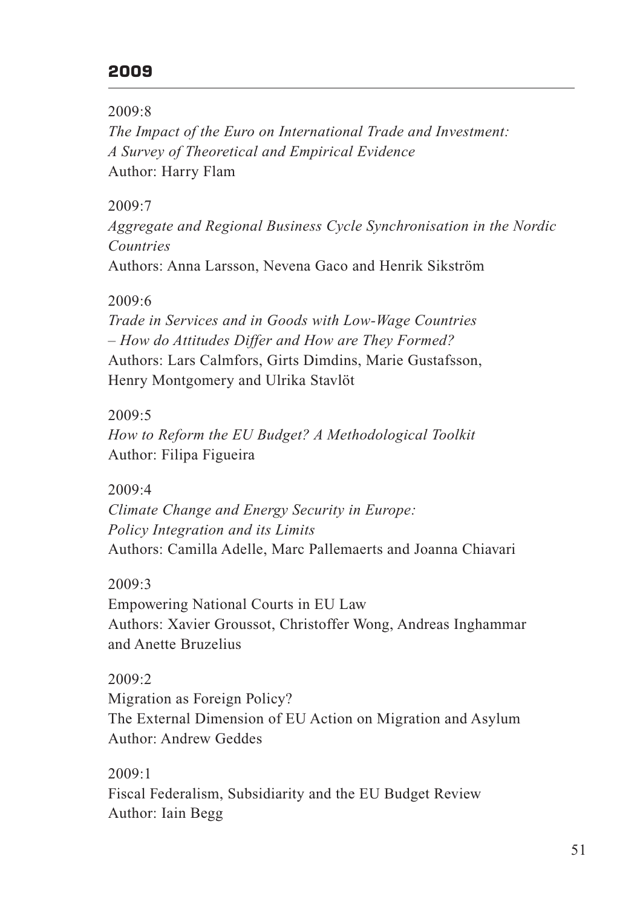## 2009

2009:8
*The Impact of the Euro on International Trade and Investment: A Survey of Theoretical and Empirical Evidence*
Author: Harry Flam

2009:7
*Aggregate and Regional Business Cycle Synchronisation in the Nordic Countries*
Authors: Anna Larsson, Nevena Gaco and Henrik Sikström

2009:6
*Trade in Services and in Goods with Low-Wage Countries – How do Attitudes Differ and How are They Formed?*
Authors: Lars Calmfors, Girts Dimdins, Marie Gustafsson, Henry Montgomery and Ulrika Stavlöt

2009:5
*How to Reform the EU Budget? A Methodological Toolkit*
Author: Filipa Figueira

2009:4
*Climate Change and Energy Security in Europe: Policy Integration and its Limits*
Authors: Camilla Adelle, Marc Pallemaerts and Joanna Chiavari

2009:3
Empowering National Courts in EU Law
Authors: Xavier Groussot, Christoffer Wong, Andreas Inghammar and Anette Bruzelius

2009:2
Migration as Foreign Policy?
The External Dimension of EU Action on Migration and Asylum
Author: Andrew Geddes

2009:1
Fiscal Federalism, Subsidiarity and the EU Budget Review
Author: Iain Begg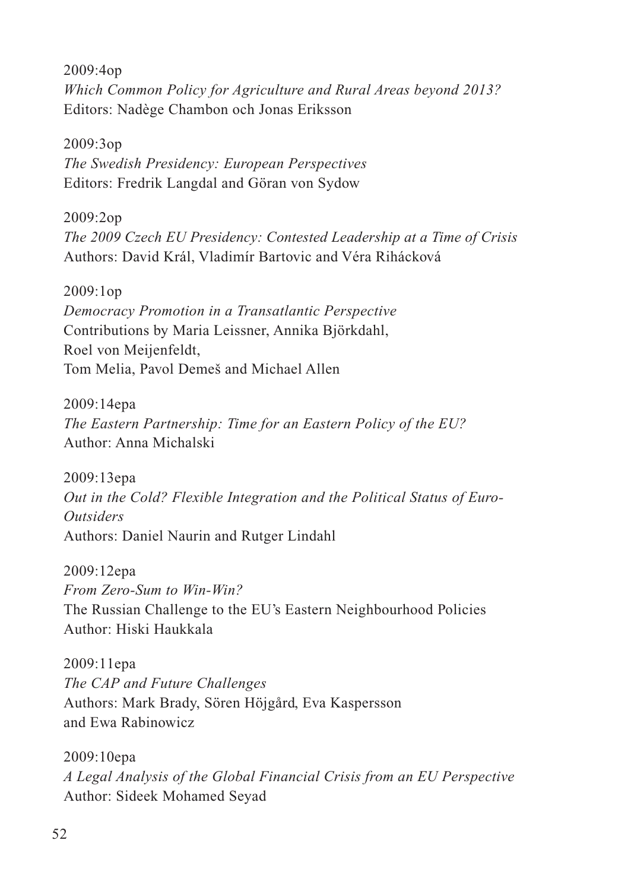2009:4op
*Which Common Policy for Agriculture and Rural Areas beyond 2013?*
Editors: Nadège Chambon och Jonas Eriksson

2009:3op
*The Swedish Presidency: European Perspectives*
Editors: Fredrik Langdal and Göran von Sydow

2009:2op
*The 2009 Czech EU Presidency: Contested Leadership at a Time of Crisis*
Authors: David Král, Vladimír Bartovic and Véra Rihácková

2009:1op
*Democracy Promotion in a Transatlantic Perspective*
Contributions by Maria Leissner, Annika Björkdahl,
Roel von Meijenfeldt,
Tom Melia, Pavol Demeš and Michael Allen

2009:14epa
*The Eastern Partnership: Time for an Eastern Policy of the EU?*
Author: Anna Michalski

2009:13epa
*Out in the Cold? Flexible Integration and the Political Status of Euro-Outsiders*
Authors: Daniel Naurin and Rutger Lindahl

2009:12epa
*From Zero-Sum to Win-Win?*
The Russian Challenge to the EU's Eastern Neighbourhood Policies
Author: Hiski Haukkala

2009:11epa
*The CAP and Future Challenges*
Authors: Mark Brady, Sören Höjgård, Eva Kaspersson
and Ewa Rabinowicz

2009:10epa
*A Legal Analysis of the Global Financial Crisis from an EU Perspective*
Author: Sideek Mohamed Seyad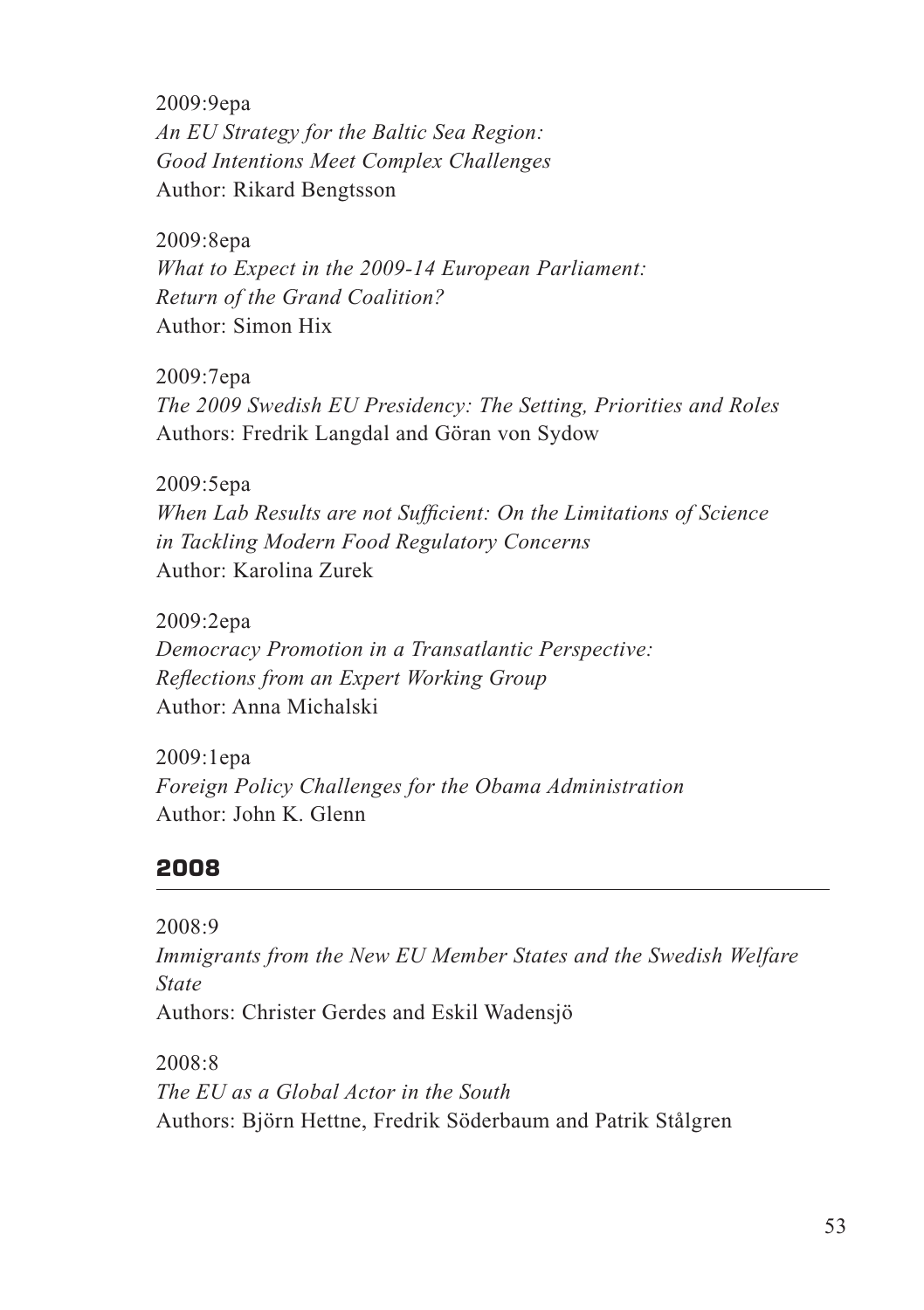2009:9epa
*An EU Strategy for the Baltic Sea Region:*
*Good Intentions Meet Complex Challenges*
Author: Rikard Bengtsson

2009:8epa
*What to Expect in the 2009-14 European Parliament:*
*Return of the Grand Coalition?*
Author: Simon Hix

2009:7epa
*The 2009 Swedish EU Presidency: The Setting, Priorities and Roles*
Authors: Fredrik Langdal and Göran von Sydow

2009:5epa
*When Lab Results are not Sufficient: On the Limitations of Science in Tackling Modern Food Regulatory Concerns*
Author: Karolina Zurek

2009:2epa
*Democracy Promotion in a Transatlantic Perspective:*
*Reflections from an Expert Working Group*
Author: Anna Michalski

2009:1epa
*Foreign Policy Challenges for the Obama Administration*
Author: John K. Glenn

## 2008

2008:9
*Immigrants from the New EU Member States and the Swedish Welfare State*
Authors: Christer Gerdes and Eskil Wadensjö

2008:8
*The EU as a Global Actor in the South*
Authors: Björn Hettne, Fredrik Söderbaum and Patrik Stålgren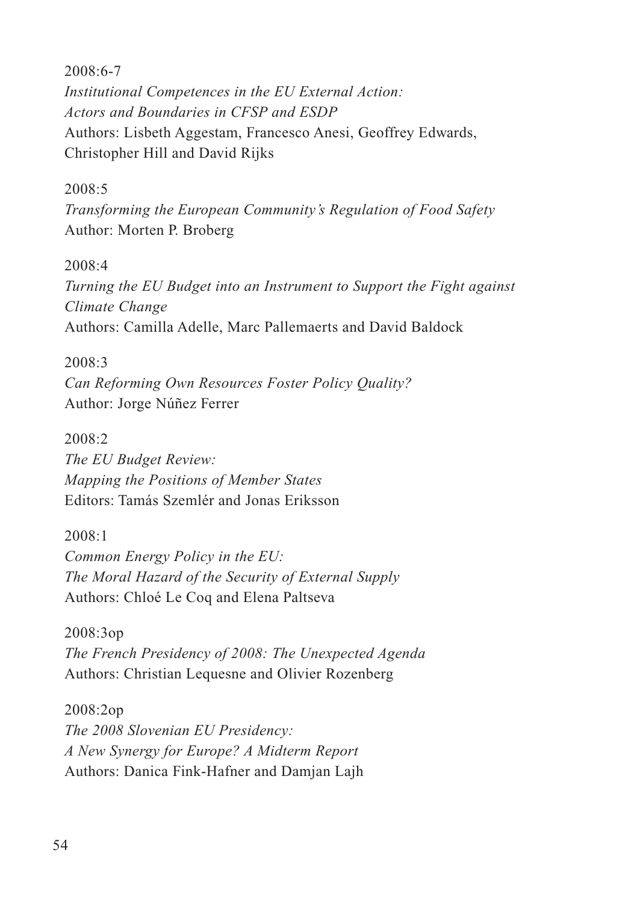2008:6-7
*Institutional Competences in the EU External Action: Actors and Boundaries in CFSP and ESDP*
Authors: Lisbeth Aggestam, Francesco Anesi, Geoffrey Edwards, Christopher Hill and David Rijks

2008:5
*Transforming the European Community's Regulation of Food Safety*
Author: Morten P. Broberg

2008:4
*Turning the EU Budget into an Instrument to Support the Fight against Climate Change*
Authors: Camilla Adelle, Marc Pallemaerts and David Baldock

2008:3
*Can Reforming Own Resources Foster Policy Quality?*
Author: Jorge Núñez Ferrer

2008:2
*The EU Budget Review: Mapping the Positions of Member States*
Editors: Tamás Szemlér and Jonas Eriksson

2008:1
*Common Energy Policy in the EU: The Moral Hazard of the Security of External Supply*
Authors: Chloé Le Coq and Elena Paltseva

2008:3op
*The French Presidency of 2008: The Unexpected Agenda*
Authors: Christian Lequesne and Olivier Rozenberg

2008:2op
*The 2008 Slovenian EU Presidency: A New Synergy for Europe? A Midterm Report*
Authors: Danica Fink-Hafner and Damjan Lajh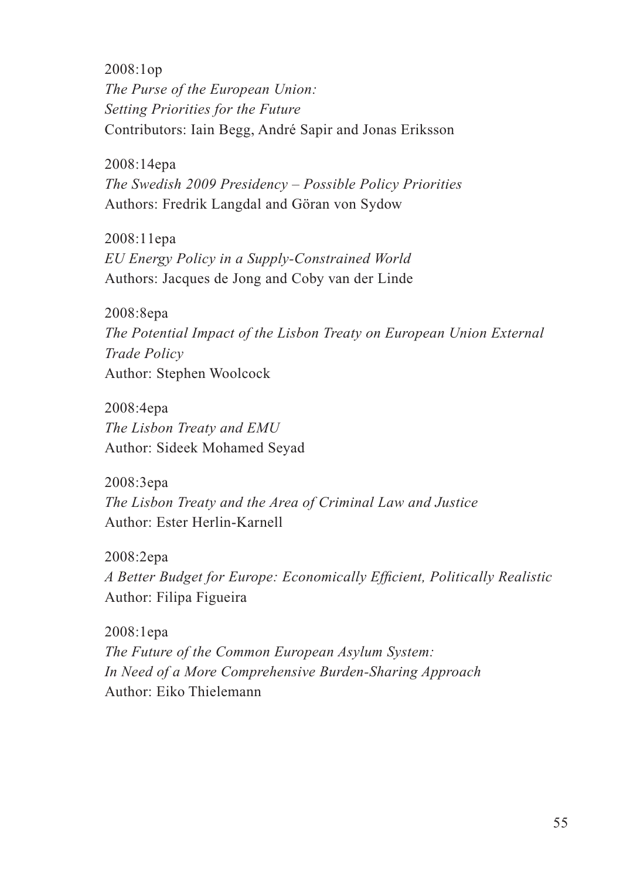2008:1op
*The Purse of the European Union:*
*Setting Priorities for the Future*
Contributors: Iain Begg, André Sapir and Jonas Eriksson

2008:14epa
*The Swedish 2009 Presidency – Possible Policy Priorities*
Authors: Fredrik Langdal and Göran von Sydow

2008:11epa
*EU Energy Policy in a Supply-Constrained World*
Authors: Jacques de Jong and Coby van der Linde

2008:8epa
*The Potential Impact of the Lisbon Treaty on European Union External Trade Policy*
Author: Stephen Woolcock

2008:4epa
*The Lisbon Treaty and EMU*
Author: Sideek Mohamed Seyad

2008:3epa
*The Lisbon Treaty and the Area of Criminal Law and Justice*
Author: Ester Herlin-Karnell

2008:2epa
*A Better Budget for Europe: Economically Efficient, Politically Realistic*
Author: Filipa Figueira

2008:1epa
*The Future of the Common European Asylum System:*
*In Need of a More Comprehensive Burden-Sharing Approach*
Author: Eiko Thielemann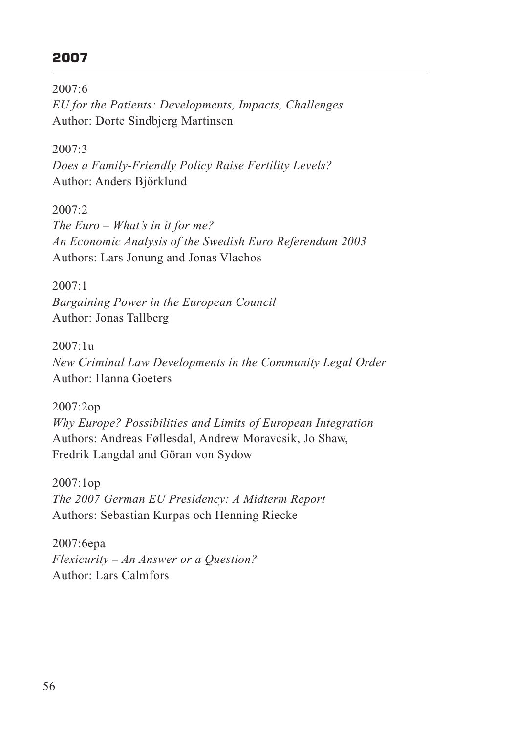## 2007

2007:6
*EU for the Patients: Developments, Impacts, Challenges*
Author: Dorte Sindbjerg Martinsen

2007:3
*Does a Family-Friendly Policy Raise Fertility Levels?*
Author: Anders Björklund

2007:2
*The Euro – What's in it for me?*
*An Economic Analysis of the Swedish Euro Referendum 2003*
Authors: Lars Jonung and Jonas Vlachos

2007:1
*Bargaining Power in the European Council*
Author: Jonas Tallberg

2007:1u
*New Criminal Law Developments in the Community Legal Order*
Author: Hanna Goeters

2007:2op
*Why Europe? Possibilities and Limits of European Integration*
Authors: Andreas Føllesdal, Andrew Moravcsik, Jo Shaw,
Fredrik Langdal and Göran von Sydow

2007:1op
*The 2007 German EU Presidency: A Midterm Report*
Authors: Sebastian Kurpas och Henning Riecke

2007:6epa
*Flexicurity – An Answer or a Question?*
Author: Lars Calmfors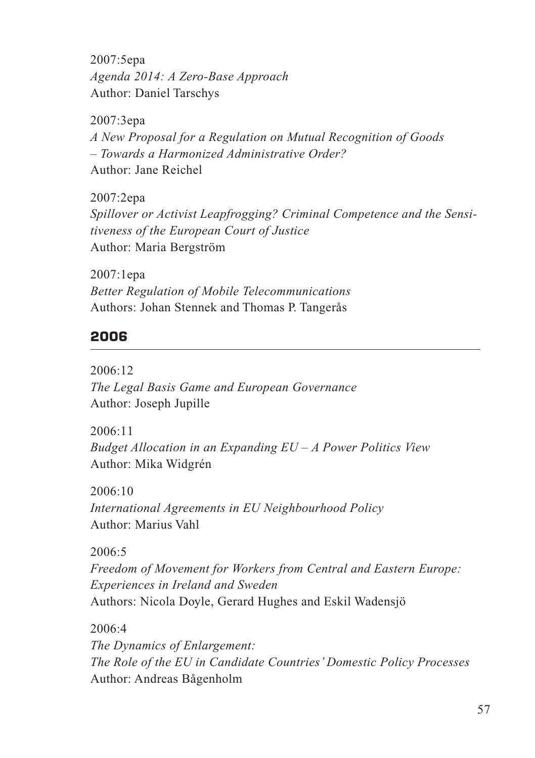2007:5epa
*Agenda 2014: A Zero-Base Approach*
Author: Daniel Tarschys

2007:3epa
*A New Proposal for a Regulation on Mutual Recognition of Goods – Towards a Harmonized Administrative Order?*
Author: Jane Reichel

2007:2epa
*Spillover or Activist Leapfrogging? Criminal Competence and the Sensitiveness of the European Court of Justice*
Author: Maria Bergström

2007:1epa
*Better Regulation of Mobile Telecommunications*
Authors: Johan Stennek and Thomas P. Tangerås

## 2006

2006:12
*The Legal Basis Game and European Governance*
Author: Joseph Jupille

2006:11
*Budget Allocation in an Expanding EU – A Power Politics View*
Author: Mika Widgrén

2006:10
*International Agreements in EU Neighbourhood Policy*
Author: Marius Vahl

2006:5
*Freedom of Movement for Workers from Central and Eastern Europe: Experiences in Ireland and Sweden*
Authors: Nicola Doyle, Gerard Hughes and Eskil Wadensjö

2006:4
*The Dynamics of Enlargement: The Role of the EU in Candidate Countries' Domestic Policy Processes*
Author: Andreas Bågenholm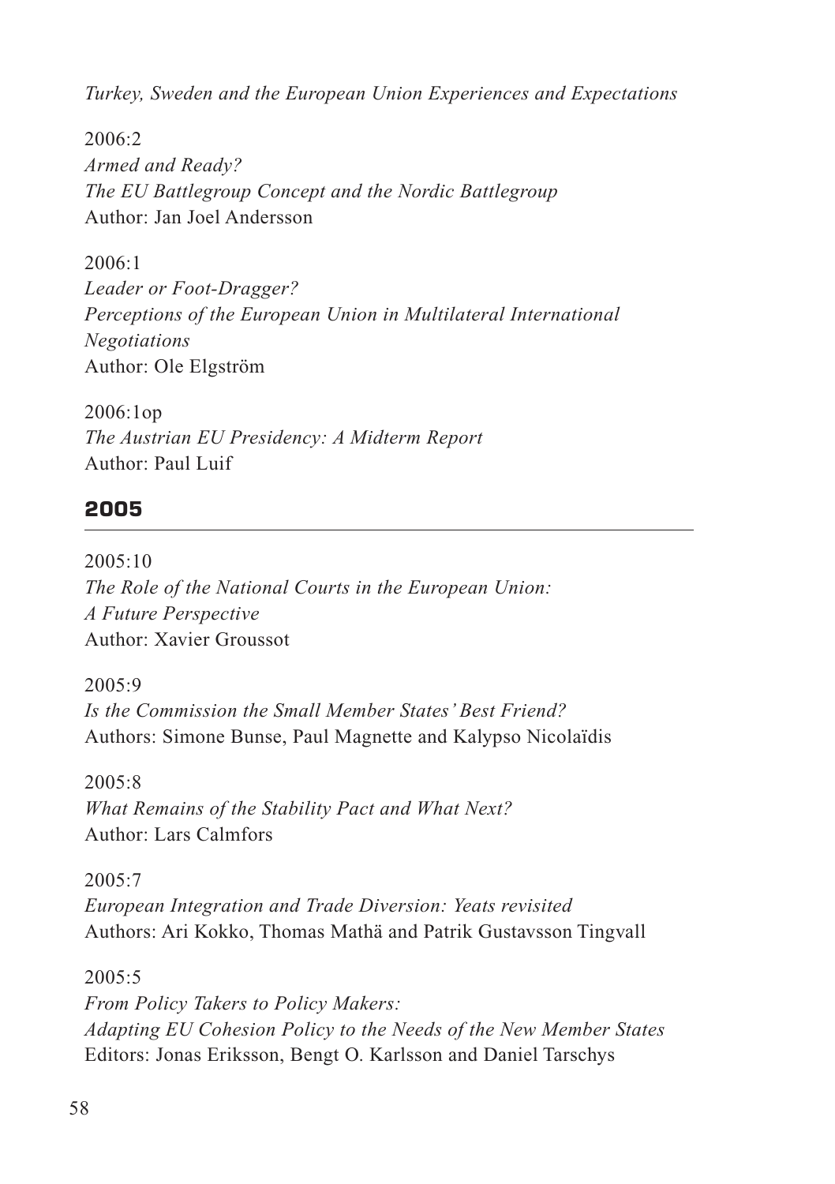*Turkey, Sweden and the European Union Experiences and Expectations*

2006:2
*Armed and Ready?*
*The EU Battlegroup Concept and the Nordic Battlegroup*
Author: Jan Joel Andersson

2006:1
*Leader or Foot-Dragger?*
*Perceptions of the European Union in Multilateral International Negotiations*
Author: Ole Elgström

2006:1op
*The Austrian EU Presidency: A Midterm Report*
Author: Paul Luif

## 2005

2005:10
*The Role of the National Courts in the European Union:*
*A Future Perspective*
Author: Xavier Groussot

2005:9
*Is the Commission the Small Member States' Best Friend?*
Authors: Simone Bunse, Paul Magnette and Kalypso Nicolaïdis

2005:8
*What Remains of the Stability Pact and What Next?*
Author: Lars Calmfors

2005:7
*European Integration and Trade Diversion: Yeats revisited*
Authors: Ari Kokko, Thomas Mathä and Patrik Gustavsson Tingvall

2005:5
*From Policy Takers to Policy Makers:*
*Adapting EU Cohesion Policy to the Needs of the New Member States*
Editors: Jonas Eriksson, Bengt O. Karlsson and Daniel Tarschys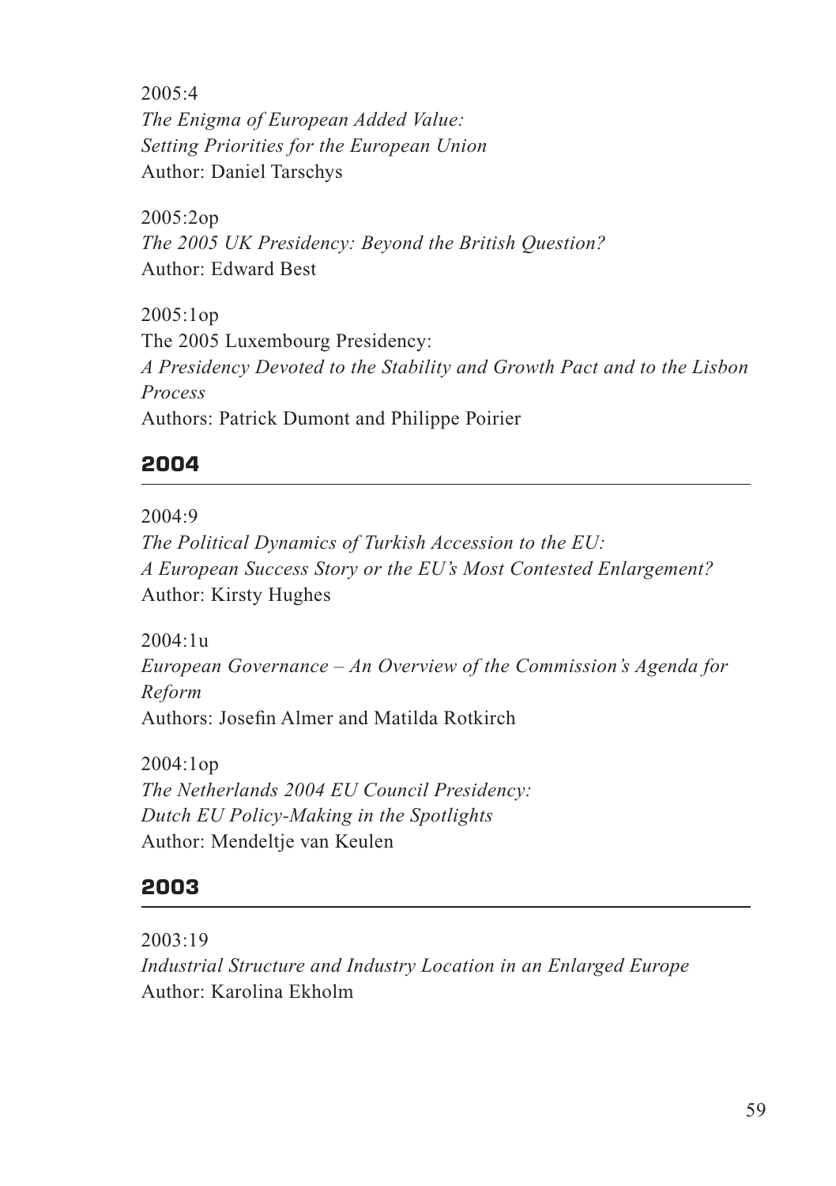2005:4
*The Enigma of European Added Value: Setting Priorities for the European Union*
Author: Daniel Tarschys

2005:2op
*The 2005 UK Presidency: Beyond the British Question?*
Author: Edward Best

2005:1op
The 2005 Luxembourg Presidency:
*A Presidency Devoted to the Stability and Growth Pact and to the Lisbon Process*
Authors: Patrick Dumont and Philippe Poirier

## 2004

2004:9
*The Political Dynamics of Turkish Accession to the EU: A European Success Story or the EU's Most Contested Enlargement?*
Author: Kirsty Hughes

2004:1u
*European Governance – An Overview of the Commission's Agenda for Reform*
Authors: Josefin Almer and Matilda Rotkirch

2004:1op
*The Netherlands 2004 EU Council Presidency: Dutch EU Policy-Making in the Spotlights*
Author: Mendeltje van Keulen

## 2003

2003:19
*Industrial Structure and Industry Location in an Enlarged Europe*
Author: Karolina Ekholm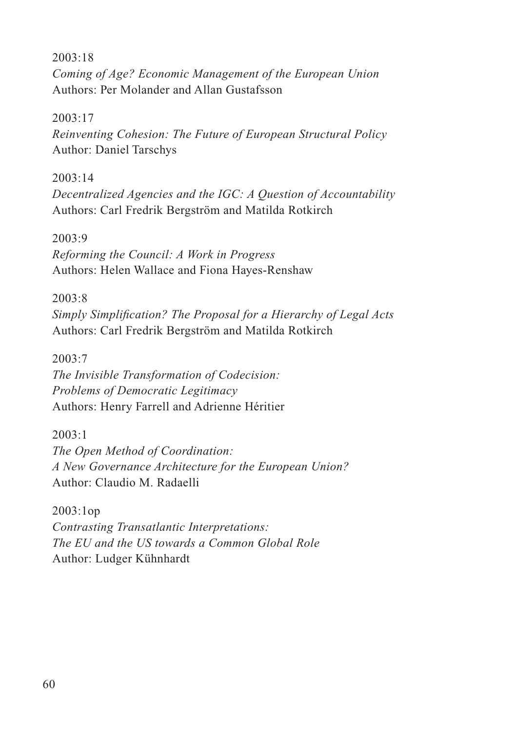2003:18
*Coming of Age? Economic Management of the European Union*
Authors: Per Molander and Allan Gustafsson

2003:17
*Reinventing Cohesion: The Future of European Structural Policy*
Author: Daniel Tarschys

2003:14
*Decentralized Agencies and the IGC: A Question of Accountability*
Authors: Carl Fredrik Bergström and Matilda Rotkirch

2003:9
*Reforming the Council: A Work in Progress*
Authors: Helen Wallace and Fiona Hayes-Renshaw

2003:8
*Simply Simplification? The Proposal for a Hierarchy of Legal Acts*
Authors: Carl Fredrik Bergström and Matilda Rotkirch

2003:7
*The Invisible Transformation of Codecision:*
*Problems of Democratic Legitimacy*
Authors: Henry Farrell and Adrienne Héritier

2003:1
*The Open Method of Coordination:*
*A New Governance Architecture for the European Union?*
Author: Claudio M. Radaelli

2003:1op
*Contrasting Transatlantic Interpretations:*
*The EU and the US towards a Common Global Role*
Author: Ludger Kühnhardt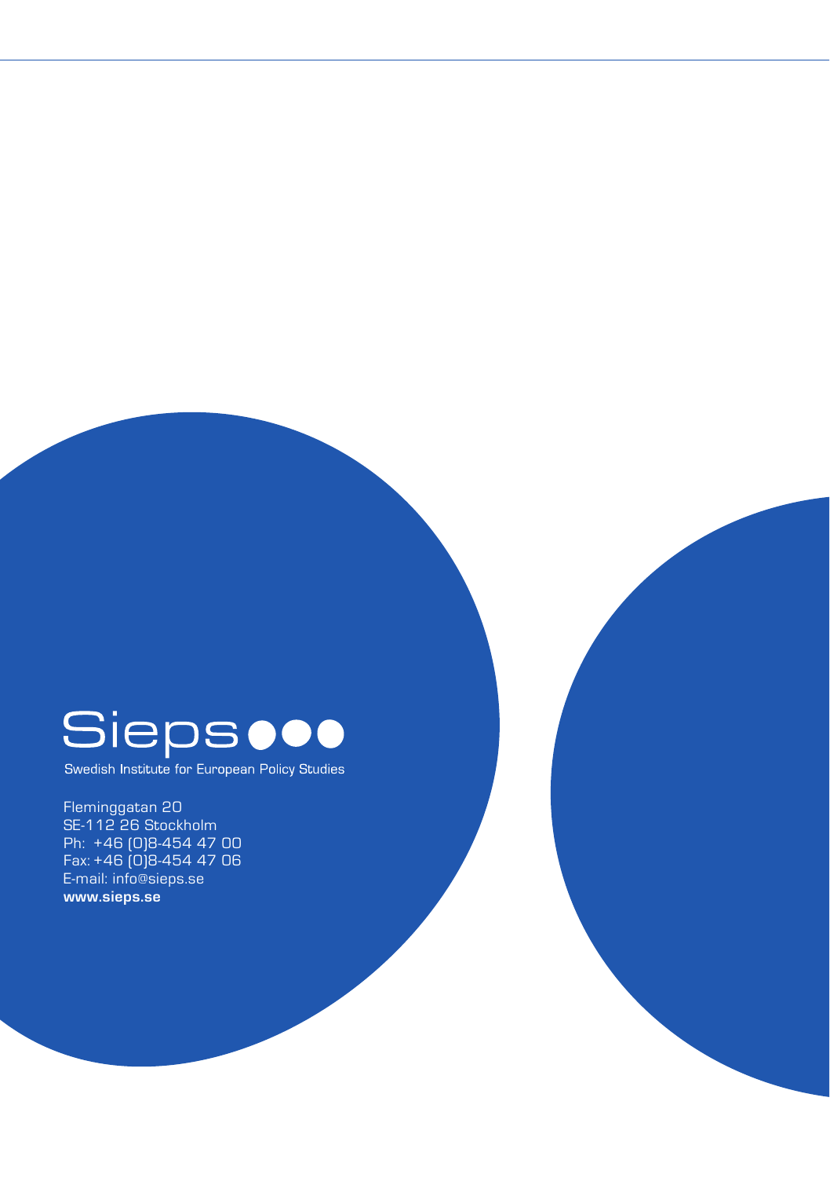Sieps

Swedish Institute for European Policy Studies

Fleminggatan 20
SE-112 26 Stockholm
Ph: +46 (0)8-454 47 00
Fax: +46 (0)8-454 47 06
E-mail: info@sieps.se
**www.sieps.se**